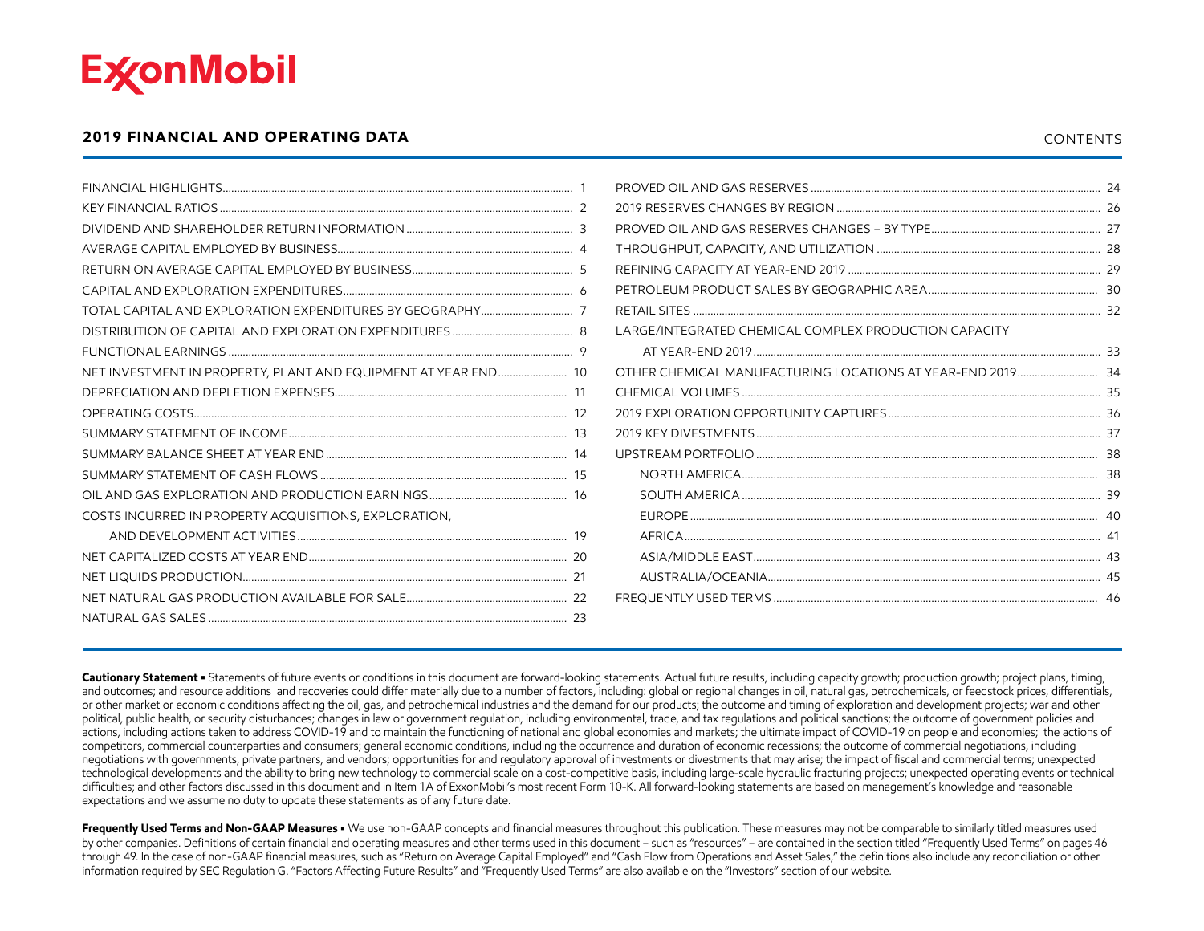# ExxonMobil

## 2019 FINANCIAL AND OPERATING DATA

CONTENTS

| | |
|---|---|
| FINANCIAL HIGHLIGHTS | 1 |
| KEY FINANCIAL RATIOS | 2 |
| DIVIDEND AND SHAREHOLDER RETURN INFORMATION | 3 |
| AVERAGE CAPITAL EMPLOYED BY BUSINESS | 4 |
| RETURN ON AVERAGE CAPITAL EMPLOYED BY BUSINESS | 5 |
| CAPITAL AND EXPLORATION EXPENDITURES | 6 |
| TOTAL CAPITAL AND EXPLORATION EXPENDITURES BY GEOGRAPHY | 7 |
| DISTRIBUTION OF CAPITAL AND EXPLORATION EXPENDITURES | 8 |
| FUNCTIONAL EARNINGS | 9 |
| NET INVESTMENT IN PROPERTY, PLANT AND EQUIPMENT AT YEAR END | 10 |
| DEPRECIATION AND DEPLETION EXPENSES | 11 |
| OPERATING COSTS | 12 |
| SUMMARY STATEMENT OF INCOME | 13 |
| SUMMARY BALANCE SHEET AT YEAR END | 14 |
| SUMMARY STATEMENT OF CASH FLOWS | 15 |
| OIL AND GAS EXPLORATION AND PRODUCTION EARNINGS | 16 |
| COSTS INCURRED IN PROPERTY ACQUISITIONS, EXPLORATION, AND DEVELOPMENT ACTIVITIES | 19 |
| NET CAPITALIZED COSTS AT YEAR END | 20 |
| NET LIQUIDS PRODUCTION | 21 |
| NET NATURAL GAS PRODUCTION AVAILABLE FOR SALE | 22 |
| NATURAL GAS SALES | 23 |
| PROVED OIL AND GAS RESERVES | 24 |
| 2019 RESERVES CHANGES BY REGION | 26 |
| PROVED OIL AND GAS RESERVES CHANGES – BY TYPE | 27 |
| THROUGHPUT, CAPACITY, AND UTILIZATION | 28 |
| REFINING CAPACITY AT YEAR-END 2019 | 29 |
| PETROLEUM PRODUCT SALES BY GEOGRAPHIC AREA | 30 |
| RETAIL SITES | 32 |
| LARGE/INTEGRATED CHEMICAL COMPLEX PRODUCTION CAPACITY AT YEAR-END 2019 | 33 |
| OTHER CHEMICAL MANUFACTURING LOCATIONS AT YEAR-END 2019 | 34 |
| CHEMICAL VOLUMES | 35 |
| 2019 EXPLORATION OPPORTUNITY CAPTURES | 36 |
| 2019 KEY DIVESTMENTS | 37 |
| UPSTREAM PORTFOLIO | 38 |
| NORTH AMERICA | 38 |
| SOUTH AMERICA | 39 |
| EUROPE | 40 |
| AFRICA | 41 |
| ASIA/MIDDLE EAST | 43 |
| AUSTRALIA/OCEANIA | 45 |
| FREQUENTLY USED TERMS | 46 |

**Cautionary Statement** ▪ Statements of future events or conditions in this document are forward-looking statements. Actual future results, including capacity growth; production growth; project plans, timing, and outcomes; and resource additions and recoveries could differ materially due to a number of factors, including: global or regional changes in oil, natural gas, petrochemicals, or feedstock prices, differentials, or other market or economic conditions affecting the oil, gas, and petrochemical industries and the demand for our products; the outcome and timing of exploration and development projects; war and other political, public health, or security disturbances; changes in law or government regulation, including environmental, trade, and tax regulations and political sanctions; the outcome of government policies and actions, including actions taken to address COVID-19 and to maintain the functioning of national and global economies and markets; the ultimate impact of COVID-19 on people and economies; the actions of competitors, commercial counterparties and consumers; general economic conditions, including the occurrence and duration of economic recessions; the outcome of commercial negotiations, including negotiations with governments, private partners, and vendors; opportunities for and regulatory approval of investments or divestments that may arise; the impact of fiscal and commercial terms; unexpected technological developments and the ability to bring new technology to commercial scale on a cost-competitive basis, including large-scale hydraulic fracturing projects; unexpected operating events or technical difficulties; and other factors discussed in this document and in Item 1A of ExxonMobil's most recent Form 10-K. All forward-looking statements are based on management's knowledge and reasonable expectations and we assume no duty to update these statements as of any future date.

**Frequently Used Terms and Non-GAAP Measures** ▪ We use non-GAAP concepts and financial measures throughout this publication. These measures may not be comparable to similarly titled measures used by other companies. Definitions of certain financial and operating measures and other terms used in this document – such as "resources" – are contained in the section titled "Frequently Used Terms" on pages 46 through 49. In the case of non-GAAP financial measures, such as "Return on Average Capital Employed" and "Cash Flow from Operations and Asset Sales," the definitions also include any reconciliation or other information required by SEC Regulation G. "Factors Affecting Future Results" and "Frequently Used Terms" are also available on the "Investors" section of our website.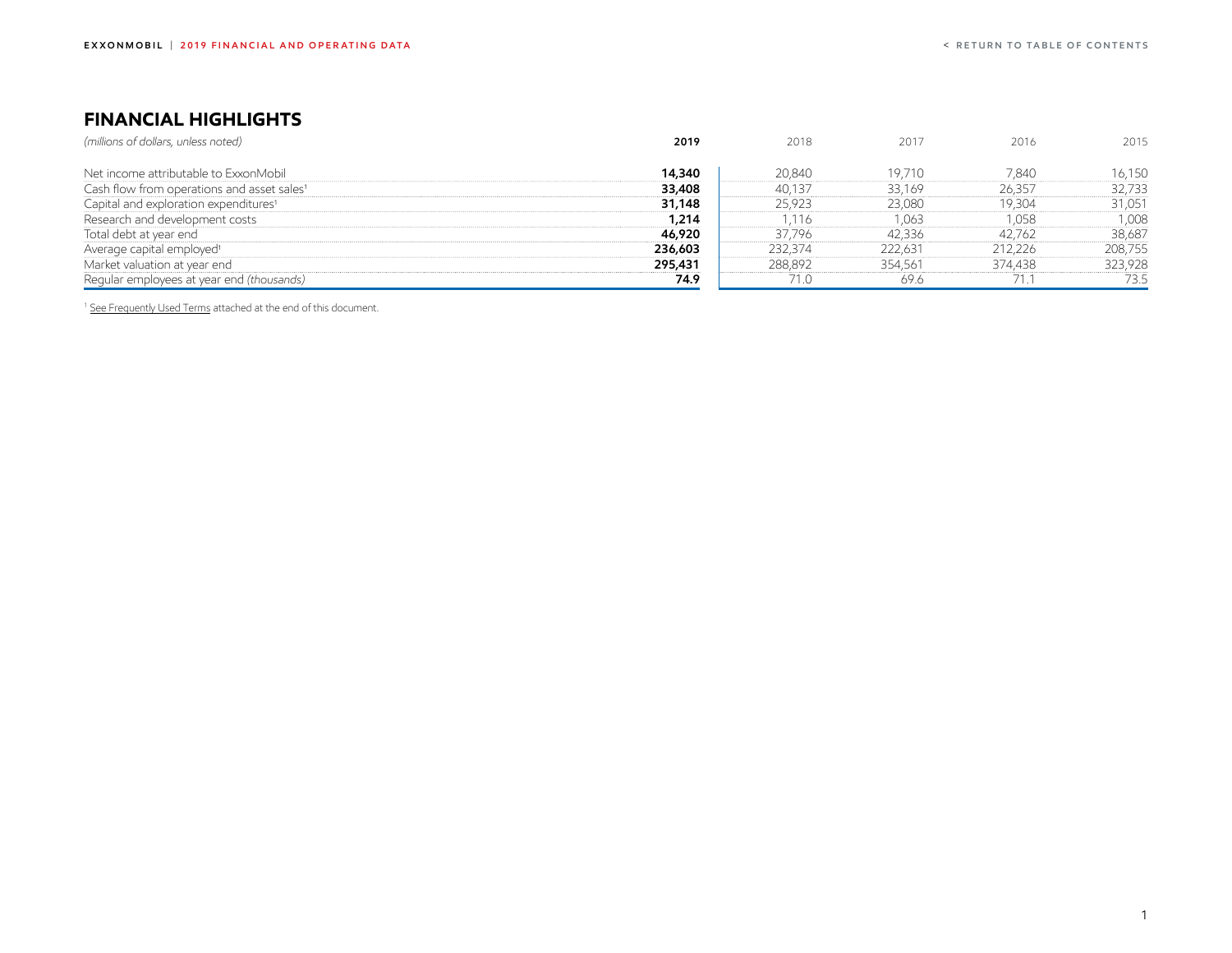## FINANCIAL HIGHLIGHTS

| *(millions of dollars, unless noted)* | **2019** | 2018 | 2017 | 2016 | 2015 |
|---|---|---|---|---|---|
| Net income attributable to ExxonMobil | **14,340** | 20,840 | 19,710 | 7,840 | 16,150 |
| Cash flow from operations and asset sales[1] | **33,408** | 40,137 | 33,169 | 26,357 | 32,733 |
| Capital and exploration expenditures[1] | **31,148** | 25,923 | 23,080 | 19,304 | 31,051 |
| Research and development costs | **1,214** | 1,116 | 1,063 | 1,058 | 1,008 |
| Total debt at year end | **46,920** | 37,796 | 42,336 | 42,762 | 38,687 |
| Average capital employed[1] | **236,603** | 232,374 | 222,631 | 212,226 | 208,755 |
| Market valuation at year end | **295,431** | 288,892 | 354,561 | 374,438 | 323,928 |
| Regular employees at year end *(thousands)* | **74.9** | 71.0 | 69.6 | 71.1 | 73.5 |

[1] See Frequently Used Terms attached at the end of this document.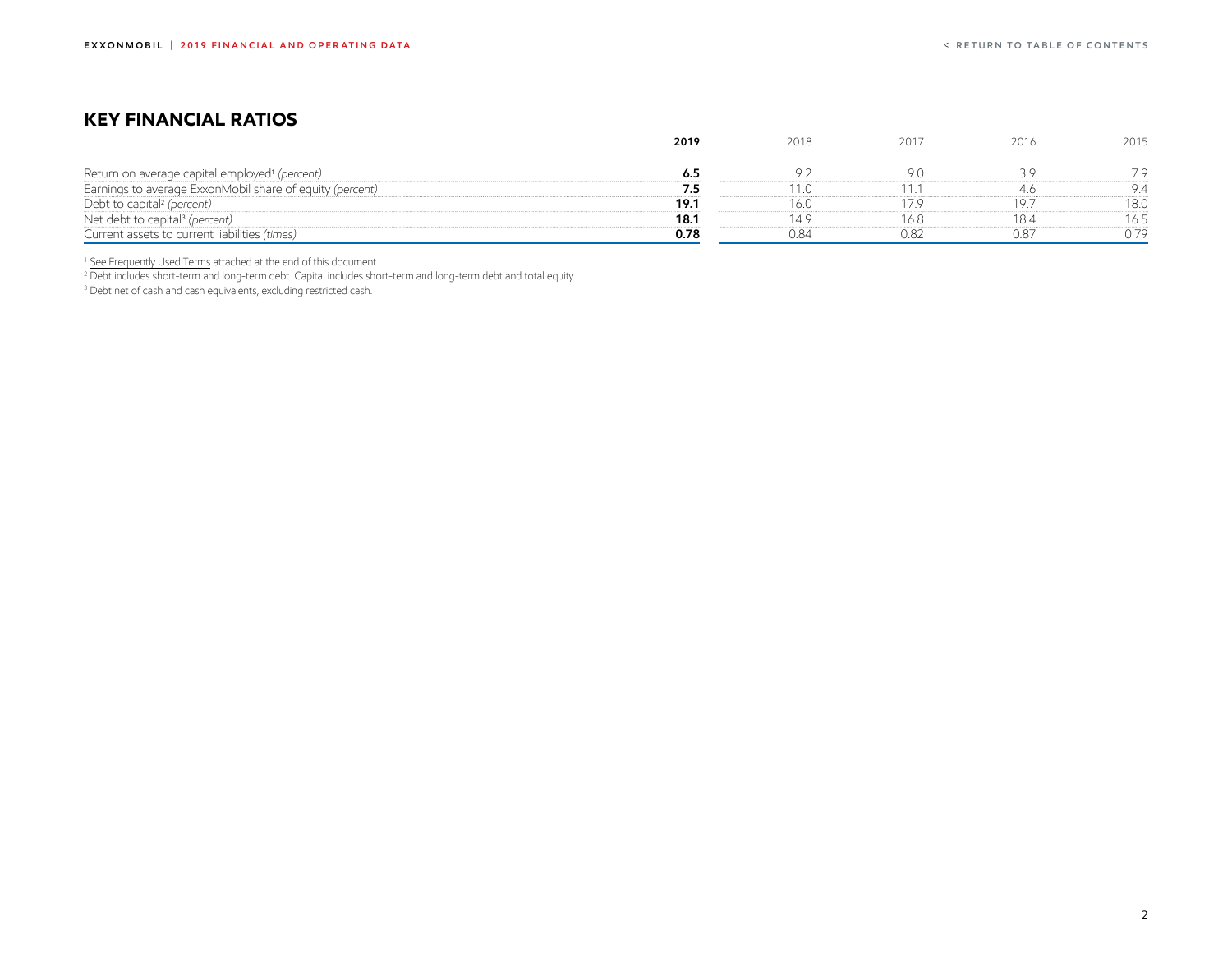## KEY FINANCIAL RATIOS

| | **2019** | 2018 | 2017 | 2016 | 2015 |
|---|---|---|---|---|---|
| Return on average capital employed[1] *(percent)* | **6.5** | 9.2 | 9.0 | 3.9 | 7.9 |
| Earnings to average ExxonMobil share of equity *(percent)* | **7.5** | 11.0 | 11.1 | 4.6 | 9.4 |
| Debt to capital[2] *(percent)* | **19.1** | 16.0 | 17.9 | 19.7 | 18.0 |
| Net debt to capital[3] *(percent)* | **18.1** | 14.9 | 16.8 | 18.4 | 16.5 |
| Current assets to current liabilities *(times)* | **0.78** | 0.84 | 0.82 | 0.87 | 0.79 |

[1] See Frequently Used Terms attached at the end of this document.

[2] Debt includes short-term and long-term debt. Capital includes short-term and long-term debt and total equity.

[3] Debt net of cash and cash equivalents, excluding restricted cash.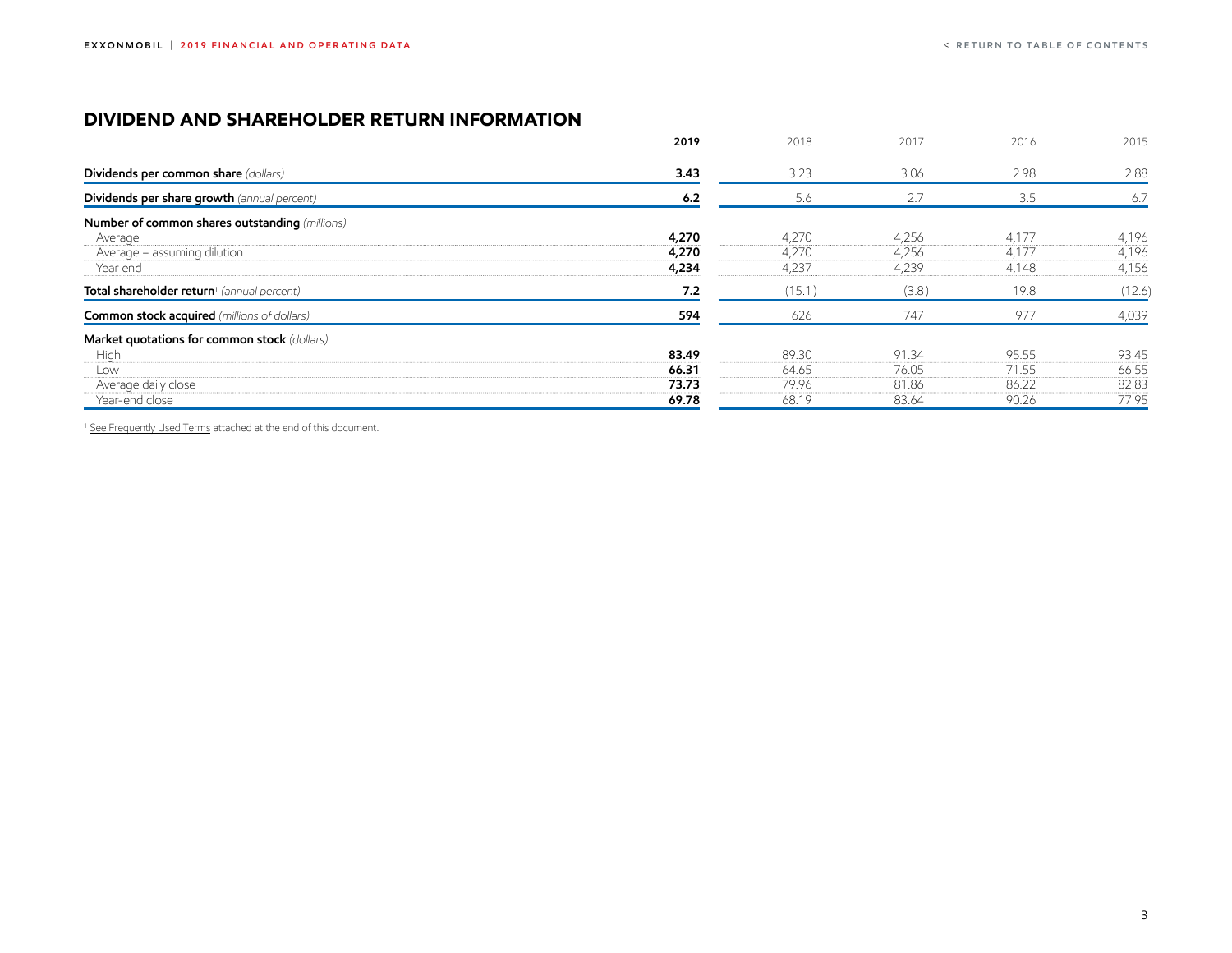## DIVIDEND AND SHAREHOLDER RETURN INFORMATION

| | 2019 | 2018 | 2017 | 2016 | 2015 |
|---|---|---|---|---|---|
| **Dividends per common share** *(dollars)* | **3.43** | 3.23 | 3.06 | 2.98 | 2.88 |
| **Dividends per share growth** *(annual percent)* | **6.2** | 5.6 | 2.7 | 3.5 | 6.7 |
| **Number of common shares outstanding** *(millions)* | | | | | |
| Average | **4,270** | 4,270 | 4,256 | 4,177 | 4,196 |
| Average – assuming dilution | **4,270** | 4,270 | 4,256 | 4,177 | 4,196 |
| Year end | **4,234** | 4,237 | 4,239 | 4,148 | 4,156 |
| **Total shareholder return**[1] *(annual percent)* | **7.2** | (15.1) | (3.8) | 19.8 | (12.6) |
| **Common stock acquired** *(millions of dollars)* | **594** | 626 | 747 | 977 | 4,039 |
| **Market quotations for common stock** *(dollars)* | | | | | |
| High | **83.49** | 89.30 | 91.34 | 95.55 | 93.45 |
| Low | **66.31** | 64.65 | 76.05 | 71.55 | 66.55 |
| Average daily close | **73.73** | 79.96 | 81.86 | 86.22 | 82.83 |
| Year-end close | **69.78** | 68.19 | 83.64 | 90.26 | 77.95 |

[1] See Frequently Used Terms attached at the end of this document.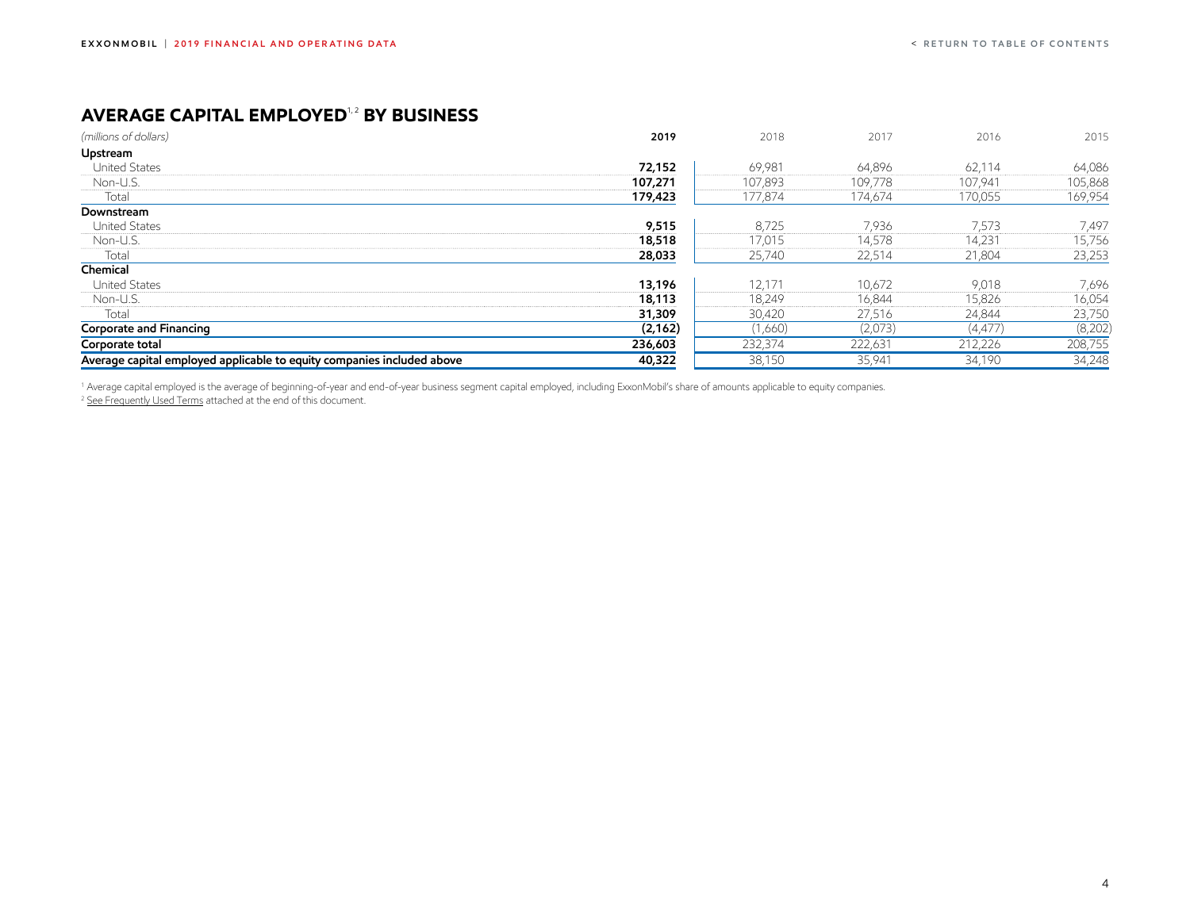## AVERAGE CAPITAL EMPLOYED[1,2] BY BUSINESS

| *(millions of dollars)* | **2019** | 2018 | 2017 | 2016 | 2015 |
|---|---|---|---|---|---|
| **Upstream** | | | | | |
| United States | **72,152** | 69,981 | 64,896 | 62,114 | 64,086 |
| Non-U.S. | **107,271** | 107,893 | 109,778 | 107,941 | 105,868 |
| Total | **179,423** | 177,874 | 174,674 | 170,055 | 169,954 |
| **Downstream** | | | | | |
| United States | **9,515** | 8,725 | 7,936 | 7,573 | 7,497 |
| Non-U.S. | **18,518** | 17,015 | 14,578 | 14,231 | 15,756 |
| Total | **28,033** | 25,740 | 22,514 | 21,804 | 23,253 |
| **Chemical** | | | | | |
| United States | **13,196** | 12,171 | 10,672 | 9,018 | 7,696 |
| Non-U.S. | **18,113** | 18,249 | 16,844 | 15,826 | 16,054 |
| Total | **31,309** | 30,420 | 27,516 | 24,844 | 23,750 |
| **Corporate and Financing** | **(2,162)** | (1,660) | (2,073) | (4,477) | (8,202) |
| **Corporate total** | **236,603** | 232,374 | 222,631 | 212,226 | 208,755 |
| **Average capital employed applicable to equity companies included above** | **40,322** | 38,150 | 35,941 | 34,190 | 34,248 |

[1] Average capital employed is the average of beginning-of-year and end-of-year business segment capital employed, including ExxonMobil's share of amounts applicable to equity companies.

[2] See Frequently Used Terms attached at the end of this document.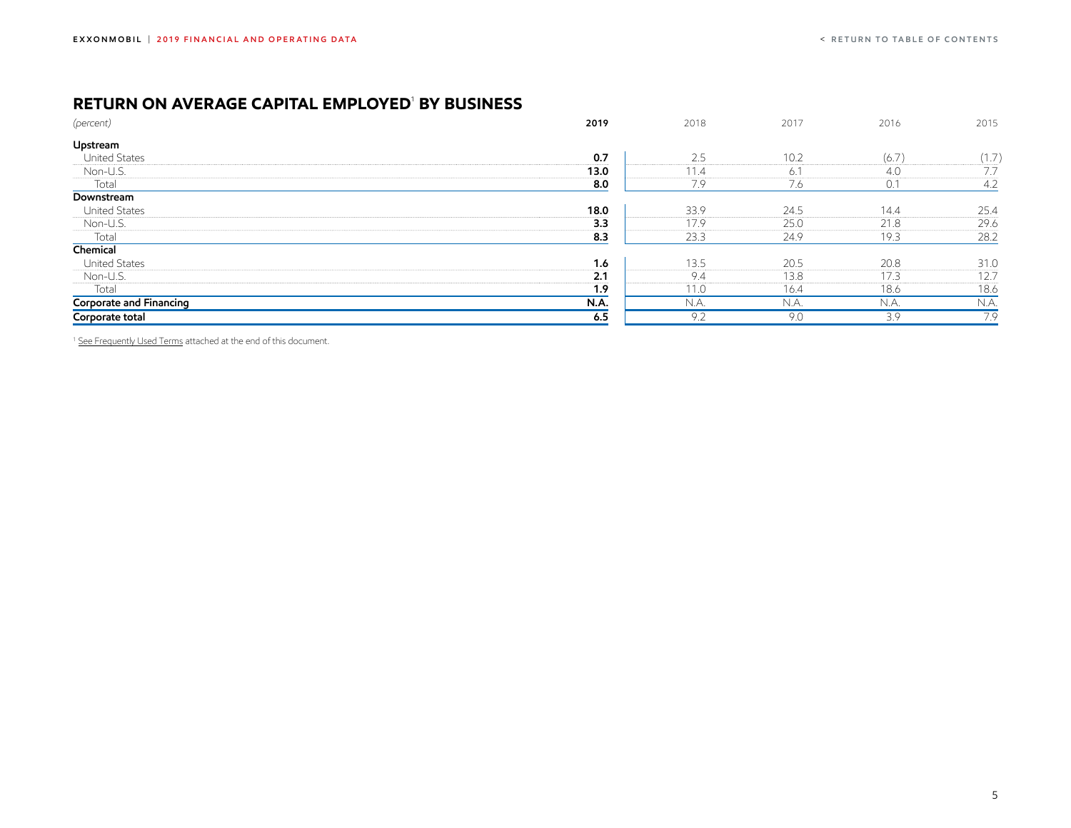## RETURN ON AVERAGE CAPITAL EMPLOYED[1] BY BUSINESS

| *(percent)* | **2019** | 2018 | 2017 | 2016 | 2015 |
|---|---|---|---|---|---|
| **Upstream** | | | | | |
| United States | **0.7** | 2.5 | 10.2 | (6.7) | (1.7) |
| Non-U.S. | **13.0** | 11.4 | 6.1 | 4.0 | 7.7 |
| Total | **8.0** | 7.9 | 7.6 | 0.1 | 4.2 |
| **Downstream** | | | | | |
| United States | **18.0** | 33.9 | 24.5 | 14.4 | 25.4 |
| Non-U.S. | **3.3** | 17.9 | 25.0 | 21.8 | 29.6 |
| Total | **8.3** | 23.3 | 24.9 | 19.3 | 28.2 |
| **Chemical** | | | | | |
| United States | **1.6** | 13.5 | 20.5 | 20.8 | 31.0 |
| Non-U.S. | **2.1** | 9.4 | 13.8 | 17.3 | 12.7 |
| Total | **1.9** | 11.0 | 16.4 | 18.6 | 18.6 |
| **Corporate and Financing** | **N.A.** | N.A. | N.A. | N.A. | N.A. |
| **Corporate total** | **6.5** | 9.2 | 9.0 | 3.9 | 7.9 |

[1] See Frequently Used Terms attached at the end of this document.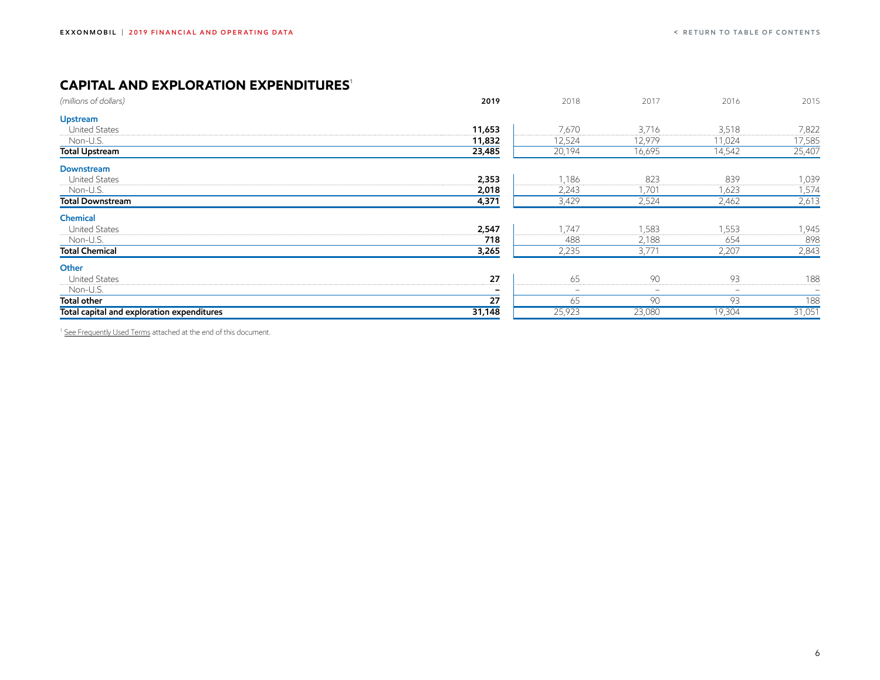## CAPITAL AND EXPLORATION EXPENDITURES[1]

| (millions of dollars) | 2019 | 2018 | 2017 | 2016 | 2015 |
|---|---|---|---|---|---|
| **Upstream** | | | | | |
| United States | **11,653** | 7,670 | 3,716 | 3,518 | 7,822 |
| Non-U.S. | **11,832** | 12,524 | 12,979 | 11,024 | 17,585 |
| **Total Upstream** | **23,485** | 20,194 | 16,695 | 14,542 | 25,407 |
| **Downstream** | | | | | |
| United States | **2,353** | 1,186 | 823 | 839 | 1,039 |
| Non-U.S. | **2,018** | 2,243 | 1,701 | 1,623 | 1,574 |
| **Total Downstream** | **4,371** | 3,429 | 2,524 | 2,462 | 2,613 |
| **Chemical** | | | | | |
| United States | **2,547** | 1,747 | 1,583 | 1,553 | 1,945 |
| Non-U.S. | **718** | 488 | 2,188 | 654 | 898 |
| **Total Chemical** | **3,265** | 2,235 | 3,771 | 2,207 | 2,843 |
| **Other** | | | | | |
| United States | **27** | 65 | 90 | 93 | 188 |
| Non-U.S. | **–** | – | – | – | – |
| **Total other** | **27** | 65 | 90 | 93 | 188 |
| **Total capital and exploration expenditures** | **31,148** | 25,923 | 23,080 | 19,304 | 31,051 |

[1] See Frequently Used Terms attached at the end of this document.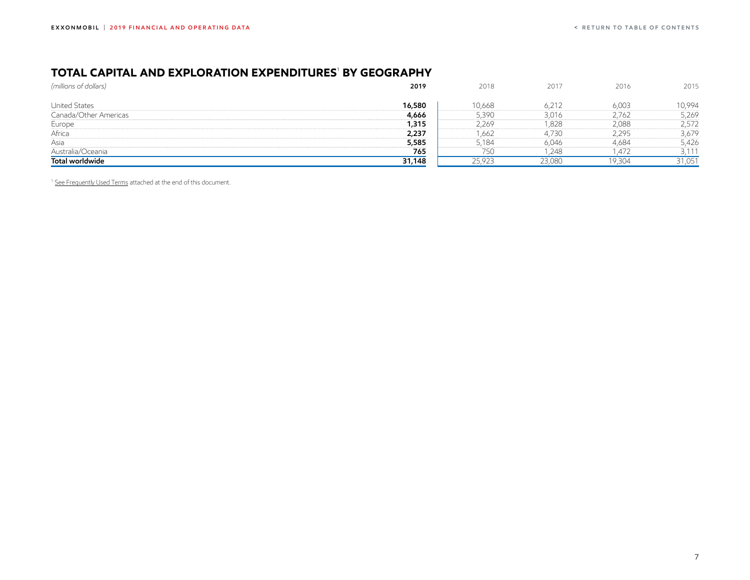## TOTAL CAPITAL AND EXPLORATION EXPENDITURES[1] BY GEOGRAPHY

| *(millions of dollars)* | **2019** | 2018 | 2017 | 2016 | 2015 |
|---|---|---|---|---|---|
| United States | **16,580** | 10,668 | 6,212 | 6,003 | 10,994 |
| Canada/Other Americas | **4,666** | 5,390 | 3,016 | 2,762 | 5,269 |
| Europe | **1,315** | 2,269 | 1,828 | 2,088 | 2,572 |
| Africa | **2,237** | 1,662 | 4,730 | 2,295 | 3,679 |
| Asia | **5,585** | 5,184 | 6,046 | 4,684 | 5,426 |
| Australia/Oceania | **765** | 750 | 1,248 | 1,472 | 3,111 |
| **Total worldwide** | **31,148** | 25,923 | 23,080 | 19,304 | 31,051 |

[1] See Frequently Used Terms attached at the end of this document.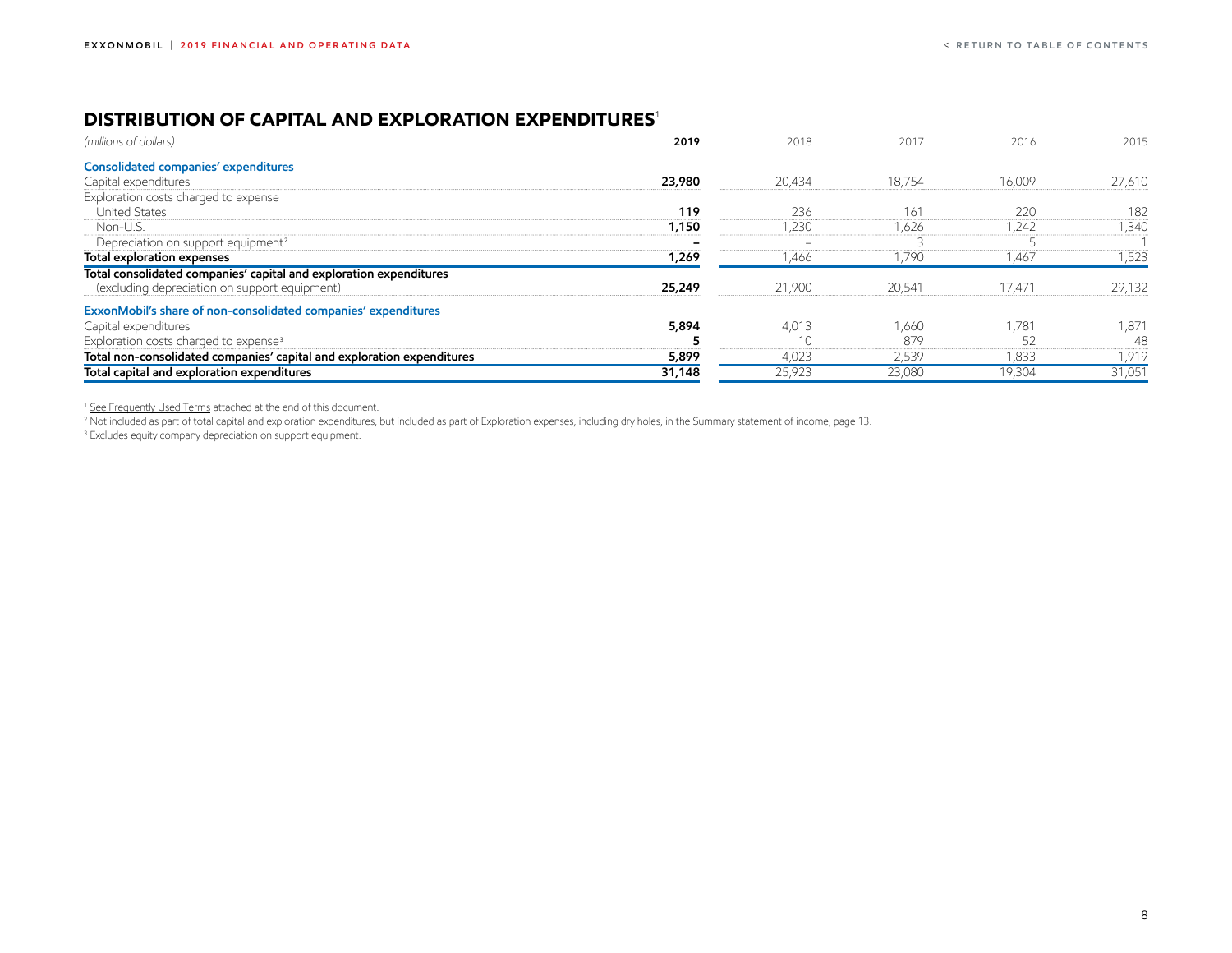## DISTRIBUTION OF CAPITAL AND EXPLORATION EXPENDITURES[1]

| *(millions of dollars)* | **2019** | 2018 | 2017 | 2016 | 2015 |
|---|---|---|---|---|---|
| **Consolidated companies' expenditures** | | | | | |
| Capital expenditures | **23,980** | 20,434 | 18,754 | 16,009 | 27,610 |
| Exploration costs charged to expense | | | | | |
| United States | **119** | 236 | 161 | 220 | 182 |
| Non-U.S. | **1,150** | 1,230 | 1,626 | 1,242 | 1,340 |
| Depreciation on support equipment[2] | **–** | – | 3 | 5 | 1 |
| **Total exploration expenses** | **1,269** | 1,466 | 1,790 | 1,467 | 1,523 |
| **Total consolidated companies' capital and exploration expenditures** (excluding depreciation on support equipment) | **25,249** | 21,900 | 20,541 | 17,471 | 29,132 |
| **ExxonMobil's share of non-consolidated companies' expenditures** | | | | | |
| Capital expenditures | **5,894** | 4,013 | 1,660 | 1,781 | 1,871 |
| Exploration costs charged to expense[3] | **5** | 10 | 879 | 52 | 48 |
| **Total non-consolidated companies' capital and exploration expenditures** | **5,899** | 4,023 | 2,539 | 1,833 | 1,919 |
| **Total capital and exploration expenditures** | **31,148** | 25,923 | 23,080 | 19,304 | 31,051 |

[1] See Frequently Used Terms attached at the end of this document.

[2] Not included as part of total capital and exploration expenditures, but included as part of Exploration expenses, including dry holes, in the Summary statement of income, page 13.

[3] Excludes equity company depreciation on support equipment.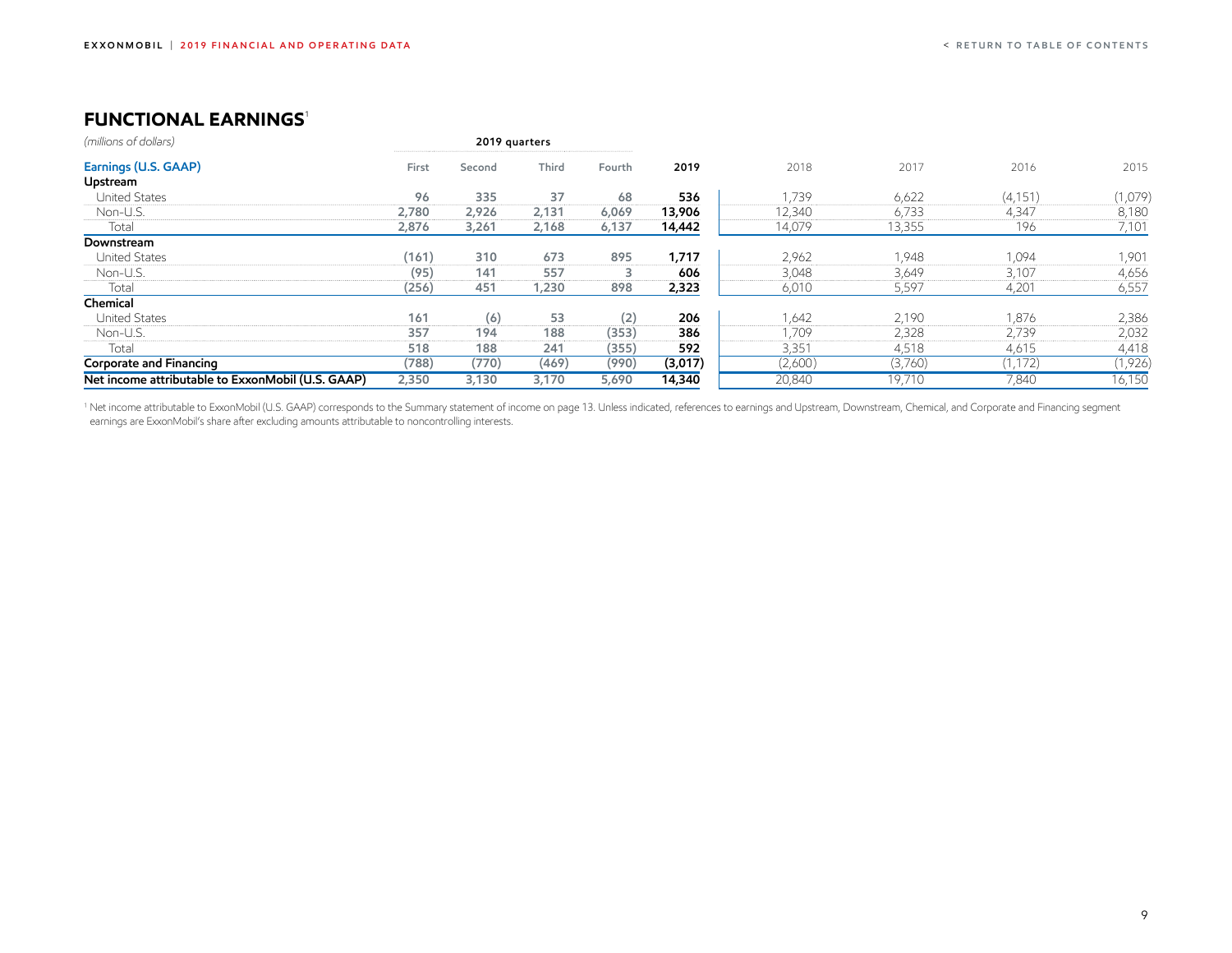## FUNCTIONAL EARNINGS[1]

*(millions of dollars)*

| | 2019 quarters | | | | | | | | |
|---|---|---|---|---|---|---|---|---|---|
| **Earnings (U.S. GAAP)** | First | Second | Third | Fourth | **2019** | 2018 | 2017 | 2016 | 2015 |
| **Upstream** | | | | | | | | | |
| United States | 96 | 335 | 37 | 68 | **536** | 1,739 | 6,622 | (4,151) | (1,079) |
| Non-U.S. | 2,780 | 2,926 | 2,131 | 6,069 | **13,906** | 12,340 | 6,733 | 4,347 | 8,180 |
| Total | 2,876 | 3,261 | 2,168 | 6,137 | **14,442** | 14,079 | 13,355 | 196 | 7,101 |
| **Downstream** | | | | | | | | | |
| United States | (161) | 310 | 673 | 895 | **1,717** | 2,962 | 1,948 | 1,094 | 1,901 |
| Non-U.S. | (95) | 141 | 557 | 3 | **606** | 3,048 | 3,649 | 3,107 | 4,656 |
| Total | (256) | 451 | 1,230 | 898 | **2,323** | 6,010 | 5,597 | 4,201 | 6,557 |
| **Chemical** | | | | | | | | | |
| United States | 161 | (6) | 53 | (2) | **206** | 1,642 | 2,190 | 1,876 | 2,386 |
| Non-U.S. | 357 | 194 | 188 | (353) | **386** | 1,709 | 2,328 | 2,739 | 2,032 |
| Total | 518 | 188 | 241 | (355) | **592** | 3,351 | 4,518 | 4,615 | 4,418 |
| **Corporate and Financing** | (788) | (770) | (469) | (990) | **(3,017)** | (2,600) | (3,760) | (1,172) | (1,926) |
| **Net income attributable to ExxonMobil (U.S. GAAP)** | 2,350 | 3,130 | 3,170 | 5,690 | **14,340** | 20,840 | 19,710 | 7,840 | 16,150 |

[1] Net income attributable to ExxonMobil (U.S. GAAP) corresponds to the Summary statement of income on page 13. Unless indicated, references to earnings and Upstream, Downstream, Chemical, and Corporate and Financing segment earnings are ExxonMobil's share after excluding amounts attributable to noncontrolling interests.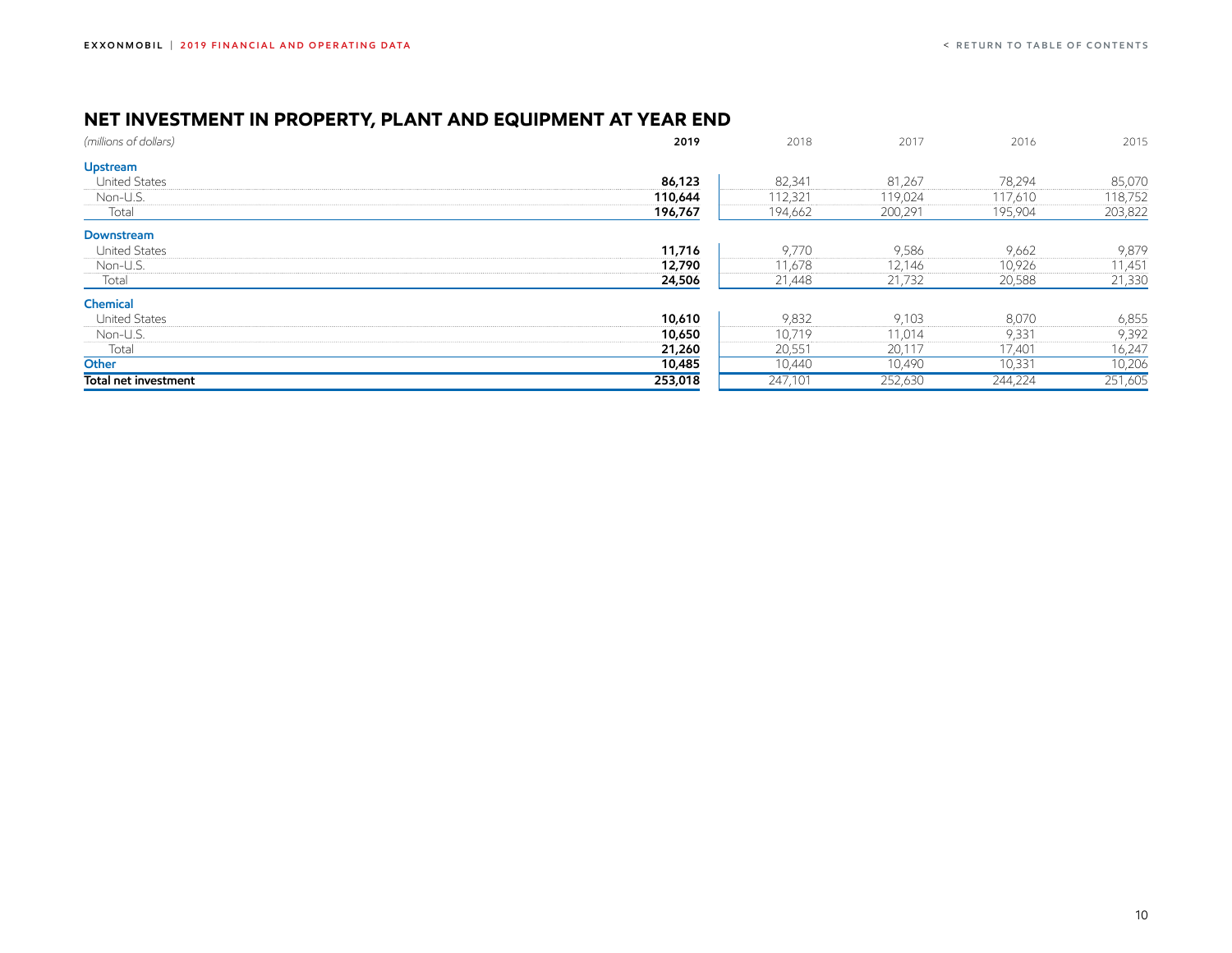## NET INVESTMENT IN PROPERTY, PLANT AND EQUIPMENT AT YEAR END

| *(millions of dollars)* | **2019** | 2018 | 2017 | 2016 | 2015 |
|---|---|---|---|---|---|
| **Upstream** | | | | | |
| United States | **86,123** | 82,341 | 81,267 | 78,294 | 85,070 |
| Non-U.S. | **110,644** | 112,321 | 119,024 | 117,610 | 118,752 |
| Total | **196,767** | 194,662 | 200,291 | 195,904 | 203,822 |
| **Downstream** | | | | | |
| United States | **11,716** | 9,770 | 9,586 | 9,662 | 9,879 |
| Non-U.S. | **12,790** | 11,678 | 12,146 | 10,926 | 11,451 |
| Total | **24,506** | 21,448 | 21,732 | 20,588 | 21,330 |
| **Chemical** | | | | | |
| United States | **10,610** | 9,832 | 9,103 | 8,070 | 6,855 |
| Non-U.S. | **10,650** | 10,719 | 11,014 | 9,331 | 9,392 |
| Total | **21,260** | 20,551 | 20,117 | 17,401 | 16,247 |
| **Other** | **10,485** | 10,440 | 10,490 | 10,331 | 10,206 |
| **Total net investment** | **253,018** | 247,101 | 252,630 | 244,224 | 251,605 |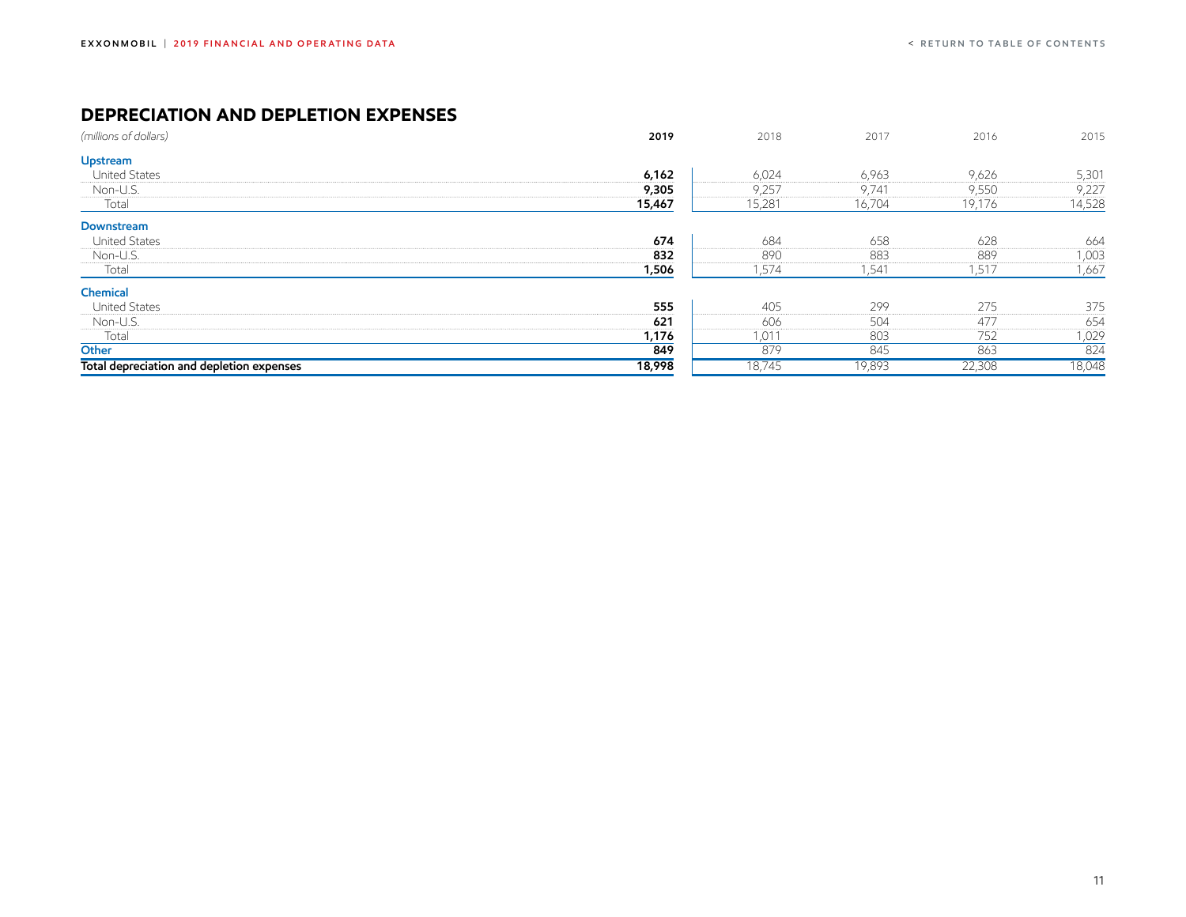## DEPRECIATION AND DEPLETION EXPENSES

| *(millions of dollars)* | **2019** | 2018 | 2017 | 2016 | 2015 |
|---|---|---|---|---|---|
| **Upstream** | | | | | |
| United States | **6,162** | 6,024 | 6,963 | 9,626 | 5,301 |
| Non-U.S. | **9,305** | 9,257 | 9,741 | 9,550 | 9,227 |
| Total | **15,467** | 15,281 | 16,704 | 19,176 | 14,528 |
| **Downstream** | | | | | |
| United States | **674** | 684 | 658 | 628 | 664 |
| Non-U.S. | **832** | 890 | 883 | 889 | 1,003 |
| Total | **1,506** | 1,574 | 1,541 | 1,517 | 1,667 |
| **Chemical** | | | | | |
| United States | **555** | 405 | 299 | 275 | 375 |
| Non-U.S. | **621** | 606 | 504 | 477 | 654 |
| Total | **1,176** | 1,011 | 803 | 752 | 1,029 |
| **Other** | **849** | 879 | 845 | 863 | 824 |
| **Total depreciation and depletion expenses** | **18,998** | 18,745 | 19,893 | 22,308 | 18,048 |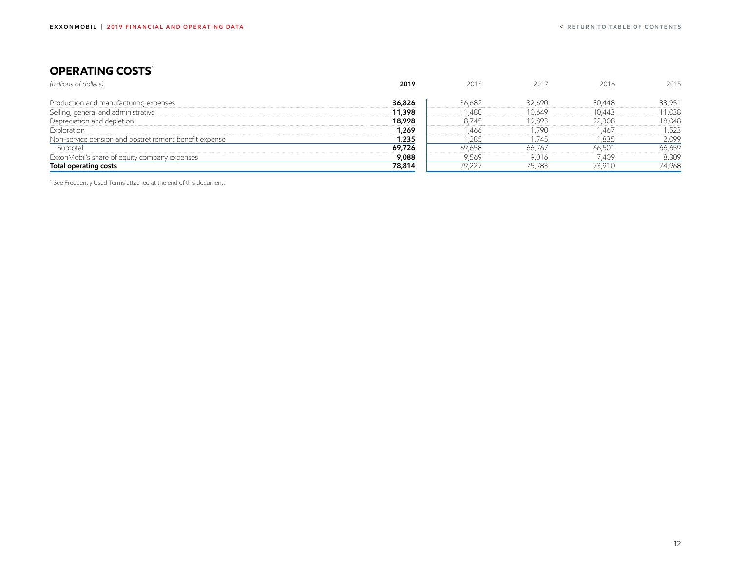## OPERATING COSTS[1]

| *(millions of dollars)* | **2019** | 2018 | 2017 | 2016 | 2015 |
|---|---|---|---|---|---|
| Production and manufacturing expenses | **36,826** | 36,682 | 32,690 | 30,448 | 33,951 |
| Selling, general and administrative | **11,398** | 11,480 | 10,649 | 10,443 | 11,038 |
| Depreciation and depletion | **18,998** | 18,745 | 19,893 | 22,308 | 18,048 |
| Exploration | **1,269** | 1,466 | 1,790 | 1,467 | 1,523 |
| Non-service pension and postretirement benefit expense | **1,235** | 1,285 | 1,745 | 1,835 | 2,099 |
| Subtotal | **69,726** | 69,658 | 66,767 | 66,501 | 66,659 |
| ExxonMobil's share of equity company expenses | **9,088** | 9,569 | 9,016 | 7,409 | 8,309 |
| **Total operating costs** | **78,814** | 79,227 | 75,783 | 73,910 | 74,968 |

[1] See Frequently Used Terms attached at the end of this document.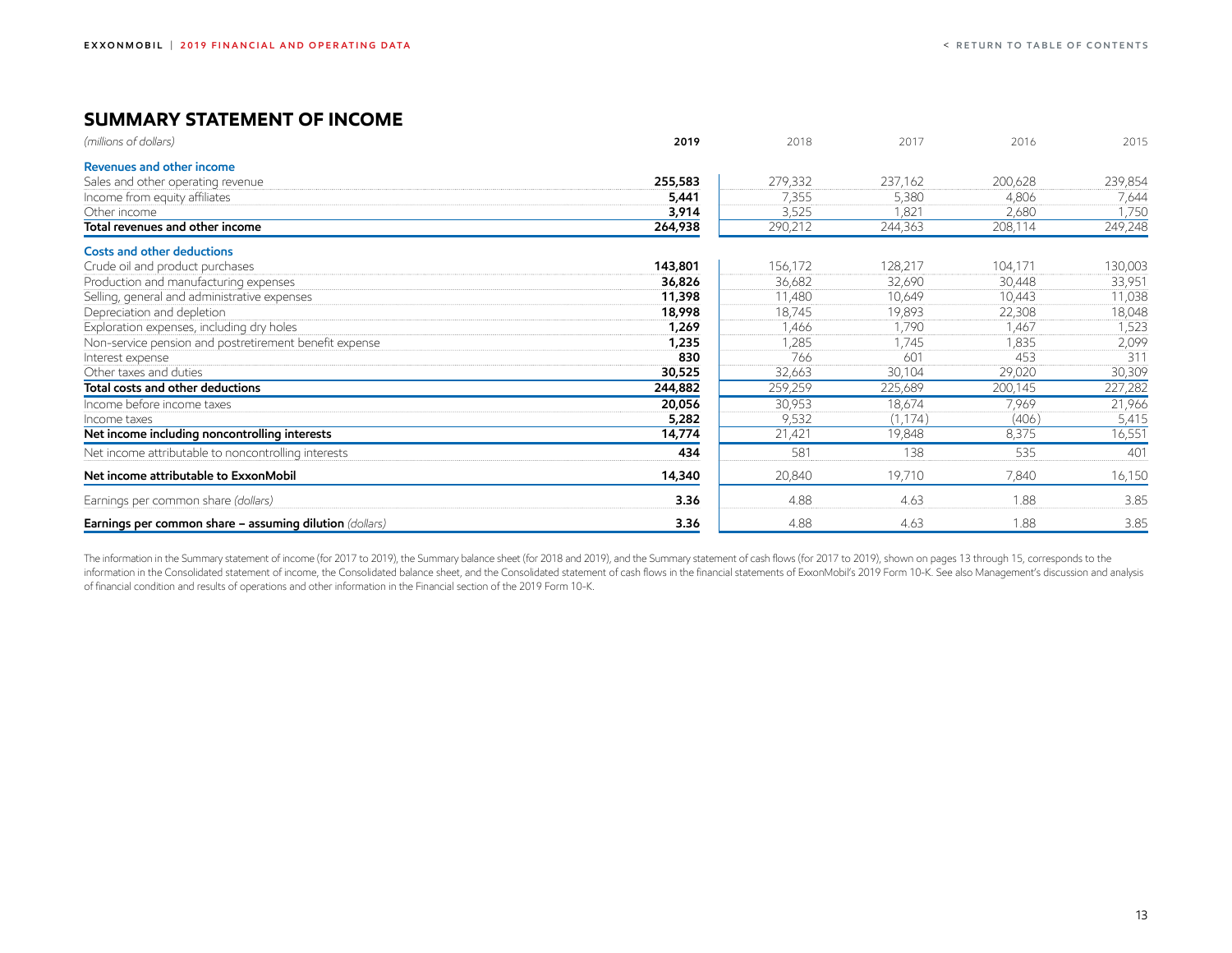## SUMMARY STATEMENT OF INCOME

| *(millions of dollars)* | **2019** | 2018 | 2017 | 2016 | 2015 |
|---|---|---|---|---|---|
| **Revenues and other income** | | | | | |
| Sales and other operating revenue | **255,583** | 279,332 | 237,162 | 200,628 | 239,854 |
| Income from equity affiliates | **5,441** | 7,355 | 5,380 | 4,806 | 7,644 |
| Other income | **3,914** | 3,525 | 1,821 | 2,680 | 1,750 |
| **Total revenues and other income** | **264,938** | 290,212 | 244,363 | 208,114 | 249,248 |
| **Costs and other deductions** | | | | | |
| Crude oil and product purchases | **143,801** | 156,172 | 128,217 | 104,171 | 130,003 |
| Production and manufacturing expenses | **36,826** | 36,682 | 32,690 | 30,448 | 33,951 |
| Selling, general and administrative expenses | **11,398** | 11,480 | 10,649 | 10,443 | 11,038 |
| Depreciation and depletion | **18,998** | 18,745 | 19,893 | 22,308 | 18,048 |
| Exploration expenses, including dry holes | **1,269** | 1,466 | 1,790 | 1,467 | 1,523 |
| Non-service pension and postretirement benefit expense | **1,235** | 1,285 | 1,745 | 1,835 | 2,099 |
| Interest expense | **830** | 766 | 601 | 453 | 311 |
| Other taxes and duties | **30,525** | 32,663 | 30,104 | 29,020 | 30,309 |
| **Total costs and other deductions** | **244,882** | 259,259 | 225,689 | 200,145 | 227,282 |
| Income before income taxes | **20,056** | 30,953 | 18,674 | 7,969 | 21,966 |
| Income taxes | **5,282** | 9,532 | (1,174) | (406) | 5,415 |
| **Net income including noncontrolling interests** | **14,774** | 21,421 | 19,848 | 8,375 | 16,551 |
| Net income attributable to noncontrolling interests | **434** | 581 | 138 | 535 | 401 |
| **Net income attributable to ExxonMobil** | **14,340** | 20,840 | 19,710 | 7,840 | 16,150 |
| Earnings per common share *(dollars)* | **3.36** | 4.88 | 4.63 | 1.88 | 3.85 |
| **Earnings per common share – assuming dilution** *(dollars)* | **3.36** | 4.88 | 4.63 | 1.88 | 3.85 |

The information in the Summary statement of income (for 2017 to 2019), the Summary balance sheet (for 2018 and 2019), and the Summary statement of cash flows (for 2017 to 2019), shown on pages 13 through 15, corresponds to the information in the Consolidated statement of income, the Consolidated balance sheet, and the Consolidated statement of cash flows in the financial statements of ExxonMobil's 2019 Form 10-K. See also Management's discussion and analysis of financial condition and results of operations and other information in the Financial section of the 2019 Form 10-K.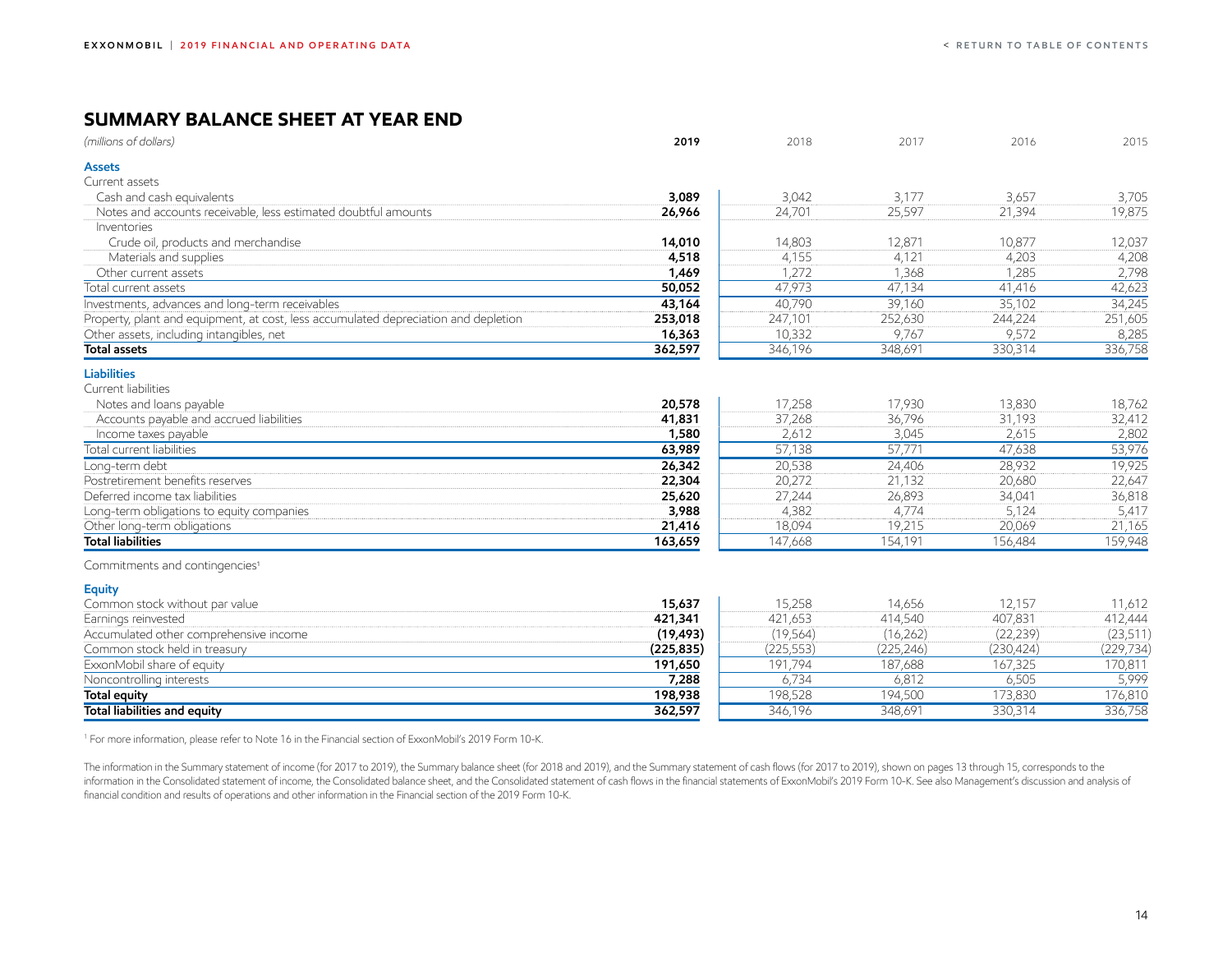## SUMMARY BALANCE SHEET AT YEAR END

| *(millions of dollars)* | **2019** | 2018 | 2017 | 2016 | 2015 |
|---|---|---|---|---|---|
| **Assets** | | | | | |
| Current assets | | | | | |
| Cash and cash equivalents | **3,089** | 3,042 | 3,177 | 3,657 | 3,705 |
| Notes and accounts receivable, less estimated doubtful amounts | **26,966** | 24,701 | 25,597 | 21,394 | 19,875 |
| Inventories | | | | | |
| Crude oil, products and merchandise | **14,010** | 14,803 | 12,871 | 10,877 | 12,037 |
| Materials and supplies | **4,518** | 4,155 | 4,121 | 4,203 | 4,208 |
| Other current assets | **1,469** | 1,272 | 1,368 | 1,285 | 2,798 |
| Total current assets | **50,052** | 47,973 | 47,134 | 41,416 | 42,623 |
| Investments, advances and long-term receivables | **43,164** | 40,790 | 39,160 | 35,102 | 34,245 |
| Property, plant and equipment, at cost, less accumulated depreciation and depletion | **253,018** | 247,101 | 252,630 | 244,224 | 251,605 |
| Other assets, including intangibles, net | **16,363** | 10,332 | 9,767 | 9,572 | 8,285 |
| **Total assets** | **362,597** | 346,196 | 348,691 | 330,314 | 336,758 |
| **Liabilities** | | | | | |
| Current liabilities | | | | | |
| Notes and loans payable | **20,578** | 17,258 | 17,930 | 13,830 | 18,762 |
| Accounts payable and accrued liabilities | **41,831** | 37,268 | 36,796 | 31,193 | 32,412 |
| Income taxes payable | **1,580** | 2,612 | 3,045 | 2,615 | 2,802 |
| Total current liabilities | **63,989** | 57,138 | 57,771 | 47,638 | 53,976 |
| Long-term debt | **26,342** | 20,538 | 24,406 | 28,932 | 19,925 |
| Postretirement benefits reserves | **22,304** | 20,272 | 21,132 | 20,680 | 22,647 |
| Deferred income tax liabilities | **25,620** | 27,244 | 26,893 | 34,041 | 36,818 |
| Long-term obligations to equity companies | **3,988** | 4,382 | 4,774 | 5,124 | 5,417 |
| Other long-term obligations | **21,416** | 18,094 | 19,215 | 20,069 | 21,165 |
| **Total liabilities** | **163,659** | 147,668 | 154,191 | 156,484 | 159,948 |
| Commitments and contingencies[1] | | | | | |
| **Equity** | | | | | |
| Common stock without par value | **15,637** | 15,258 | 14,656 | 12,157 | 11,612 |
| Earnings reinvested | **421,341** | 421,653 | 414,540 | 407,831 | 412,444 |
| Accumulated other comprehensive income | **(19,493)** | (19,564) | (16,262) | (22,239) | (23,511) |
| Common stock held in treasury | **(225,835)** | (225,553) | (225,246) | (230,424) | (229,734) |
| ExxonMobil share of equity | **191,650** | 191,794 | 187,688 | 167,325 | 170,811 |
| Noncontrolling interests | **7,288** | 6,734 | 6,812 | 6,505 | 5,999 |
| **Total equity** | **198,938** | 198,528 | 194,500 | 173,830 | 176,810 |
| **Total liabilities and equity** | **362,597** | 346,196 | 348,691 | 330,314 | 336,758 |

[1] For more information, please refer to Note 16 in the Financial section of ExxonMobil's 2019 Form 10-K.

The information in the Summary statement of income (for 2017 to 2019), the Summary balance sheet (for 2018 and 2019), and the Summary statement of cash flows (for 2017 to 2019), shown on pages 13 through 15, corresponds to the information in the Consolidated statement of income, the Consolidated balance sheet, and the Consolidated statement of cash flows in the financial statements of ExxonMobil's 2019 Form 10-K. See also Management's discussion and analysis of financial condition and results of operations and other information in the Financial section of the 2019 Form 10-K.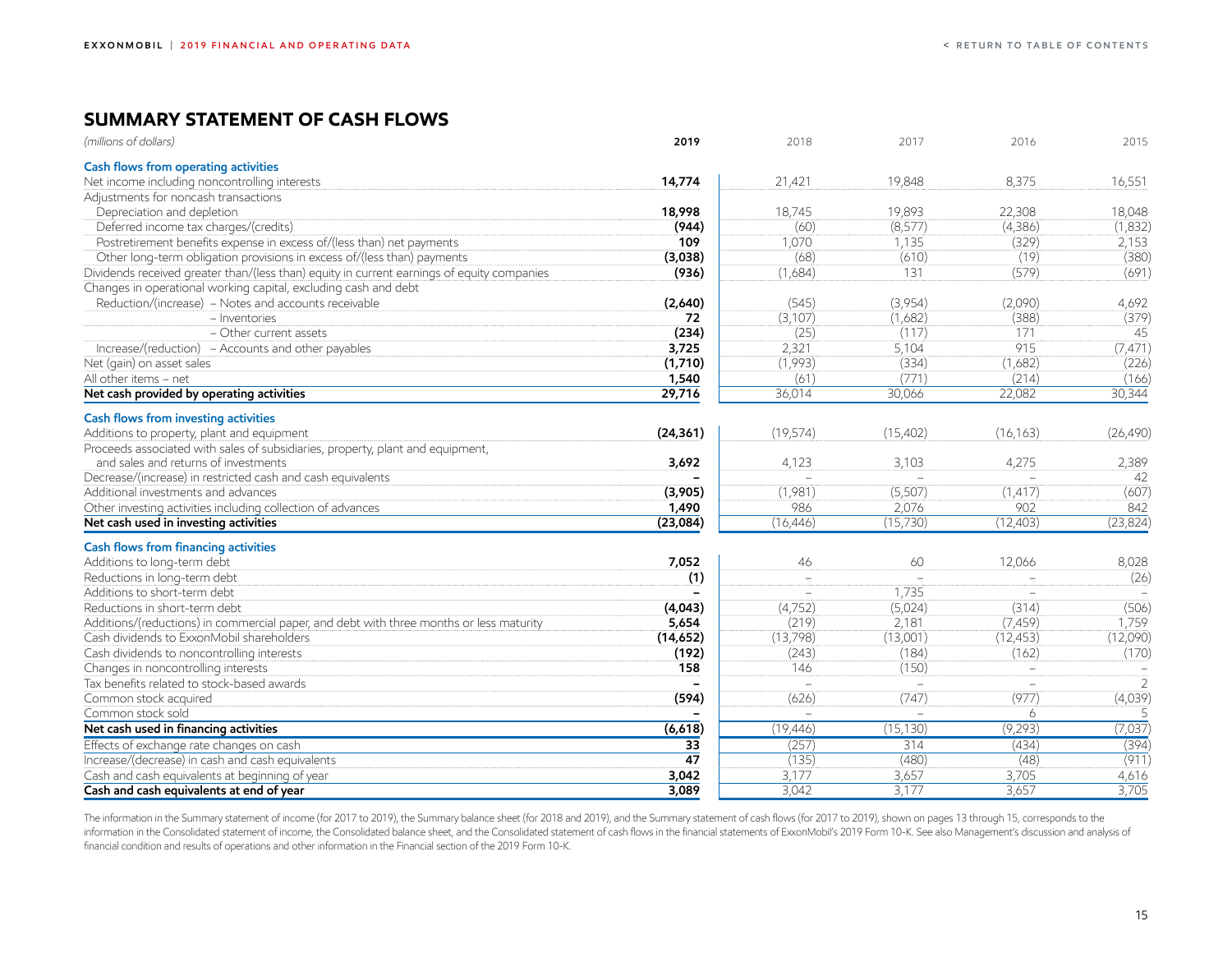## SUMMARY STATEMENT OF CASH FLOWS

| *(millions of dollars)* | **2019** | 2018 | 2017 | 2016 | 2015 |
|---|---|---|---|---|---|
| **Cash flows from operating activities** | | | | | |
| Net income including noncontrolling interests | **14,774** | 21,421 | 19,848 | 8,375 | 16,551 |
| Adjustments for noncash transactions | | | | | |
| Depreciation and depletion | **18,998** | 18,745 | 19,893 | 22,308 | 18,048 |
| Deferred income tax charges/(credits) | **(944)** | (60) | (8,577) | (4,386) | (1,832) |
| Postretirement benefits expense in excess of/(less than) net payments | **109** | 1,070 | 1,135 | (329) | 2,153 |
| Other long-term obligation provisions in excess of/(less than) payments | **(3,038)** | (68) | (610) | (19) | (380) |
| Dividends received greater than/(less than) equity in current earnings of equity companies | **(936)** | (1,684) | 131 | (579) | (691) |
| Changes in operational working capital, excluding cash and debt | | | | | |
| Reduction/(increase) – Notes and accounts receivable | **(2,640)** | (545) | (3,954) | (2,090) | 4,692 |
| – Inventories | **72** | (3,107) | (1,682) | (388) | (379) |
| – Other current assets | **(234)** | (25) | (117) | 171 | 45 |
| Increase/(reduction) – Accounts and other payables | **3,725** | 2,321 | 5,104 | 915 | (7,471) |
| Net (gain) on asset sales | **(1,710)** | (1,993) | (334) | (1,682) | (226) |
| All other items – net | **1,540** | (61) | (771) | (214) | (166) |
| **Net cash provided by operating activities** | **29,716** | 36,014 | 30,066 | 22,082 | 30,344 |
| **Cash flows from investing activities** | | | | | |
| Additions to property, plant and equipment | **(24,361)** | (19,574) | (15,402) | (16,163) | (26,490) |
| Proceeds associated with sales of subsidiaries, property, plant and equipment, and sales and returns of investments | **3,692** | 4,123 | 3,103 | 4,275 | 2,389 |
| Decrease/(increase) in restricted cash and cash equivalents | **–** | – | – | – | 42 |
| Additional investments and advances | **(3,905)** | (1,981) | (5,507) | (1,417) | (607) |
| Other investing activities including collection of advances | **1,490** | 986 | 2,076 | 902 | 842 |
| **Net cash used in investing activities** | **(23,084)** | (16,446) | (15,730) | (12,403) | (23,824) |
| **Cash flows from financing activities** | | | | | |
| Additions to long-term debt | **7,052** | 46 | 60 | 12,066 | 8,028 |
| Reductions in long-term debt | **(1)** | – | – | – | (26) |
| Additions to short-term debt | **–** | – | 1,735 | – | – |
| Reductions in short-term debt | **(4,043)** | (4,752) | (5,024) | (314) | (506) |
| Additions/(reductions) in commercial paper, and debt with three months or less maturity | **5,654** | (219) | 2,181 | (7,459) | 1,759 |
| Cash dividends to ExxonMobil shareholders | **(14,652)** | (13,798) | (13,001) | (12,453) | (12,090) |
| Cash dividends to noncontrolling interests | **(192)** | (243) | (184) | (162) | (170) |
| Changes in noncontrolling interests | **158** | 146 | (150) | – | – |
| Tax benefits related to stock-based awards | **–** | – | – | – | 2 |
| Common stock acquired | **(594)** | (626) | (747) | (977) | (4,039) |
| Common stock sold | **–** | – | – | 6 | 5 |
| **Net cash used in financing activities** | **(6,618)** | (19,446) | (15,130) | (9,293) | (7,037) |
| Effects of exchange rate changes on cash | **33** | (257) | 314 | (434) | (394) |
| Increase/(decrease) in cash and cash equivalents | **47** | (135) | (480) | (48) | (911) |
| Cash and cash equivalents at beginning of year | **3,042** | 3,177 | 3,657 | 3,705 | 4,616 |
| **Cash and cash equivalents at end of year** | **3,089** | 3,042 | 3,177 | 3,657 | 3,705 |

The information in the Summary statement of income (for 2017 to 2019), the Summary balance sheet (for 2018 and 2019), and the Summary statement of cash flows (for 2017 to 2019), shown on pages 13 through 15, corresponds to the information in the Consolidated statement of income, the Consolidated balance sheet, and the Consolidated statement of cash flows in the financial statements of ExxonMobil's 2019 Form 10-K. See also Management's discussion and analysis of financial condition and results of operations and other information in the Financial section of the 2019 Form 10-K.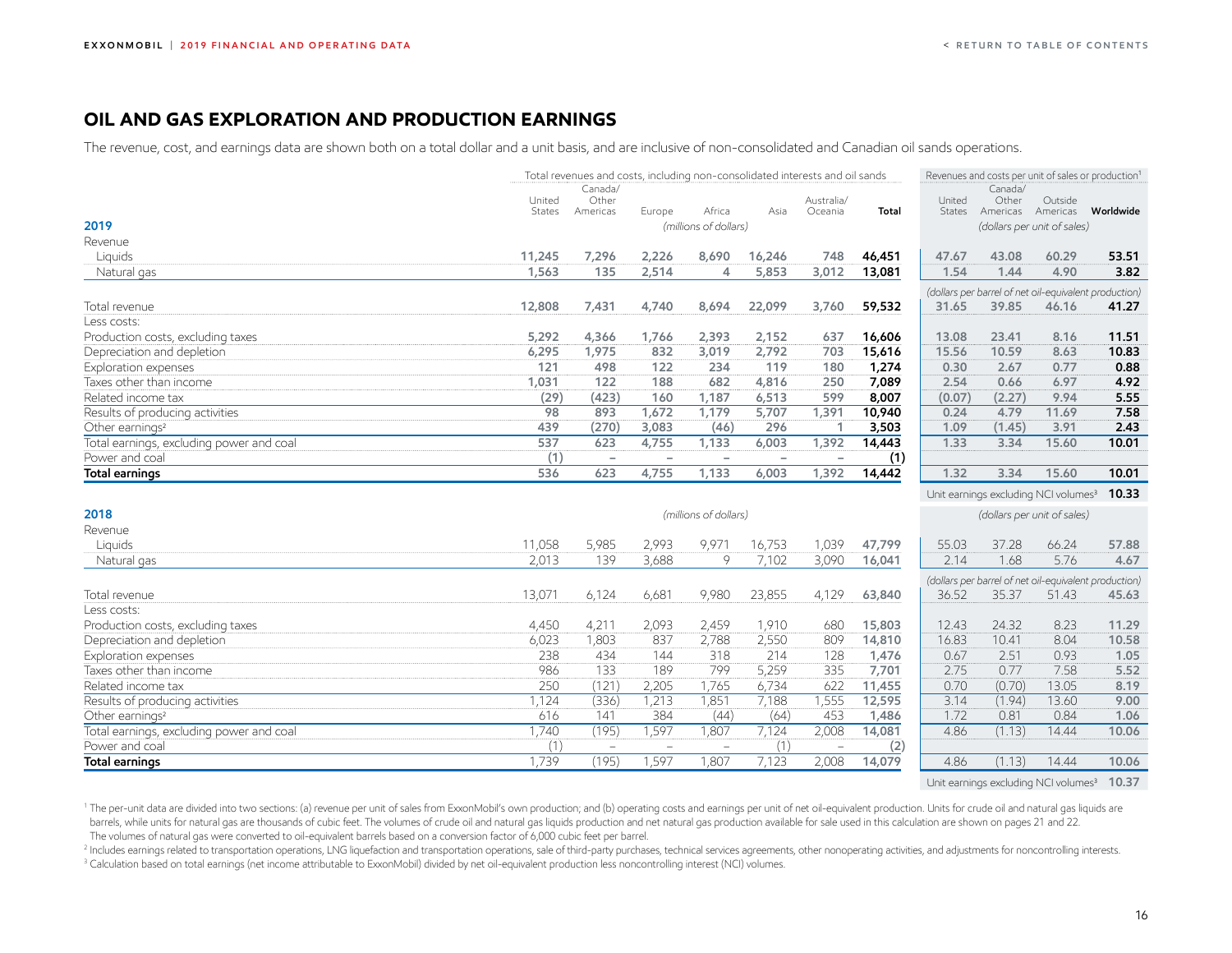# OIL AND GAS EXPLORATION AND PRODUCTION EARNINGS

The revenue, cost, and earnings data are shown both on a total dollar and a unit basis, and are inclusive of non-consolidated and Canadian oil sands operations.

| | Total revenues and costs, including non-consolidated interests and oil sands | | | | | | | Revenues and costs per unit of sales or production[1] | | | |
|---|---|---|---|---|---|---|---|---|---|---|---|
| | United States | Canada/ Other Americas | Europe | Africa | Asia | Australia/ Oceania | Total | United States | Canada/ Other Americas | Outside Americas | Worldwide |
| **2019** | | | | *(millions of dollars)* | | | | | *(dollars per unit of sales)* | | |
| Revenue | | | | | | | | | | | |
| Liquids | **11,245** | **7,296** | **2,226** | **8,690** | **16,246** | **748** | **46,451** | **47.67** | **43.08** | **60.29** | **53.51** |
| Natural gas | **1,563** | **135** | **2,514** | **4** | **5,853** | **3,012** | **13,081** | **1.54** | **1.44** | **4.90** | **3.82** |
| | | | | | | | | *(dollars per barrel of net oil-equivalent production)* | | | |
| Total revenue | **12,808** | **7,431** | **4,740** | **8,694** | **22,099** | **3,760** | **59,532** | **31.65** | **39.85** | **46.16** | **41.27** |
| Less costs: | | | | | | | | | | | |
| Production costs, excluding taxes | **5,292** | **4,366** | **1,766** | **2,393** | **2,152** | **637** | **16,606** | **13.08** | **23.41** | **8.16** | **11.51** |
| Depreciation and depletion | **6,295** | **1,975** | **832** | **3,019** | **2,792** | **703** | **15,616** | **15.56** | **10.59** | **8.63** | **10.83** |
| Exploration expenses | **121** | **498** | **122** | **234** | **119** | **180** | **1,274** | **0.30** | **2.67** | **0.77** | **0.88** |
| Taxes other than income | **1,031** | **122** | **188** | **682** | **4,816** | **250** | **7,089** | **2.54** | **0.66** | **6.97** | **4.92** |
| Related income tax | **(29)** | **(423)** | **160** | **1,187** | **6,513** | **599** | **8,007** | **(0.07)** | **(2.27)** | **9.94** | **5.55** |
| Results of producing activities | **98** | **893** | **1,672** | **1,179** | **5,707** | **1,391** | **10,940** | **0.24** | **4.79** | **11.69** | **7.58** |
| Other earnings[2] | **439** | **(270)** | **3,083** | **(46)** | **296** | **1** | **3,503** | **1.09** | **(1.45)** | **3.91** | **2.43** |
| Total earnings, excluding power and coal | **537** | **623** | **4,755** | **1,133** | **6,003** | **1,392** | **14,443** | **1.33** | **3.34** | **15.60** | **10.01** |
| Power and coal | **(1)** | – | – | – | – | – | **(1)** | | | | |
| **Total earnings** | **536** | **623** | **4,755** | **1,133** | **6,003** | **1,392** | **14,442** | **1.32** | **3.34** | **15.60** | **10.01** |
| | | | | | | | | Unit earnings excluding NCI volumes[3] | | | **10.33** |
| **2018** | | | | *(millions of dollars)* | | | | | *(dollars per unit of sales)* | | |
| Revenue | | | | | | | | | | | |
| Liquids | 11,058 | 5,985 | 2,993 | 9,971 | 16,753 | 1,039 | **47,799** | 55.03 | 37.28 | 66.24 | **57.88** |
| Natural gas | 2,013 | 139 | 3,688 | 9 | 7,102 | 3,090 | **16,041** | 2.14 | 1.68 | 5.76 | **4.67** |
| | | | | | | | | *(dollars per barrel of net oil-equivalent production)* | | | |
| Total revenue | 13,071 | 6,124 | 6,681 | 9,980 | 23,855 | 4,129 | **63,840** | 36.52 | 35.37 | 51.43 | **45.63** |
| Less costs: | | | | | | | | | | | |
| Production costs, excluding taxes | 4,450 | 4,211 | 2,093 | 2,459 | 1,910 | 680 | **15,803** | 12.43 | 24.32 | 8.23 | **11.29** |
| Depreciation and depletion | 6,023 | 1,803 | 837 | 2,788 | 2,550 | 809 | **14,810** | 16.83 | 10.41 | 8.04 | **10.58** |
| Exploration expenses | 238 | 434 | 144 | 318 | 214 | 128 | **1,476** | 0.67 | 2.51 | 0.93 | **1.05** |
| Taxes other than income | 986 | 133 | 189 | 799 | 5,259 | 335 | **7,701** | 2.75 | 0.77 | 7.58 | **5.52** |
| Related income tax | 250 | (121) | 2,205 | 1,765 | 6,734 | 622 | **11,455** | 0.70 | (0.70) | 13.05 | **8.19** |
| Results of producing activities | 1,124 | (336) | 1,213 | 1,851 | 7,188 | 1,555 | **12,595** | 3.14 | (1.94) | 13.60 | **9.00** |
| Other earnings[2] | 616 | 141 | 384 | (44) | (64) | 453 | **1,486** | 1.72 | 0.81 | 0.84 | **1.06** |
| Total earnings, excluding power and coal | 1,740 | (195) | 1,597 | 1,807 | 7,124 | 2,008 | **14,081** | 4.86 | (1.13) | 14.44 | **10.06** |
| Power and coal | (1) | – | – | – | (1) | – | **(2)** | | | | |
| **Total earnings** | 1,739 | (195) | 1,597 | 1,807 | 7,123 | 2,008 | **14,079** | 4.86 | (1.13) | 14.44 | **10.06** |
| | | | | | | | | Unit earnings excluding NCI volumes[3] | | | **10.37** |

[1] The per-unit data are divided into two sections: (a) revenue per unit of sales from ExxonMobil's own production; and (b) operating costs and earnings per unit of net oil-equivalent production. Units for crude oil and natural gas liquids are barrels, while units for natural gas are thousands of cubic feet. The volumes of crude oil and natural gas liquids production and net natural gas production available for sale used in this calculation are shown on pages 21 and 22. The volumes of natural gas were converted to oil-equivalent barrels based on a conversion factor of 6,000 cubic feet per barrel.

[2] Includes earnings related to transportation operations, LNG liquefaction and transportation operations, sale of third-party purchases, technical services agreements, other nonoperating activities, and adjustments for noncontrolling interests.

[3] Calculation based on total earnings (net income attributable to ExxonMobil) divided by net oil-equivalent production less noncontrolling interest (NCI) volumes.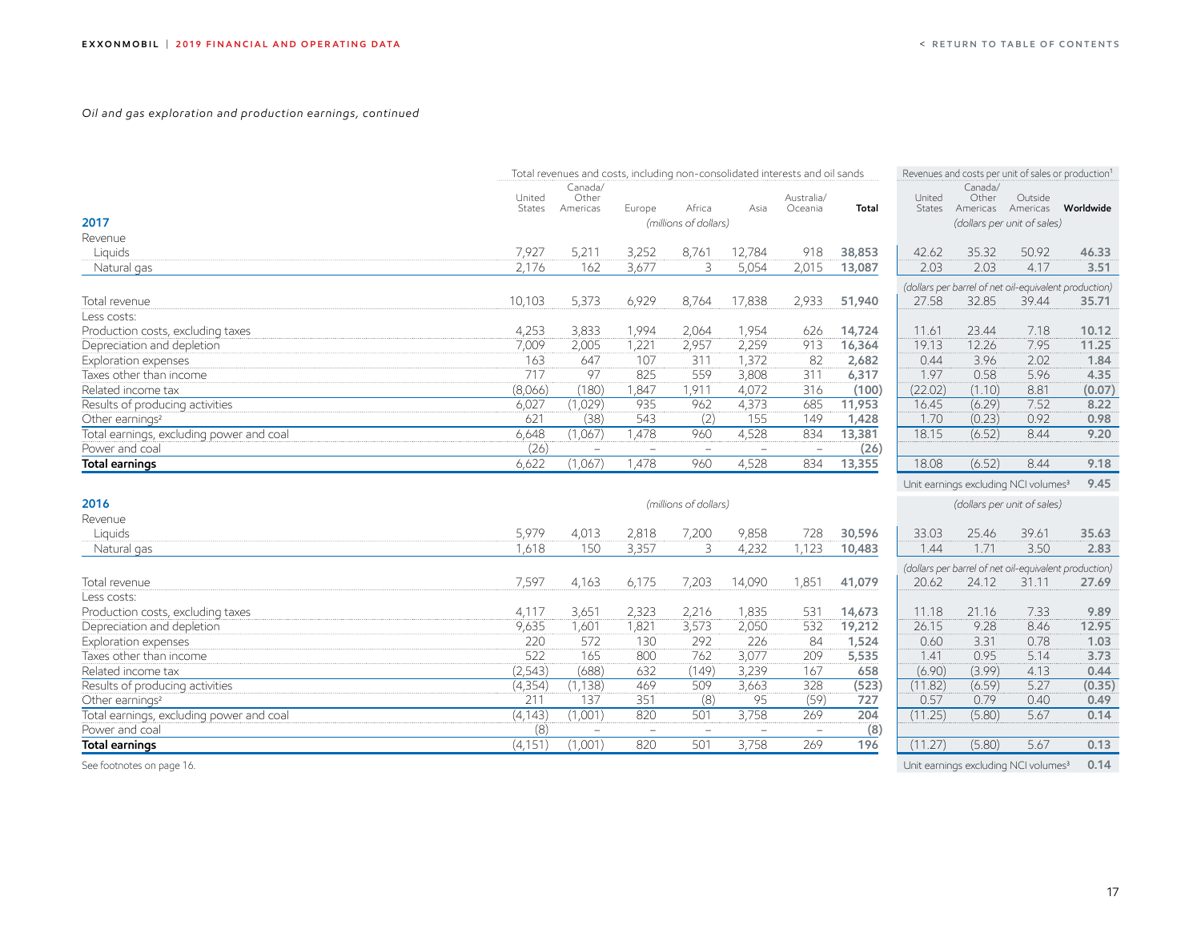*Oil and gas exploration and production earnings, continued*

| | Total revenues and costs, including non-consolidated interests and oil sands | | | | | | | Revenues and costs per unit of sales or production[1] | | | |
|---|---|---|---|---|---|---|---|---|---|---|---|
| | United States | Canada/ Other Americas | Europe | Africa | Asia | Australia/ Oceania | **Total** | United States | Canada/ Other Americas | Outside Americas | **Worldwide** |
| **2017** | | | | *(millions of dollars)* | | | | | *(dollars per unit of sales)* | | |
| Revenue | | | | | | | | | | | |
| Liquids | 7,927 | 5,211 | 3,252 | 8,761 | 12,784 | 918 | **38,853** | 42.62 | 35.32 | 50.92 | **46.33** |
| Natural gas | 2,176 | 162 | 3,677 | 3 | 5,054 | 2,015 | **13,087** | 2.03 | 2.03 | 4.17 | **3.51** |
| | | | | | | | | *(dollars per barrel of net oil-equivalent production)* | | | |
| Total revenue | 10,103 | 5,373 | 6,929 | 8,764 | 17,838 | 2,933 | **51,940** | 27.58 | 32.85 | 39.44 | **35.71** |
| Less costs: | | | | | | | | | | | |
| Production costs, excluding taxes | 4,253 | 3,833 | 1,994 | 2,064 | 1,954 | 626 | **14,724** | 11.61 | 23.44 | 7.18 | **10.12** |
| Depreciation and depletion | 7,009 | 2,005 | 1,221 | 2,957 | 2,259 | 913 | **16,364** | 19.13 | 12.26 | 7.95 | **11.25** |
| Exploration expenses | 163 | 647 | 107 | 311 | 1,372 | 82 | **2,682** | 0.44 | 3.96 | 2.02 | **1.84** |
| Taxes other than income | 717 | 97 | 825 | 559 | 3,808 | 311 | **6,317** | 1.97 | 0.58 | 5.96 | **4.35** |
| Related income tax | (8,066) | (180) | 1,847 | 1,911 | 4,072 | 316 | **(100)** | (22.02) | (1.10) | 8.81 | **(0.07)** |
| Results of producing activities | 6,027 | (1,029) | 935 | 962 | 4,373 | 685 | **11,953** | 16.45 | (6.29) | 7.52 | **8.22** |
| Other earnings[2] | 621 | (38) | 543 | (2) | 155 | 149 | **1,428** | 1.70 | (0.23) | 0.92 | **0.98** |
| Total earnings, excluding power and coal | 6,648 | (1,067) | 1,478 | 960 | 4,528 | 834 | **13,381** | 18.15 | (6.52) | 8.44 | **9.20** |
| Power and coal | (26) | – | – | – | – | – | **(26)** | | | | |
| **Total earnings** | 6,622 | (1,067) | 1,478 | 960 | 4,528 | 834 | **13,355** | 18.08 | (6.52) | 8.44 | **9.18** |
| | | | | | | | | Unit earnings excluding NCI volumes[3] | | | **9.45** |
| **2016** | | | | *(millions of dollars)* | | | | | *(dollars per unit of sales)* | | |
| Revenue | | | | | | | | | | | |
| Liquids | 5,979 | 4,013 | 2,818 | 7,200 | 9,858 | 728 | **30,596** | 33.03 | 25.46 | 39.61 | **35.63** |
| Natural gas | 1,618 | 150 | 3,357 | 3 | 4,232 | 1,123 | **10,483** | 1.44 | 1.71 | 3.50 | **2.83** |
| | | | | | | | | *(dollars per barrel of net oil-equivalent production)* | | | |
| Total revenue | 7,597 | 4,163 | 6,175 | 7,203 | 14,090 | 1,851 | **41,079** | 20.62 | 24.12 | 31.11 | **27.69** |
| Less costs: | | | | | | | | | | | |
| Production costs, excluding taxes | 4,117 | 3,651 | 2,323 | 2,216 | 1,835 | 531 | **14,673** | 11.18 | 21.16 | 7.33 | **9.89** |
| Depreciation and depletion | 9,635 | 1,601 | 1,821 | 3,573 | 2,050 | 532 | **19,212** | 26.15 | 9.28 | 8.46 | **12.95** |
| Exploration expenses | 220 | 572 | 130 | 292 | 226 | 84 | **1,524** | 0.60 | 3.31 | 0.78 | **1.03** |
| Taxes other than income | 522 | 165 | 800 | 762 | 3,077 | 209 | **5,535** | 1.41 | 0.95 | 5.14 | **3.73** |
| Related income tax | (2,543) | (688) | 632 | (149) | 3,239 | 167 | **658** | (6.90) | (3.99) | 4.13 | **0.44** |
| Results of producing activities | (4,354) | (1,138) | 469 | 509 | 3,663 | 328 | **(523)** | (11.82) | (6.59) | 5.27 | **(0.35)** |
| Other earnings[2] | 211 | 137 | 351 | (8) | 95 | (59) | **727** | 0.57 | 0.79 | 0.40 | **0.49** |
| Total earnings, excluding power and coal | (4,143) | (1,001) | 820 | 501 | 3,758 | 269 | **204** | (11.25) | (5.80) | 5.67 | **0.14** |
| Power and coal | (8) | – | – | – | – | – | **(8)** | | | | |
| **Total earnings** | (4,151) | (1,001) | 820 | 501 | 3,758 | 269 | **196** | (11.27) | (5.80) | 5.67 | **0.13** |
| | | | | | | | | Unit earnings excluding NCI volumes[3] | | | **0.14** |

See footnotes on page 16.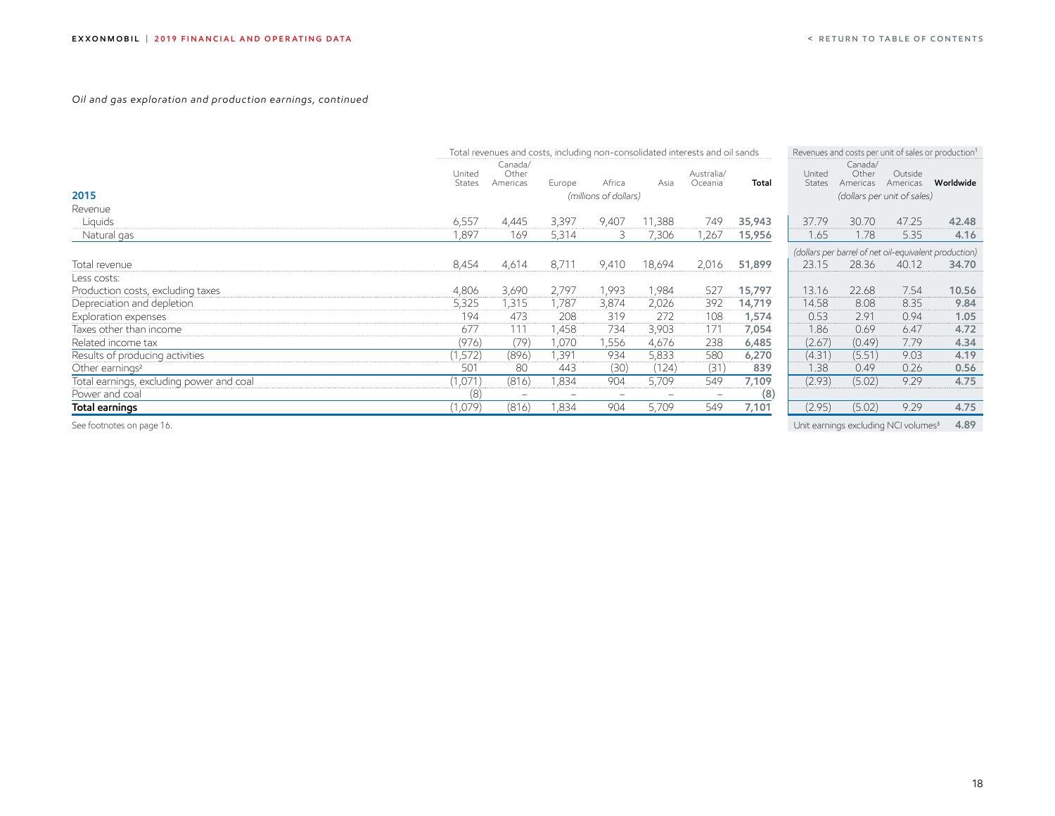*Oil and gas exploration and production earnings, continued*

| 2015 | United States | Canada/ Other Americas | Europe | Africa | Asia | Australia/ Oceania | Total | United States | Canada/ Other Americas | Outside Americas | Worldwide |
|---|---|---|---|---|---|---|---|---|---|---|---|
| | Total revenues and costs, including non-consolidated interests and oil sands (millions of dollars) | | | | | | | Revenues and costs per unit of sales or production[1] (dollars per unit of sales) | | | |
| Revenue | | | | | | | | | | | |
| Liquids | 6,557 | 4,445 | 3,397 | 9,407 | 11,388 | 749 | **35,943** | 37.79 | 30.70 | 47.25 | **42.48** |
| Natural gas | 1,897 | 169 | 5,314 | 3 | 7,306 | 1,267 | **15,956** | 1.65 | 1.78 | 5.35 | **4.16** |
| | | | | | | | | *(dollars per barrel of net oil-equivalent production)* | | | |
| Total revenue | 8,454 | 4,614 | 8,711 | 9,410 | 18,694 | 2,016 | **51,899** | 23.15 | 28.36 | 40.12 | **34.70** |
| Less costs: | | | | | | | | | | | |
| Production costs, excluding taxes | 4,806 | 3,690 | 2,797 | 1,993 | 1,984 | 527 | **15,797** | 13.16 | 22.68 | 7.54 | **10.56** |
| Depreciation and depletion | 5,325 | 1,315 | 1,787 | 3,874 | 2,026 | 392 | **14,719** | 14.58 | 8.08 | 8.35 | **9.84** |
| Exploration expenses | 194 | 473 | 208 | 319 | 272 | 108 | **1,574** | 0.53 | 2.91 | 0.94 | **1.05** |
| Taxes other than income | 677 | 111 | 1,458 | 734 | 3,903 | 171 | **7,054** | 1.86 | 0.69 | 6.47 | **4.72** |
| Related income tax | (976) | (79) | 1,070 | 1,556 | 4,676 | 238 | **6,485** | (2.67) | (0.49) | 7.79 | **4.34** |
| Results of producing activities | (1,572) | (896) | 1,391 | 934 | 5,833 | 580 | **6,270** | (4.31) | (5.51) | 9.03 | **4.19** |
| Other earnings[2] | 501 | 80 | 443 | (30) | (124) | (31) | **839** | 1.38 | 0.49 | 0.26 | **0.56** |
| Total earnings, excluding power and coal | (1,071) | (816) | 1,834 | 904 | 5,709 | 549 | **7,109** | (2.93) | (5.02) | 9.29 | **4.75** |
| Power and coal | (8) | – | – | – | – | – | **(8)** | | | | |
| **Total earnings** | (1,079) | (816) | 1,834 | 904 | 5,709 | 549 | **7,101** | (2.95) | (5.02) | 9.29 | **4.75** |
| | | | | | | | | Unit earnings excluding NCI volumes[3] | | | **4.89** |

See footnotes on page 16.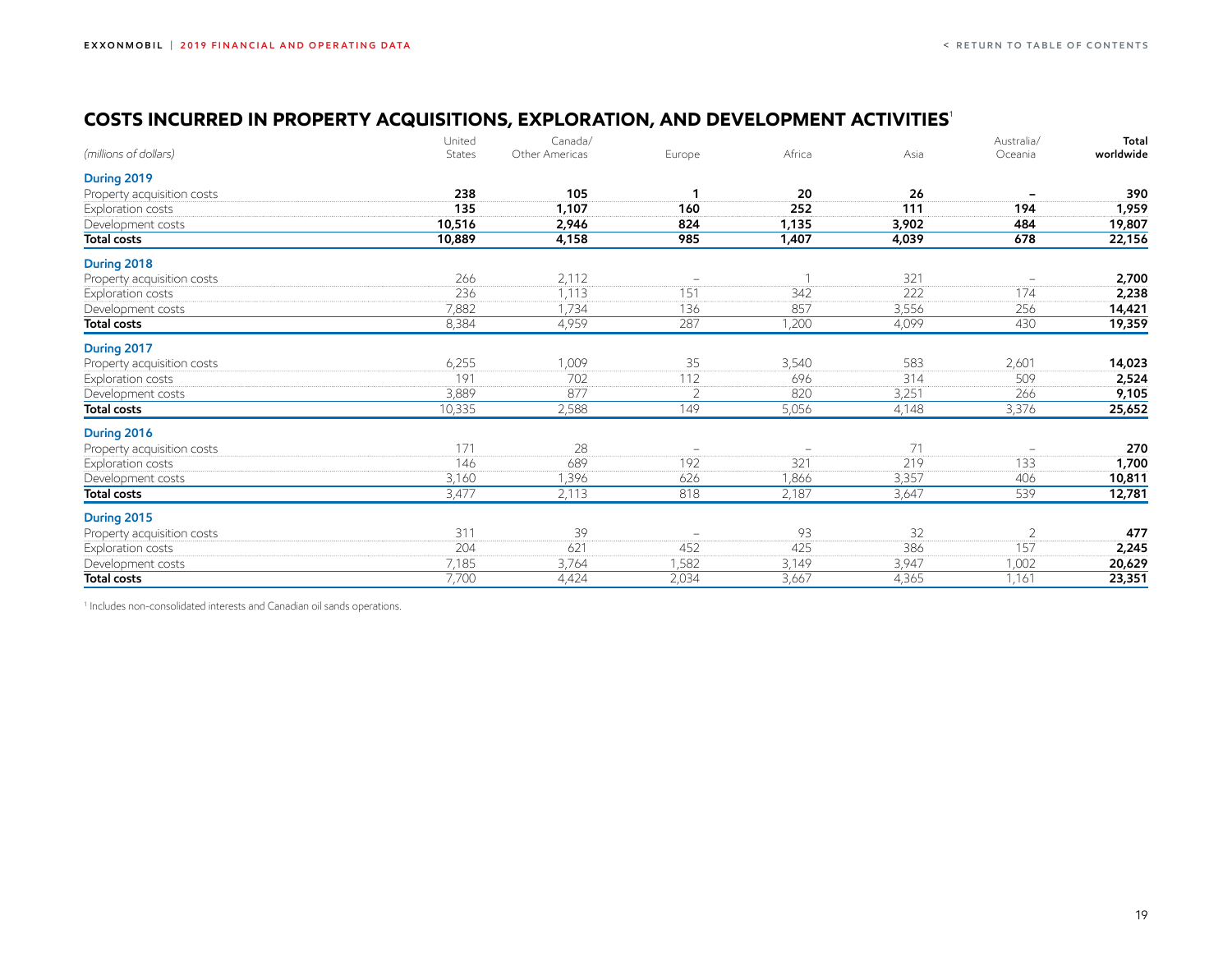## COSTS INCURRED IN PROPERTY ACQUISITIONS, EXPLORATION, AND DEVELOPMENT ACTIVITIES[1]

| *(millions of dollars)* | United States | Canada/ Other Americas | Europe | Africa | Asia | Australia/ Oceania | **Total worldwide** |
|---|---|---|---|---|---|---|---|
| **During 2019** | | | | | | | |
| Property acquisition costs | **238** | **105** | **1** | **20** | **26** | **–** | **390** |
| Exploration costs | **135** | **1,107** | **160** | **252** | **111** | **194** | **1,959** |
| Development costs | **10,516** | **2,946** | **824** | **1,135** | **3,902** | **484** | **19,807** |
| **Total costs** | **10,889** | **4,158** | **985** | **1,407** | **4,039** | **678** | **22,156** |
| **During 2018** | | | | | | | |
| Property acquisition costs | 266 | 2,112 | – | 1 | 321 | – | **2,700** |
| Exploration costs | 236 | 1,113 | 151 | 342 | 222 | 174 | **2,238** |
| Development costs | 7,882 | 1,734 | 136 | 857 | 3,556 | 256 | **14,421** |
| **Total costs** | 8,384 | 4,959 | 287 | 1,200 | 4,099 | 430 | **19,359** |
| **During 2017** | | | | | | | |
| Property acquisition costs | 6,255 | 1,009 | 35 | 3,540 | 583 | 2,601 | **14,023** |
| Exploration costs | 191 | 702 | 112 | 696 | 314 | 509 | **2,524** |
| Development costs | 3,889 | 877 | 2 | 820 | 3,251 | 266 | **9,105** |
| **Total costs** | 10,335 | 2,588 | 149 | 5,056 | 4,148 | 3,376 | **25,652** |
| **During 2016** | | | | | | | |
| Property acquisition costs | 171 | 28 | – | – | 71 | – | **270** |
| Exploration costs | 146 | 689 | 192 | 321 | 219 | 133 | **1,700** |
| Development costs | 3,160 | 1,396 | 626 | 1,866 | 3,357 | 406 | **10,811** |
| **Total costs** | 3,477 | 2,113 | 818 | 2,187 | 3,647 | 539 | **12,781** |
| **During 2015** | | | | | | | |
| Property acquisition costs | 311 | 39 | – | 93 | 32 | 2 | **477** |
| Exploration costs | 204 | 621 | 452 | 425 | 386 | 157 | **2,245** |
| Development costs | 7,185 | 3,764 | 1,582 | 3,149 | 3,947 | 1,002 | **20,629** |
| **Total costs** | 7,700 | 4,424 | 2,034 | 3,667 | 4,365 | 1,161 | **23,351** |

[1] Includes non-consolidated interests and Canadian oil sands operations.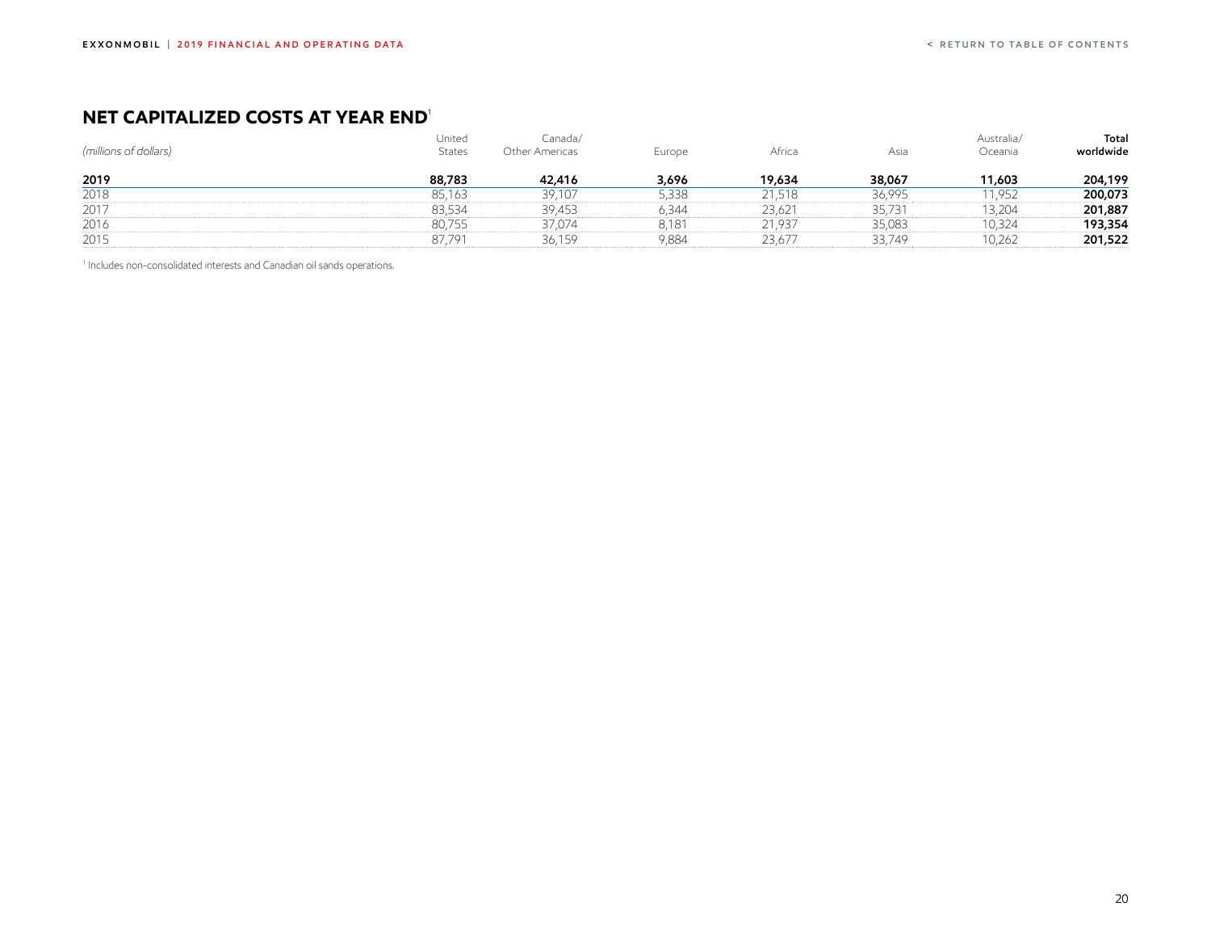## NET CAPITALIZED COSTS AT YEAR END[1]

| *(millions of dollars)* | United States | Canada/ Other Americas | Europe | Africa | Asia | Australia/ Oceania | **Total worldwide** |
|---|---|---|---|---|---|---|---|
| **2019** | **88,783** | **42,416** | **3,696** | **19,634** | **38,067** | **11,603** | **204,199** |
| 2018 | 85,163 | 39,107 | 5,338 | 21,518 | 36,995 | 11,952 | **200,073** |
| 2017 | 83,534 | 39,453 | 6,344 | 23,621 | 35,731 | 13,204 | **201,887** |
| 2016 | 80,755 | 37,074 | 8,181 | 21,937 | 35,083 | 10,324 | **193,354** |
| 2015 | 87,791 | 36,159 | 9,884 | 23,677 | 33,749 | 10,262 | **201,522** |

[1] Includes non-consolidated interests and Canadian oil sands operations.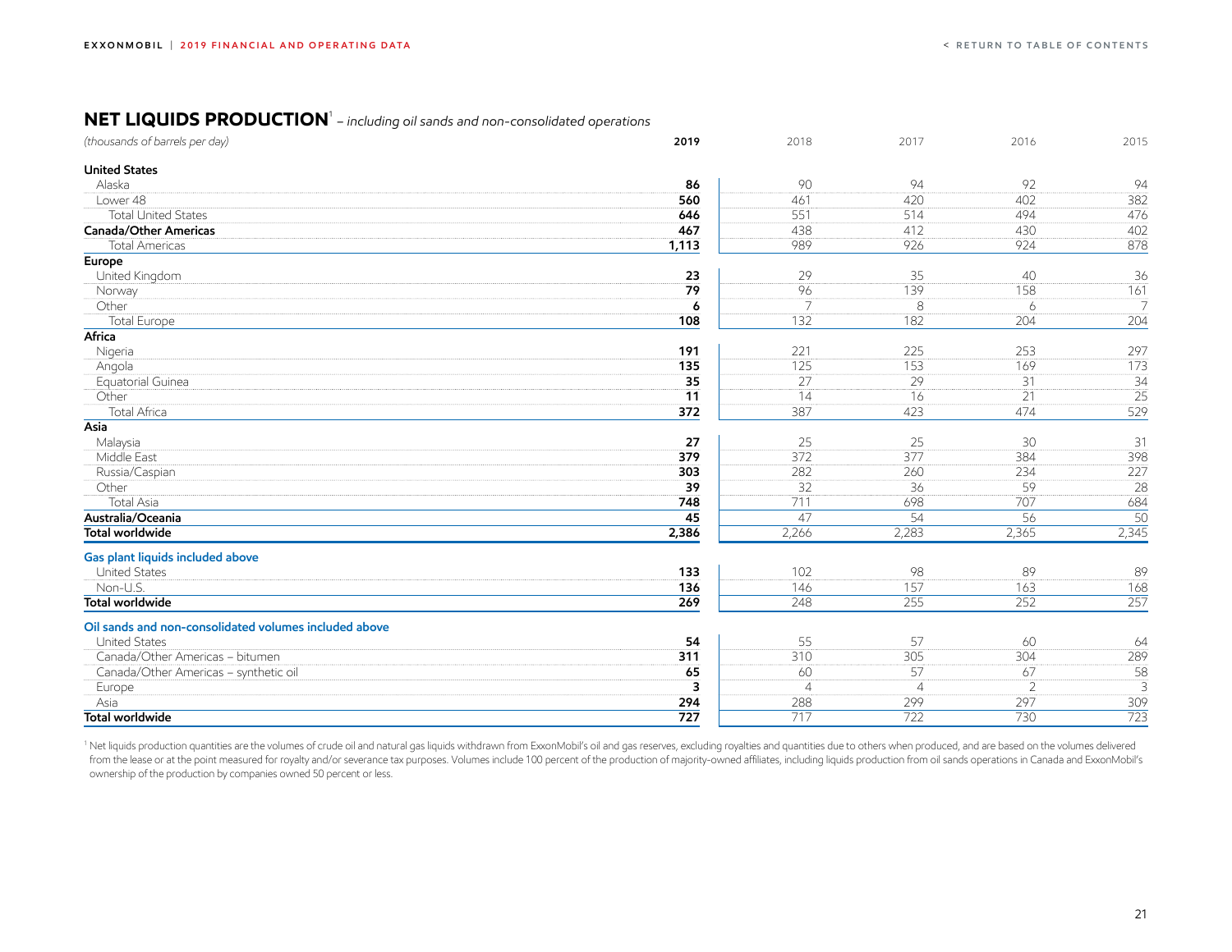## NET LIQUIDS PRODUCTION[1] – *including oil sands and non-consolidated operations*

| *(thousands of barrels per day)* | 2019 | 2018 | 2017 | 2016 | 2015 |
|---|---|---|---|---|---|
| **United States** | | | | | |
| Alaska | **86** | 90 | 94 | 92 | 94 |
| Lower 48 | **560** | 461 | 420 | 402 | 382 |
| Total United States | **646** | 551 | 514 | 494 | 476 |
| **Canada/Other Americas** | **467** | 438 | 412 | 430 | 402 |
| Total Americas | **1,113** | 989 | 926 | 924 | 878 |
| **Europe** | | | | | |
| United Kingdom | **23** | 29 | 35 | 40 | 36 |
| Norway | **79** | 96 | 139 | 158 | 161 |
| Other | **6** | 7 | 8 | 6 | 7 |
| Total Europe | **108** | 132 | 182 | 204 | 204 |
| **Africa** | | | | | |
| Nigeria | **191** | 221 | 225 | 253 | 297 |
| Angola | **135** | 125 | 153 | 169 | 173 |
| Equatorial Guinea | **35** | 27 | 29 | 31 | 34 |
| Other | **11** | 14 | 16 | 21 | 25 |
| Total Africa | **372** | 387 | 423 | 474 | 529 |
| **Asia** | | | | | |
| Malaysia | **27** | 25 | 25 | 30 | 31 |
| Middle East | **379** | 372 | 377 | 384 | 398 |
| Russia/Caspian | **303** | 282 | 260 | 234 | 227 |
| Other | **39** | 32 | 36 | 59 | 28 |
| Total Asia | **748** | 711 | 698 | 707 | 684 |
| **Australia/Oceania** | **45** | 47 | 54 | 56 | 50 |
| **Total worldwide** | **2,386** | 2,266 | 2,283 | 2,365 | 2,345 |
| **Gas plant liquids included above** | | | | | |
| United States | **133** | 102 | 98 | 89 | 89 |
| Non-U.S. | **136** | 146 | 157 | 163 | 168 |
| **Total worldwide** | **269** | 248 | 255 | 252 | 257 |
| **Oil sands and non-consolidated volumes included above** | | | | | |
| United States | **54** | 55 | 57 | 60 | 64 |
| Canada/Other Americas – bitumen | **311** | 310 | 305 | 304 | 289 |
| Canada/Other Americas – synthetic oil | **65** | 60 | 57 | 67 | 58 |
| Europe | **3** | 4 | 4 | 2 | 3 |
| Asia | **294** | 288 | 299 | 297 | 309 |
| **Total worldwide** | **727** | 717 | 722 | 730 | 723 |

[1] Net liquids production quantities are the volumes of crude oil and natural gas liquids withdrawn from ExxonMobil's oil and gas reserves, excluding royalties and quantities due to others when produced, and are based on the volumes delivered from the lease or at the point measured for royalty and/or severance tax purposes. Volumes include 100 percent of the production of majority-owned affiliates, including liquids production from oil sands operations in Canada and ExxonMobil's ownership of the production by companies owned 50 percent or less.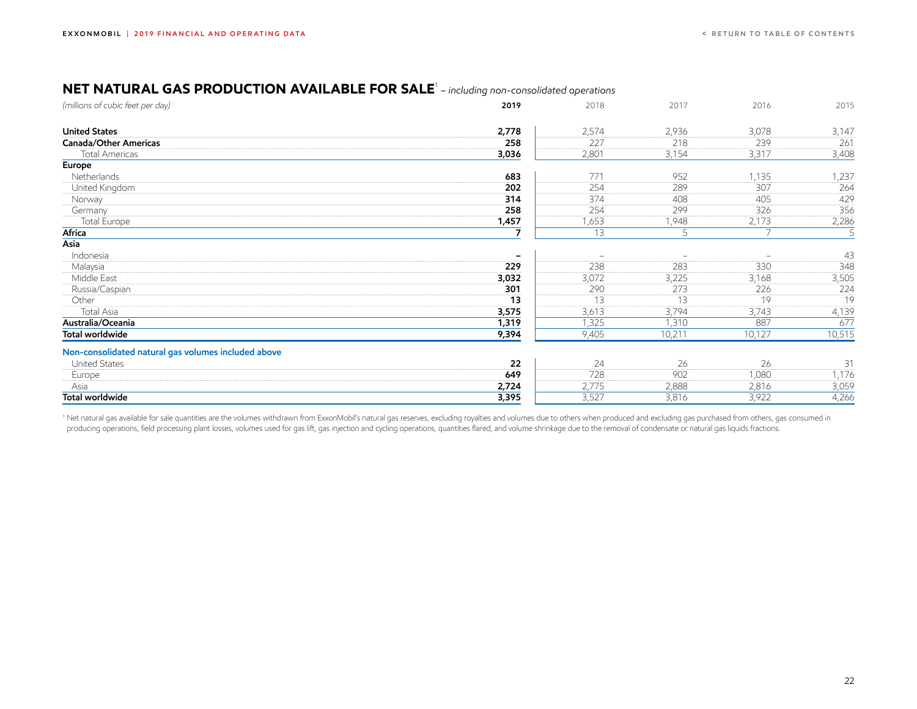## NET NATURAL GAS PRODUCTION AVAILABLE FOR SALE[1] – *including non-consolidated operations*

| *(millions of cubic feet per day)* | **2019** | 2018 | 2017 | 2016 | 2015 |
|---|---|---|---|---|---|
| **United States** | **2,778** | 2,574 | 2,936 | 3,078 | 3,147 |
| **Canada/Other Americas** | **258** | 227 | 218 | 239 | 261 |
| Total Americas | **3,036** | 2,801 | 3,154 | 3,317 | 3,408 |
| **Europe** | | | | | |
| Netherlands | **683** | 771 | 952 | 1,135 | 1,237 |
| United Kingdom | **202** | 254 | 289 | 307 | 264 |
| Norway | **314** | 374 | 408 | 405 | 429 |
| Germany | **258** | 254 | 299 | 326 | 356 |
| Total Europe | **1,457** | 1,653 | 1,948 | 2,173 | 2,286 |
| **Africa** | **7** | 13 | 5 | 7 | 5 |
| **Asia** | | | | | |
| Indonesia | **–** | – | – | – | 43 |
| Malaysia | **229** | 238 | 283 | 330 | 348 |
| Middle East | **3,032** | 3,072 | 3,225 | 3,168 | 3,505 |
| Russia/Caspian | **301** | 290 | 273 | 226 | 224 |
| Other | **13** | 13 | 13 | 19 | 19 |
| Total Asia | **3,575** | 3,613 | 3,794 | 3,743 | 4,139 |
| **Australia/Oceania** | **1,319** | 1,325 | 1,310 | 887 | 677 |
| **Total worldwide** | **9,394** | 9,405 | 10,211 | 10,127 | 10,515 |
| **Non-consolidated natural gas volumes included above** | | | | | |
| United States | **22** | 24 | 26 | 26 | 31 |
| Europe | **649** | 728 | 902 | 1,080 | 1,176 |
| Asia | **2,724** | 2,775 | 2,888 | 2,816 | 3,059 |
| **Total worldwide** | **3,395** | 3,527 | 3,816 | 3,922 | 4,266 |

[1] Net natural gas available for sale quantities are the volumes withdrawn from ExxonMobil's natural gas reserves, excluding royalties and volumes due to others when produced and excluding gas purchased from others, gas consumed in producing operations, field processing plant losses, volumes used for gas lift, gas injection and cycling operations, quantities flared, and volume shrinkage due to the removal of condensate or natural gas liquids fractions.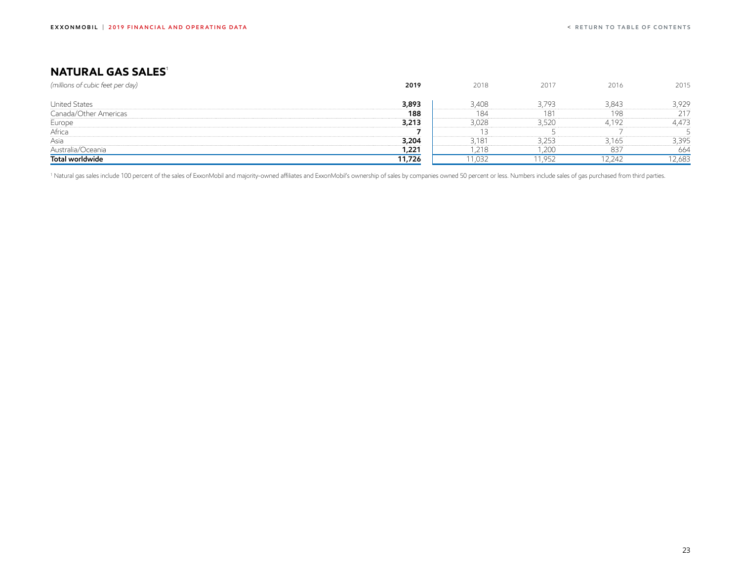## NATURAL GAS SALES[1]

| *(millions of cubic feet per day)* | **2019** | 2018 | 2017 | 2016 | 2015 |
|---|---|---|---|---|---|
| United States | **3,893** | 3,408 | 3,793 | 3,843 | 3,929 |
| Canada/Other Americas | **188** | 184 | 181 | 198 | 217 |
| Europe | **3,213** | 3,028 | 3,520 | 4,192 | 4,473 |
| Africa | **7** | 13 | 5 | 7 | 5 |
| Asia | **3,204** | 3,181 | 3,253 | 3,165 | 3,395 |
| Australia/Oceania | **1,221** | 1,218 | 1,200 | 837 | 664 |
| **Total worldwide** | **11,726** | 11,032 | 11,952 | 12,242 | 12,683 |

[1] Natural gas sales include 100 percent of the sales of ExxonMobil and majority-owned affiliates and ExxonMobil's ownership of sales by companies owned 50 percent or less. Numbers include sales of gas purchased from third parties.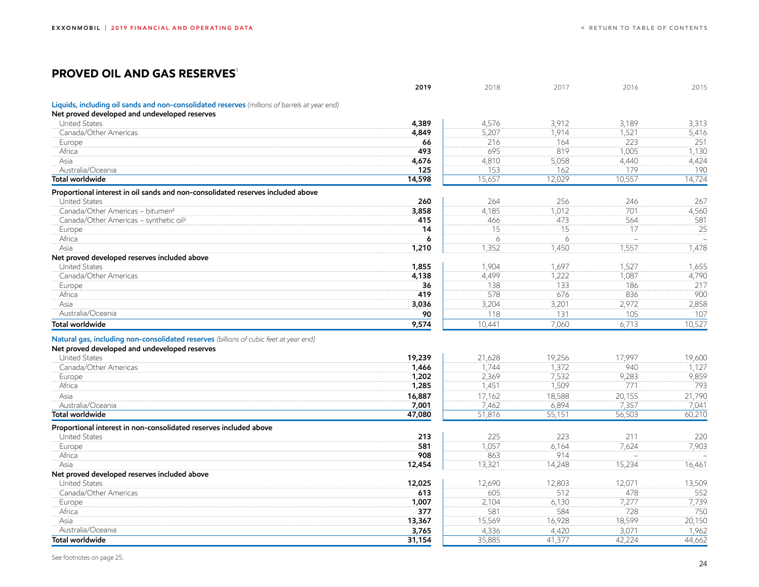## PROVED OIL AND GAS RESERVES[1]

| | 2019 | 2018 | 2017 | 2016 | 2015 |
|---|---|---|---|---|---|
| **Liquids, including oil sands and non-consolidated reserves** *(millions of barrels at year end)* | | | | | |
| **Net proved developed and undeveloped reserves** | | | | | |
| United States | **4,389** | 4,576 | 3,912 | 3,189 | 3,313 |
| Canada/Other Americas | **4,849** | 5,207 | 1,914 | 1,521 | 5,416 |
| Europe | **66** | 216 | 164 | 223 | 251 |
| Africa | **493** | 695 | 819 | 1,005 | 1,130 |
| Asia | **4,676** | 4,810 | 5,058 | 4,440 | 4,424 |
| Australia/Oceania | **125** | 153 | 162 | 179 | 190 |
| **Total worldwide** | **14,598** | 15,657 | 12,029 | 10,557 | 14,724 |
| **Proportional interest in oil sands and non-consolidated reserves included above** | | | | | |
| United States | **260** | 264 | 256 | 246 | 267 |
| Canada/Other Americas – bitumen[2] | **3,858** | 4,185 | 1,012 | 701 | 4,560 |
| Canada/Other Americas – synthetic oil[2] | **415** | 466 | 473 | 564 | 581 |
| Europe | **14** | 15 | 15 | 17 | 25 |
| Africa | **6** | 6 | 6 | – | – |
| Asia | **1,210** | 1,352 | 1,450 | 1,557 | 1,478 |
| **Net proved developed reserves included above** | | | | | |
| United States | **1,855** | 1,904 | 1,697 | 1,527 | 1,655 |
| Canada/Other Americas | **4,138** | 4,499 | 1,222 | 1,087 | 4,790 |
| Europe | **36** | 138 | 133 | 186 | 217 |
| Africa | **419** | 578 | 676 | 836 | 900 |
| Asia | **3,036** | 3,204 | 3,201 | 2,972 | 2,858 |
| Australia/Oceania | **90** | 118 | 131 | 105 | 107 |
| **Total worldwide** | **9,574** | 10,441 | 7,060 | 6,713 | 10,527 |
| **Natural gas, including non-consolidated reserves** *(billions of cubic feet at year end)* | | | | | |
| **Net proved developed and undeveloped reserves** | | | | | |
| United States | **19,239** | 21,628 | 19,256 | 17,997 | 19,600 |
| Canada/Other Americas | **1,466** | 1,744 | 1,372 | 940 | 1,127 |
| Europe | **1,202** | 2,369 | 7,532 | 9,283 | 9,859 |
| Africa | **1,285** | 1,451 | 1,509 | 771 | 793 |
| Asia | **16,887** | 17,162 | 18,588 | 20,155 | 21,790 |
| Australia/Oceania | **7,001** | 7,462 | 6,894 | 7,357 | 7,041 |
| **Total worldwide** | **47,080** | 51,816 | 55,151 | 56,503 | 60,210 |
| **Proportional interest in non-consolidated reserves included above** | | | | | |
| United States | **213** | 225 | 223 | 211 | 220 |
| Europe | **581** | 1,057 | 6,164 | 7,624 | 7,903 |
| Africa | **908** | 863 | 914 | – | – |
| Asia | **12,454** | 13,321 | 14,248 | 15,234 | 16,461 |
| **Net proved developed reserves included above** | | | | | |
| United States | **12,025** | 12,690 | 12,803 | 12,071 | 13,509 |
| Canada/Other Americas | **613** | 605 | 512 | 478 | 552 |
| Europe | **1,007** | 2,104 | 6,130 | 7,277 | 7,739 |
| Africa | **377** | 581 | 584 | 728 | 750 |
| Asia | **13,367** | 15,569 | 16,928 | 18,599 | 20,150 |
| Australia/Oceania | **3,765** | 4,336 | 4,420 | 3,071 | 1,962 |
| **Total worldwide** | **31,154** | 35,885 | 41,377 | 42,224 | 44,662 |

See footnotes on page 25.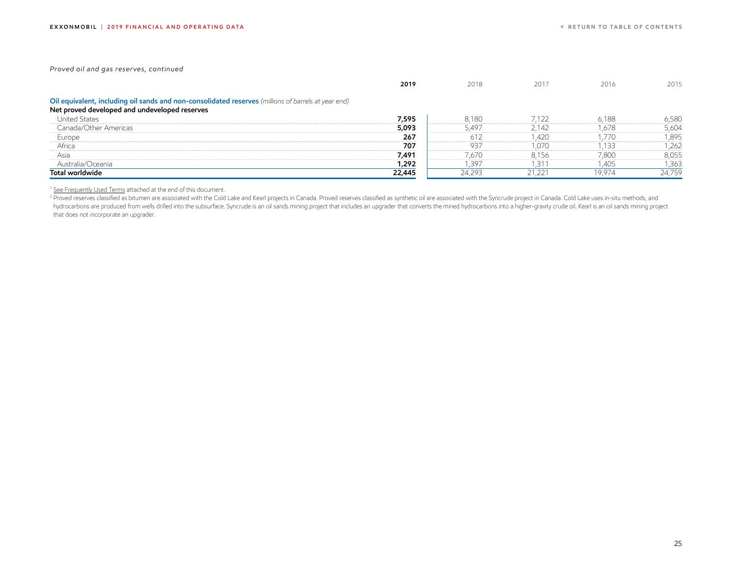*Proved oil and gas reserves, continued*

| | 2019 | 2018 | 2017 | 2016 | 2015 |
|---|---|---|---|---|---|
| **Oil equivalent, including oil sands and non-consolidated reserves** *(millions of barrels at year end)* | | | | | |
| **Net proved developed and undeveloped reserves** | | | | | |
| United States | **7,595** | 8,180 | 7,122 | 6,188 | 6,580 |
| Canada/Other Americas | **5,093** | 5,497 | 2,142 | 1,678 | 5,604 |
| Europe | **267** | 612 | 1,420 | 1,770 | 1,895 |
| Africa | **707** | 937 | 1,070 | 1,133 | 1,262 |
| Asia | **7,491** | 7,670 | 8,156 | 7,800 | 8,055 |
| Australia/Oceania | **1,292** | 1,397 | 1,311 | 1,405 | 1,363 |
| **Total worldwide** | **22,445** | 24,293 | 21,221 | 19,974 | 24,759 |

[1] See Frequently Used Terms attached at the end of this document.

[2] Proved reserves classified as bitumen are associated with the Cold Lake and Kearl projects in Canada. Proved reserves classified as synthetic oil are associated with the Syncrude project in Canada. Cold Lake uses in-situ methods, and hydrocarbons are produced from wells drilled into the subsurface. Syncrude is an oil sands mining project that includes an upgrader that converts the mined hydrocarbons into a higher-gravity crude oil. Kearl is an oil sands mining project that does not incorporate an upgrader.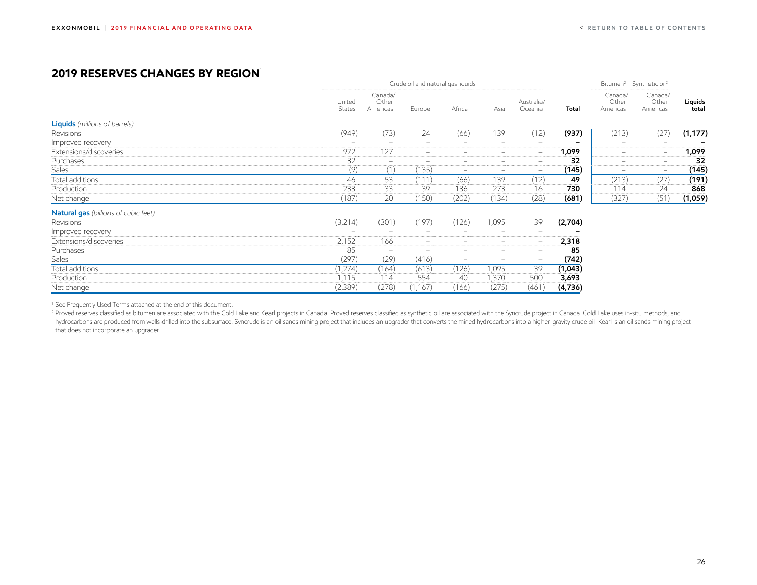## 2019 RESERVES CHANGES BY REGION[1]

| | Crude oil and natural gas liquids | | | | | | | Bitumen[2] | Synthetic oil[2] | |
|---|---|---|---|---|---|---|---|---|---|---|
| | United States | Canada/ Other Americas | Europe | Africa | Asia | Australia/ Oceania | **Total** | Canada/ Other Americas | Canada/ Other Americas | **Liquids total** |
| **Liquids** *(millions of barrels)* | | | | | | | | | | |
| Revisions | (949) | (73) | 24 | (66) | 139 | (12) | **(937)** | (213) | (27) | **(1,177)** |
| Improved recovery | – | – | – | – | – | – | **–** | – | – | **–** |
| Extensions/discoveries | 972 | 127 | – | – | – | – | **1,099** | – | – | **1,099** |
| Purchases | 32 | – | – | – | – | – | **32** | – | – | **32** |
| Sales | (9) | (1) | (135) | – | – | – | **(145)** | – | – | **(145)** |
| Total additions | 46 | 53 | (111) | (66) | 139 | (12) | **49** | (213) | (27) | **(191)** |
| Production | 233 | 33 | 39 | 136 | 273 | 16 | **730** | 114 | 24 | **868** |
| Net change | (187) | 20 | (150) | (202) | (134) | (28) | **(681)** | (327) | (51) | **(1,059)** |
| **Natural gas** *(billions of cubic feet)* | | | | | | | | | | |
| Revisions | (3,214) | (301) | (197) | (126) | 1,095 | 39 | **(2,704)** | | | |
| Improved recovery | – | – | – | – | – | – | **–** | | | |
| Extensions/discoveries | 2,152 | 166 | – | – | – | – | **2,318** | | | |
| Purchases | 85 | – | – | – | – | – | **85** | | | |
| Sales | (297) | (29) | (416) | – | – | – | **(742)** | | | |
| Total additions | (1,274) | (164) | (613) | (126) | 1,095 | 39 | **(1,043)** | | | |
| Production | 1,115 | 114 | 554 | 40 | 1,370 | 500 | **3,693** | | | |
| Net change | (2,389) | (278) | (1,167) | (166) | (275) | (461) | **(4,736)** | | | |

[1] See Frequently Used Terms attached at the end of this document.

[2] Proved reserves classified as bitumen are associated with the Cold Lake and Kearl projects in Canada. Proved reserves classified as synthetic oil are associated with the Syncrude project in Canada. Cold Lake uses in-situ methods, and hydrocarbons are produced from wells drilled into the subsurface. Syncrude is an oil sands mining project that includes an upgrader that converts the mined hydrocarbons into a higher-gravity crude oil. Kearl is an oil sands mining project that does not incorporate an upgrader.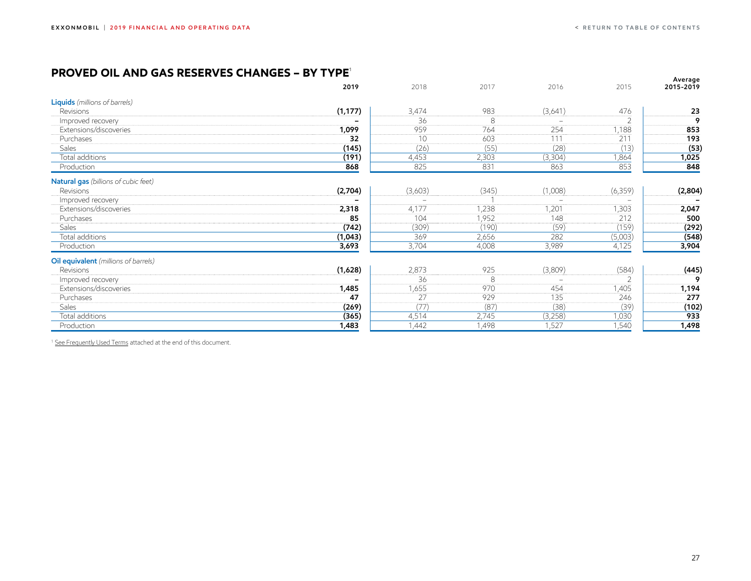## PROVED OIL AND GAS RESERVES CHANGES – BY TYPE[1]

| | 2019 | 2018 | 2017 | 2016 | 2015 | Average 2015-2019 |
|---|---|---|---|---|---|---|
| **Liquids** *(millions of barrels)* | | | | | | |
| Revisions | **(1,177)** | 3,474 | 983 | (3,641) | 476 | **23** |
| Improved recovery | **–** | 36 | 8 | – | 2 | **9** |
| Extensions/discoveries | **1,099** | 959 | 764 | 254 | 1,188 | **853** |
| Purchases | **32** | 10 | 603 | 111 | 211 | **193** |
| Sales | **(145)** | (26) | (55) | (28) | (13) | **(53)** |
| Total additions | **(191)** | 4,453 | 2,303 | (3,304) | 1,864 | **1,025** |
| Production | **868** | 825 | 831 | 863 | 853 | **848** |
| **Natural gas** *(billions of cubic feet)* | | | | | | |
| Revisions | **(2,704)** | (3,603) | (345) | (1,008) | (6,359) | **(2,804)** |
| Improved recovery | **–** | – | 1 | – | – | **–** |
| Extensions/discoveries | **2,318** | 4,177 | 1,238 | 1,201 | 1,303 | **2,047** |
| Purchases | **85** | 104 | 1,952 | 148 | 212 | **500** |
| Sales | **(742)** | (309) | (190) | (59) | (159) | **(292)** |
| Total additions | **(1,043)** | 369 | 2,656 | 282 | (5,003) | **(548)** |
| Production | **3,693** | 3,704 | 4,008 | 3,989 | 4,125 | **3,904** |
| **Oil equivalent** *(millions of barrels)* | | | | | | |
| Revisions | **(1,628)** | 2,873 | 925 | (3,809) | (584) | **(445)** |
| Improved recovery | **–** | 36 | 8 | – | 2 | **9** |
| Extensions/discoveries | **1,485** | 1,655 | 970 | 454 | 1,405 | **1,194** |
| Purchases | **47** | 27 | 929 | 135 | 246 | **277** |
| Sales | **(269)** | (77) | (87) | (38) | (39) | **(102)** |
| Total additions | **(365)** | 4,514 | 2,745 | (3,258) | 1,030 | **933** |
| Production | **1,483** | 1,442 | 1,498 | 1,527 | 1,540 | **1,498** |

[1] See Frequently Used Terms attached at the end of this document.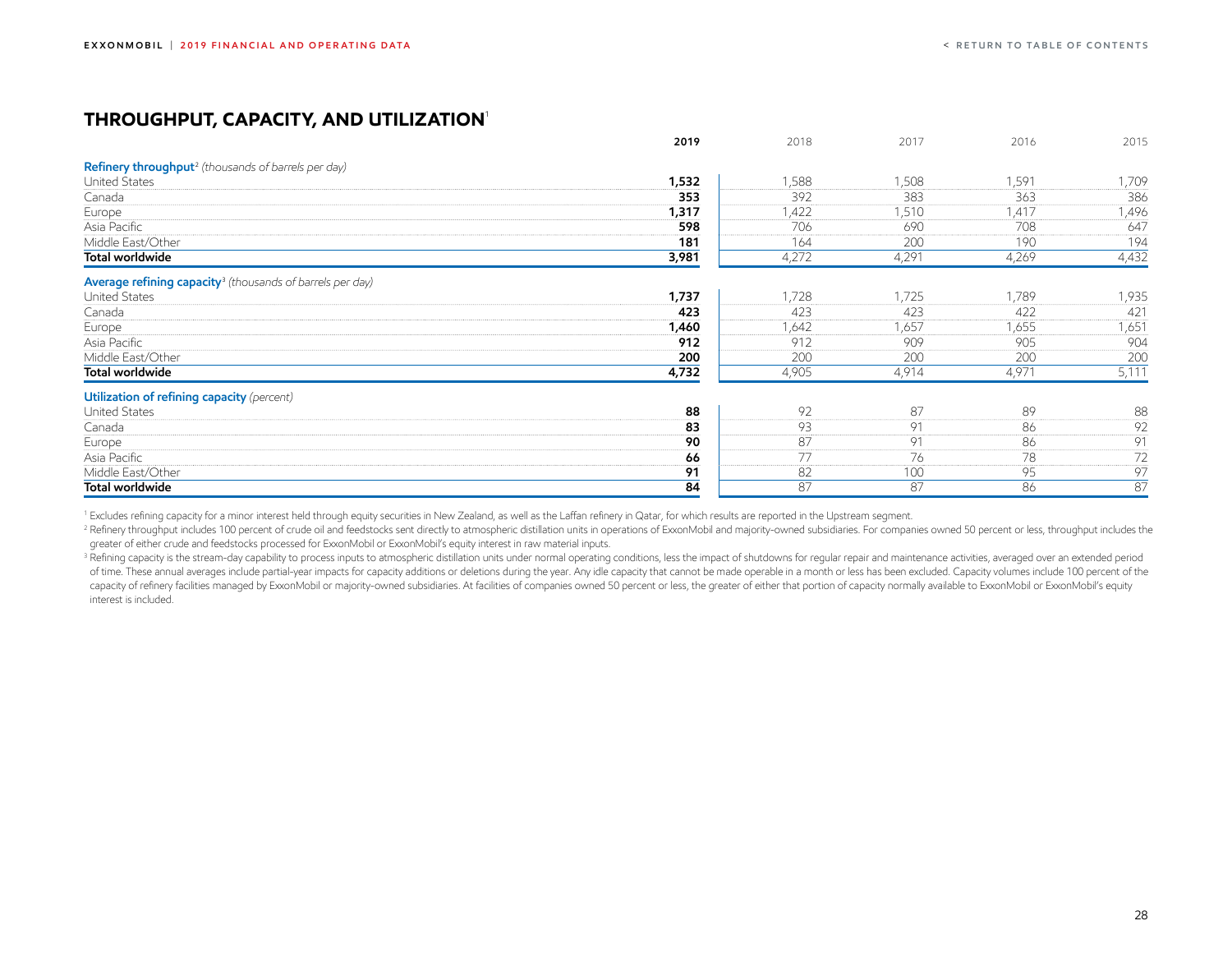## THROUGHPUT, CAPACITY, AND UTILIZATION[1]

| | **2019** | 2018 | 2017 | 2016 | 2015 |
|---|---|---|---|---|---|
| **Refinery throughput**[2] *(thousands of barrels per day)* | | | | | |
| United States | **1,532** | 1,588 | 1,508 | 1,591 | 1,709 |
| Canada | **353** | 392 | 383 | 363 | 386 |
| Europe | **1,317** | 1,422 | 1,510 | 1,417 | 1,496 |
| Asia Pacific | **598** | 706 | 690 | 708 | 647 |
| Middle East/Other | **181** | 164 | 200 | 190 | 194 |
| **Total worldwide** | **3,981** | 4,272 | 4,291 | 4,269 | 4,432 |
| **Average refining capacity**[3] *(thousands of barrels per day)* | | | | | |
| United States | **1,737** | 1,728 | 1,725 | 1,789 | 1,935 |
| Canada | **423** | 423 | 423 | 422 | 421 |
| Europe | **1,460** | 1,642 | 1,657 | 1,655 | 1,651 |
| Asia Pacific | **912** | 912 | 909 | 905 | 904 |
| Middle East/Other | **200** | 200 | 200 | 200 | 200 |
| **Total worldwide** | **4,732** | 4,905 | 4,914 | 4,971 | 5,111 |
| **Utilization of refining capacity** *(percent)* | | | | | |
| United States | **88** | 92 | 87 | 89 | 88 |
| Canada | **83** | 93 | 91 | 86 | 92 |
| Europe | **90** | 87 | 91 | 86 | 91 |
| Asia Pacific | **66** | 77 | 76 | 78 | 72 |
| Middle East/Other | **91** | 82 | 100 | 95 | 97 |
| **Total worldwide** | **84** | 87 | 87 | 86 | 87 |

[1] Excludes refining capacity for a minor interest held through equity securities in New Zealand, as well as the Laffan refinery in Qatar, for which results are reported in the Upstream segment.

[2] Refinery throughput includes 100 percent of crude oil and feedstocks sent directly to atmospheric distillation units in operations of ExxonMobil and majority-owned subsidiaries. For companies owned 50 percent or less, throughput includes the greater of either crude and feedstocks processed for ExxonMobil or ExxonMobil's equity interest in raw material inputs.

[3] Refining capacity is the stream-day capability to process inputs to atmospheric distillation units under normal operating conditions, less the impact of shutdowns for regular repair and maintenance activities, averaged over an extended period of time. These annual averages include partial-year impacts for capacity additions or deletions during the year. Any idle capacity that cannot be made operable in a month or less has been excluded. Capacity volumes include 100 percent of the capacity of refinery facilities managed by ExxonMobil or majority-owned subsidiaries. At facilities of companies owned 50 percent or less, the greater of either that portion of capacity normally available to ExxonMobil or ExxonMobil's equity interest is included.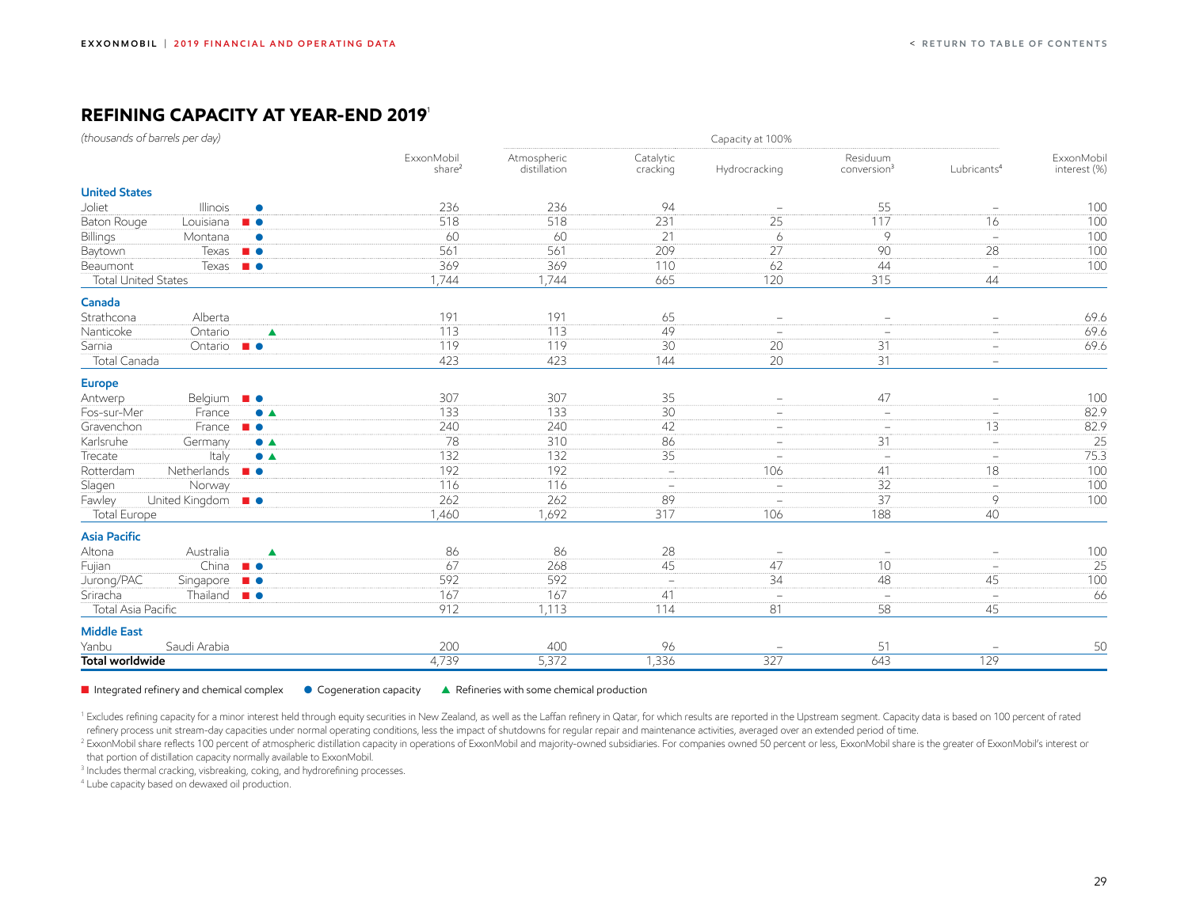## REFINING CAPACITY AT YEAR-END 2019[1]

*(thousands of barrels per day)*

| | | | | Capacity at 100% | | | | | |
|---|---|---|---|---|---|---|---|---|---|
| | | | ExxonMobil share[2] | Atmospheric distillation | Catalytic cracking | Hydrocracking | Residuum conversion[3] | Lubricants[4] | ExxonMobil interest (%) |
| **United States** | | | | | | | | | |
| Joliet | Illinois | ● | 236 | 236 | 94 | – | 55 | – | 100 |
| Baton Rouge | Louisiana | ■ ● | 518 | 518 | 231 | 25 | 117 | 16 | 100 |
| Billings | Montana | ● | 60 | 60 | 21 | 6 | 9 | – | 100 |
| Baytown | Texas | ■ ● | 561 | 561 | 209 | 27 | 90 | 28 | 100 |
| Beaumont | Texas | ■ ● | 369 | 369 | 110 | 62 | 44 | – | 100 |
| Total United States | | | 1,744 | 1,744 | 665 | 120 | 315 | 44 | |
| **Canada** | | | | | | | | | |
| Strathcona | Alberta | | 191 | 191 | 65 | – | – | – | 69.6 |
| Nanticoke | Ontario | ▲ | 113 | 113 | 49 | – | – | – | 69.6 |
| Sarnia | Ontario | ■ ● | 119 | 119 | 30 | 20 | 31 | – | 69.6 |
| Total Canada | | | 423 | 423 | 144 | 20 | 31 | – | |
| **Europe** | | | | | | | | | |
| Antwerp | Belgium | ■ ● | 307 | 307 | 35 | – | 47 | – | 100 |
| Fos-sur-Mer | France | ● ▲ | 133 | 133 | 30 | – | – | – | 82.9 |
| Gravenchon | France | ■ ● | 240 | 240 | 42 | – | – | 13 | 82.9 |
| Karlsruhe | Germany | ● ▲ | 78 | 310 | 86 | – | 31 | – | 25 |
| Trecate | Italy | ● ▲ | 132 | 132 | 35 | – | – | – | 75.3 |
| Rotterdam | Netherlands | ■ ● | 192 | 192 | – | 106 | 41 | 18 | 100 |
| Slagen | Norway | | 116 | 116 | – | – | 32 | – | 100 |
| Fawley | United Kingdom | ■ ● | 262 | 262 | 89 | – | 37 | 9 | 100 |
| Total Europe | | | 1,460 | 1,692 | 317 | 106 | 188 | 40 | |
| **Asia Pacific** | | | | | | | | | |
| Altona | Australia | ▲ | 86 | 86 | 28 | – | – | – | 100 |
| Fujian | China | ■ ● | 67 | 268 | 45 | 47 | 10 | – | 25 |
| Jurong/PAC | Singapore | ■ ● | 592 | 592 | – | 34 | 48 | 45 | 100 |
| Sriracha | Thailand | ■ ● | 167 | 167 | 41 | – | – | – | 66 |
| Total Asia Pacific | | | 912 | 1,113 | 114 | 81 | 58 | 45 | |
| **Middle East** | | | | | | | | | |
| Yanbu | Saudi Arabia | | 200 | 400 | 96 | – | 51 | – | 50 |
| **Total worldwide** | | | 4,739 | 5,372 | 1,336 | 327 | 643 | 129 | |

■ Integrated refinery and chemical complex ● Cogeneration capacity ▲ Refineries with some chemical production

[1] Excludes refining capacity for a minor interest held through equity securities in New Zealand, as well as the Laffan refinery in Qatar, for which results are reported in the Upstream segment. Capacity data is based on 100 percent of rated refinery process unit stream-day capacities under normal operating conditions, less the impact of shutdowns for regular repair and maintenance activities, averaged over an extended period of time.

[2] ExxonMobil share reflects 100 percent of atmospheric distillation capacity in operations of ExxonMobil and majority-owned subsidiaries. For companies owned 50 percent or less, ExxonMobil share is the greater of ExxonMobil's interest or that portion of distillation capacity normally available to ExxonMobil.

[3] Includes thermal cracking, visbreaking, coking, and hydrorefining processes.

[4] Lube capacity based on dewaxed oil production.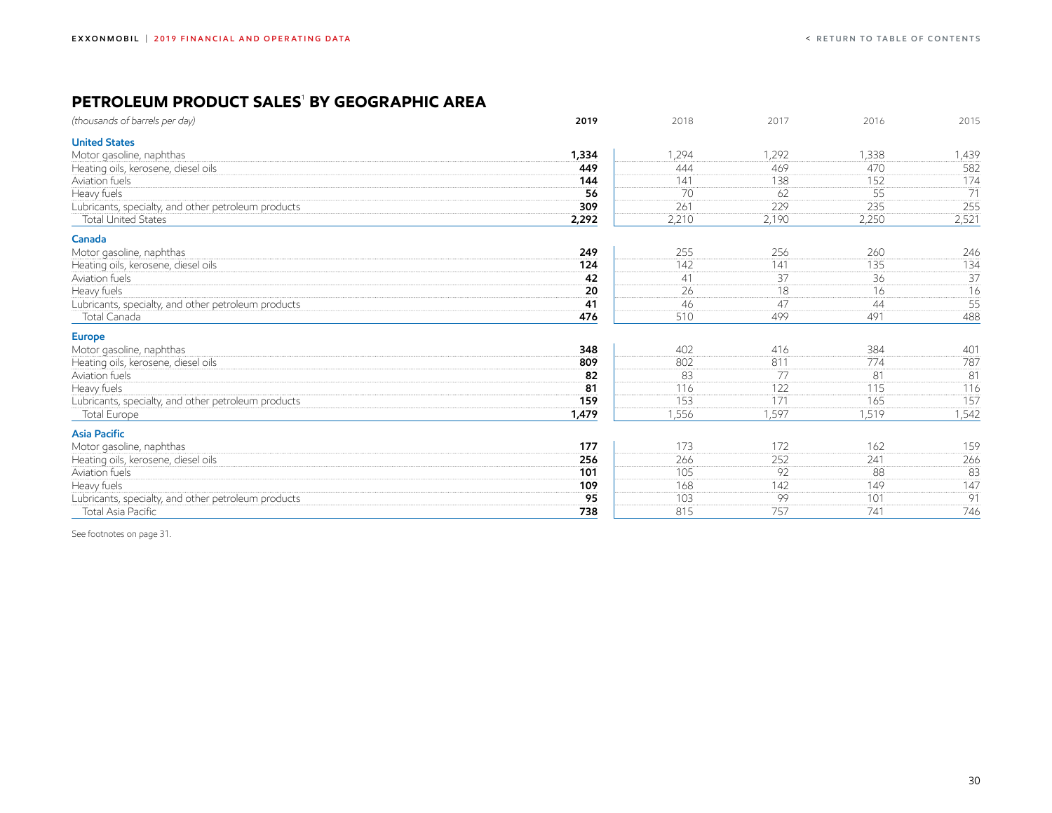# PETROLEUM PRODUCT SALES[1] BY GEOGRAPHIC AREA

| *(thousands of barrels per day)* | **2019** | 2018 | 2017 | 2016 | 2015 |
|---|---|---|---|---|---|
| **United States** | | | | | |
| Motor gasoline, naphthas | **1,334** | 1,294 | 1,292 | 1,338 | 1,439 |
| Heating oils, kerosene, diesel oils | **449** | 444 | 469 | 470 | 582 |
| Aviation fuels | **144** | 141 | 138 | 152 | 174 |
| Heavy fuels | **56** | 70 | 62 | 55 | 71 |
| Lubricants, specialty, and other petroleum products | **309** | 261 | 229 | 235 | 255 |
| Total United States | **2,292** | 2,210 | 2,190 | 2,250 | 2,521 |
| **Canada** | | | | | |
| Motor gasoline, naphthas | **249** | 255 | 256 | 260 | 246 |
| Heating oils, kerosene, diesel oils | **124** | 142 | 141 | 135 | 134 |
| Aviation fuels | **42** | 41 | 37 | 36 | 37 |
| Heavy fuels | **20** | 26 | 18 | 16 | 16 |
| Lubricants, specialty, and other petroleum products | **41** | 46 | 47 | 44 | 55 |
| Total Canada | **476** | 510 | 499 | 491 | 488 |
| **Europe** | | | | | |
| Motor gasoline, naphthas | **348** | 402 | 416 | 384 | 401 |
| Heating oils, kerosene, diesel oils | **809** | 802 | 811 | 774 | 787 |
| Aviation fuels | **82** | 83 | 77 | 81 | 81 |
| Heavy fuels | **81** | 116 | 122 | 115 | 116 |
| Lubricants, specialty, and other petroleum products | **159** | 153 | 171 | 165 | 157 |
| Total Europe | **1,479** | 1,556 | 1,597 | 1,519 | 1,542 |
| **Asia Pacific** | | | | | |
| Motor gasoline, naphthas | **177** | 173 | 172 | 162 | 159 |
| Heating oils, kerosene, diesel oils | **256** | 266 | 252 | 241 | 266 |
| Aviation fuels | **101** | 105 | 92 | 88 | 83 |
| Heavy fuels | **109** | 168 | 142 | 149 | 147 |
| Lubricants, specialty, and other petroleum products | **95** | 103 | 99 | 101 | 91 |
| Total Asia Pacific | **738** | 815 | 757 | 741 | 746 |

See footnotes on page 31.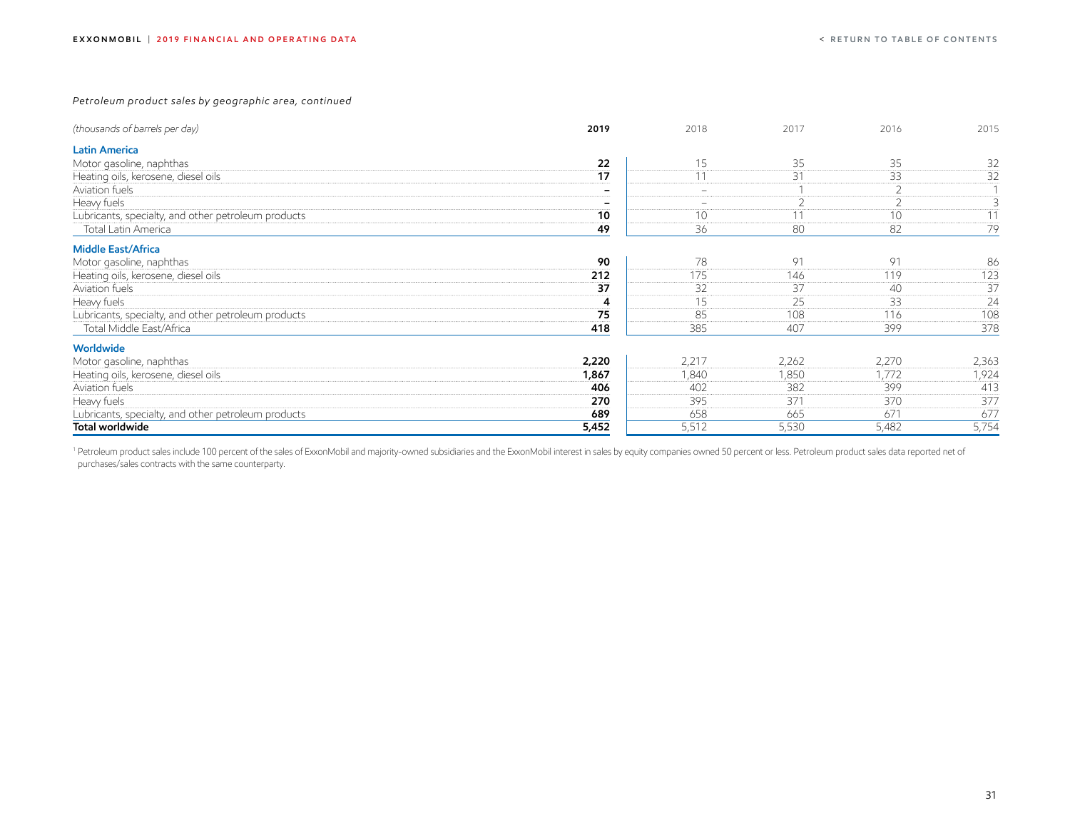*Petroleum product sales by geographic area, continued*

| *(thousands of barrels per day)* | **2019** | 2018 | 2017 | 2016 | 2015 |
|---|---|---|---|---|---|
| **Latin America** | | | | | |
| Motor gasoline, naphthas | **22** | 15 | 35 | 35 | 32 |
| Heating oils, kerosene, diesel oils | **17** | 11 | 31 | 33 | 32 |
| Aviation fuels | **–** | – | 1 | 2 | 1 |
| Heavy fuels | **–** | – | 2 | 2 | 3 |
| Lubricants, specialty, and other petroleum products | **10** | 10 | 11 | 10 | 11 |
| Total Latin America | **49** | 36 | 80 | 82 | 79 |
| **Middle East/Africa** | | | | | |
| Motor gasoline, naphthas | **90** | 78 | 91 | 91 | 86 |
| Heating oils, kerosene, diesel oils | **212** | 175 | 146 | 119 | 123 |
| Aviation fuels | **37** | 32 | 37 | 40 | 37 |
| Heavy fuels | **4** | 15 | 25 | 33 | 24 |
| Lubricants, specialty, and other petroleum products | **75** | 85 | 108 | 116 | 108 |
| Total Middle East/Africa | **418** | 385 | 407 | 399 | 378 |
| **Worldwide** | | | | | |
| Motor gasoline, naphthas | **2,220** | 2,217 | 2,262 | 2,270 | 2,363 |
| Heating oils, kerosene, diesel oils | **1,867** | 1,840 | 1,850 | 1,772 | 1,924 |
| Aviation fuels | **406** | 402 | 382 | 399 | 413 |
| Heavy fuels | **270** | 395 | 371 | 370 | 377 |
| Lubricants, specialty, and other petroleum products | **689** | 658 | 665 | 671 | 677 |
| **Total worldwide** | **5,452** | 5,512 | 5,530 | 5,482 | 5,754 |

[1] Petroleum product sales include 100 percent of the sales of ExxonMobil and majority-owned subsidiaries and the ExxonMobil interest in sales by equity companies owned 50 percent or less. Petroleum product sales data reported net of purchases/sales contracts with the same counterparty.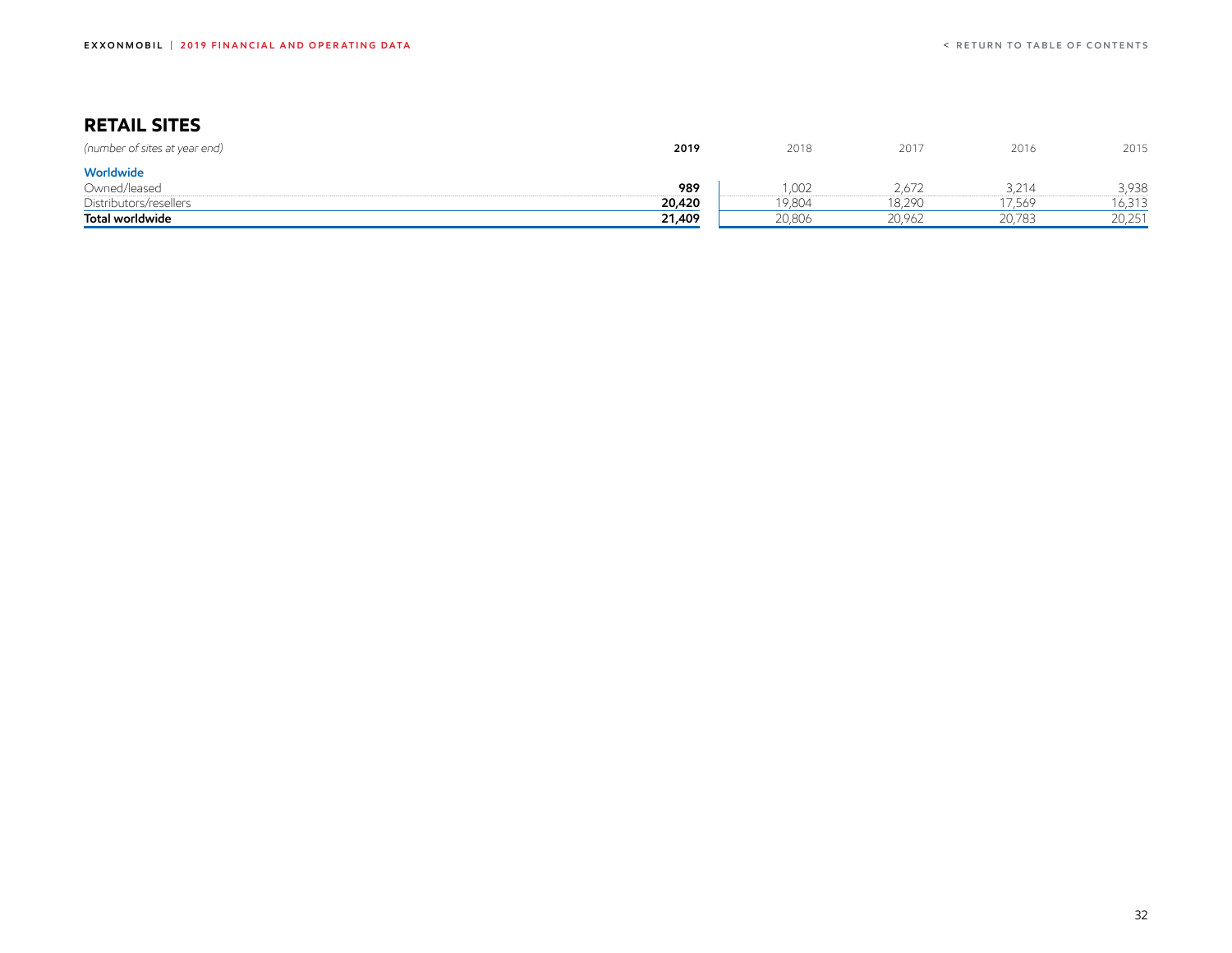## RETAIL SITES

| *(number of sites at year end)* | **2019** | 2018 | 2017 | 2016 | 2015 |
|---|---|---|---|---|---|
| **Worldwide** | | | | | |
| Owned/leased | **989** | 1,002 | 2,672 | 3,214 | 3,938 |
| Distributors/resellers | **20,420** | 19,804 | 18,290 | 17,569 | 16,313 |
| **Total worldwide** | **21,409** | 20,806 | 20,962 | 20,783 | 20,251 |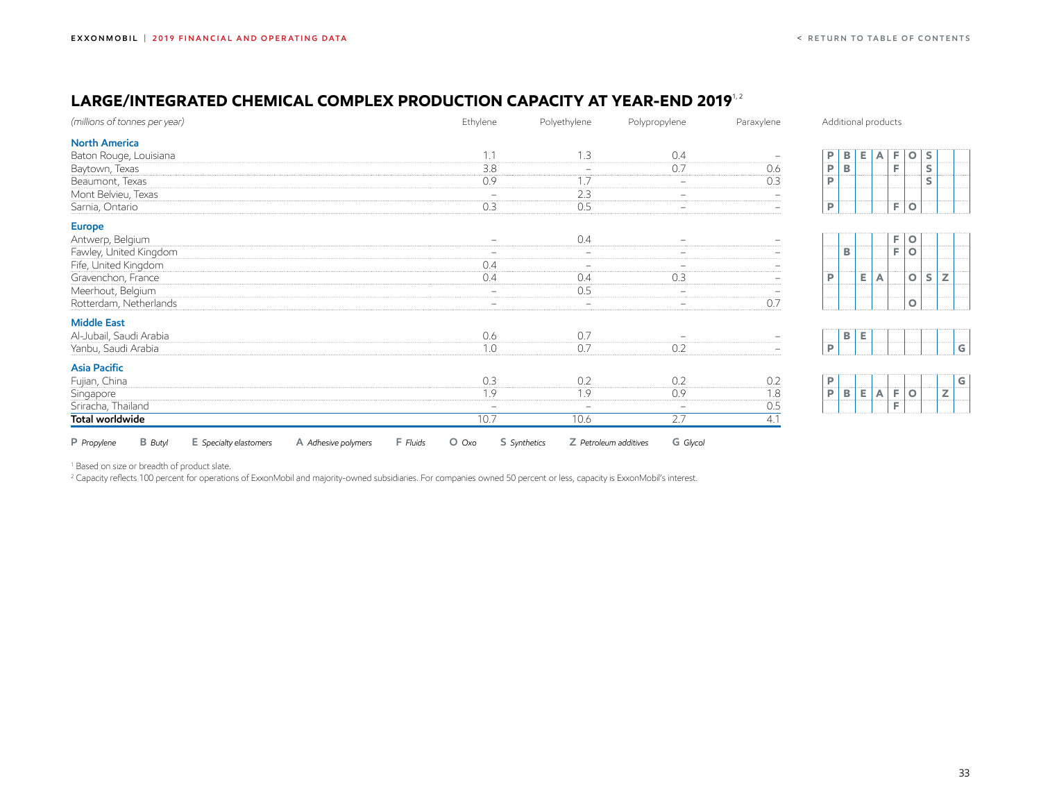# LARGE/INTEGRATED CHEMICAL COMPLEX PRODUCTION CAPACITY AT YEAR-END 2019[1, 2]

| *(millions of tonnes per year)* | Ethylene | Polyethylene | Polypropylene | Paraxylene | Additional products |
|---|---|---|---|---|---|
| **North America** | | | | | |
| Baton Rouge, Louisiana | 1.1 | 1.3 | 0.4 | – | P B E A F O S |
| Baytown, Texas | 3.8 | – | 0.7 | 0.6 | P B F S |
| Beaumont, Texas | 0.9 | 1.7 | – | 0.3 | P S |
| Mont Belvieu, Texas | – | 2.3 | – | – | |
| Sarnia, Ontario | 0.3 | 0.5 | – | – | P F O |
| **Europe** | | | | | |
| Antwerp, Belgium | – | 0.4 | – | – | F O |
| Fawley, United Kingdom | – | – | – | – | B F O |
| Fife, United Kingdom | 0.4 | – | – | – | |
| Gravenchon, France | 0.4 | 0.4 | 0.3 | – | P E A O S Z |
| Meerhout, Belgium | – | 0.5 | – | – | |
| Rotterdam, Netherlands | – | – | – | 0.7 | O |
| **Middle East** | | | | | |
| Al-Jubail, Saudi Arabia | 0.6 | 0.7 | – | – | B E |
| Yanbu, Saudi Arabia | 1.0 | 0.7 | 0.2 | – | P G |
| **Asia Pacific** | | | | | |
| Fujian, China | 0.3 | 0.2 | 0.2 | 0.2 | P G |
| Singapore | 1.9 | 1.9 | 0.9 | 1.8 | P B E A F O Z |
| Sriracha, Thailand | – | – | – | 0.5 | F |
| **Total worldwide** | 10.7 | 10.6 | 2.7 | 4.1 | |

**P** *Propylene* **B** *Butyl* **E** *Specialty elastomers* **A** *Adhesive polymers* **F** *Fluids* **O** *Oxo* **S** *Synthetics* **Z** *Petroleum additives* **G** *Glycol*

[1] Based on size or breadth of product slate.

[2] Capacity reflects 100 percent for operations of ExxonMobil and majority-owned subsidiaries. For companies owned 50 percent or less, capacity is ExxonMobil's interest.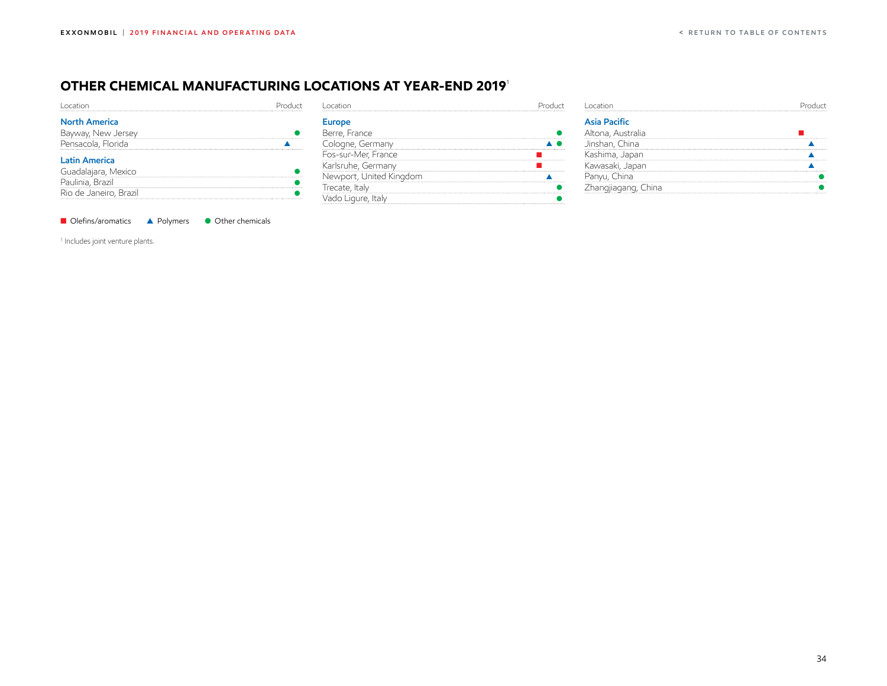# OTHER CHEMICAL MANUFACTURING LOCATIONS AT YEAR-END 2019[1]

| Location | Product |
|---|---|
| **North America** | |
| Bayway, New Jersey | ● |
| Pensacola, Florida | ▲ |
| **Latin America** | |
| Guadalajara, Mexico | ● |
| Paulinia, Brazil | ● |
| Rio de Janeiro, Brazil | ● |

| Location | Product |
|---|---|
| **Europe** | |
| Berre, France | ● |
| Cologne, Germany | ▲ ● |
| Fos-sur-Mer, France | ■ |
| Karlsruhe, Germany | ■ |
| Newport, United Kingdom | ▲ |
| Trecate, Italy | ● |
| Vado Ligure, Italy | ● |

| Location | Product |
|---|---|
| **Asia Pacific** | |
| Altona, Australia | ■ |
| Jinshan, China | ▲ |
| Kashima, Japan | ▲ |
| Kawasaki, Japan | ▲ |
| Panyu, China | ● |
| Zhangjiagang, China | ● |

■ Olefins/aromatics ▲ Polymers ● Other chemicals

[1] Includes joint venture plants.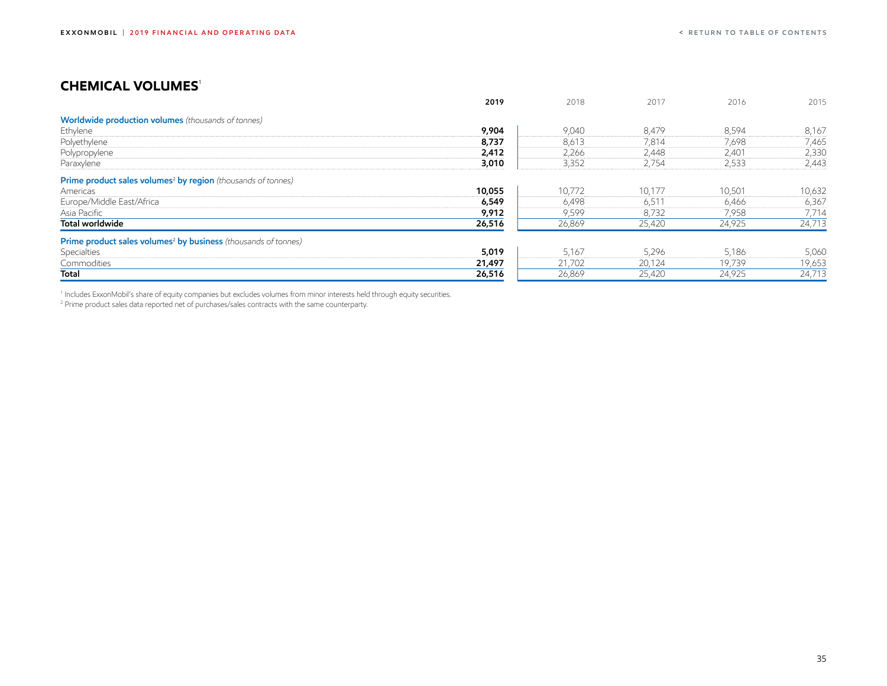## CHEMICAL VOLUMES[1]

| | **2019** | 2018 | 2017 | 2016 | 2015 |
|---|---|---|---|---|---|
| **Worldwide production volumes** *(thousands of tonnes)* | | | | | |
| Ethylene | **9,904** | 9,040 | 8,479 | 8,594 | 8,167 |
| Polyethylene | **8,737** | 8,613 | 7,814 | 7,698 | 7,465 |
| Polypropylene | **2,412** | 2,266 | 2,448 | 2,401 | 2,330 |
| Paraxylene | **3,010** | 3,352 | 2,754 | 2,533 | 2,443 |
| **Prime product sales volumes[2] by region** *(thousands of tonnes)* | | | | | |
| Americas | **10,055** | 10,772 | 10,177 | 10,501 | 10,632 |
| Europe/Middle East/Africa | **6,549** | 6,498 | 6,511 | 6,466 | 6,367 |
| Asia Pacific | **9,912** | 9,599 | 8,732 | 7,958 | 7,714 |
| **Total worldwide** | **26,516** | 26,869 | 25,420 | 24,925 | 24,713 |
| **Prime product sales volumes[2] by business** *(thousands of tonnes)* | | | | | |
| Specialties | **5,019** | 5,167 | 5,296 | 5,186 | 5,060 |
| Commodities | **21,497** | 21,702 | 20,124 | 19,739 | 19,653 |
| **Total** | **26,516** | 26,869 | 25,420 | 24,925 | 24,713 |

[1] Includes ExxonMobil's share of equity companies but excludes volumes from minor interests held through equity securities.

[2] Prime product sales data reported net of purchases/sales contracts with the same counterparty.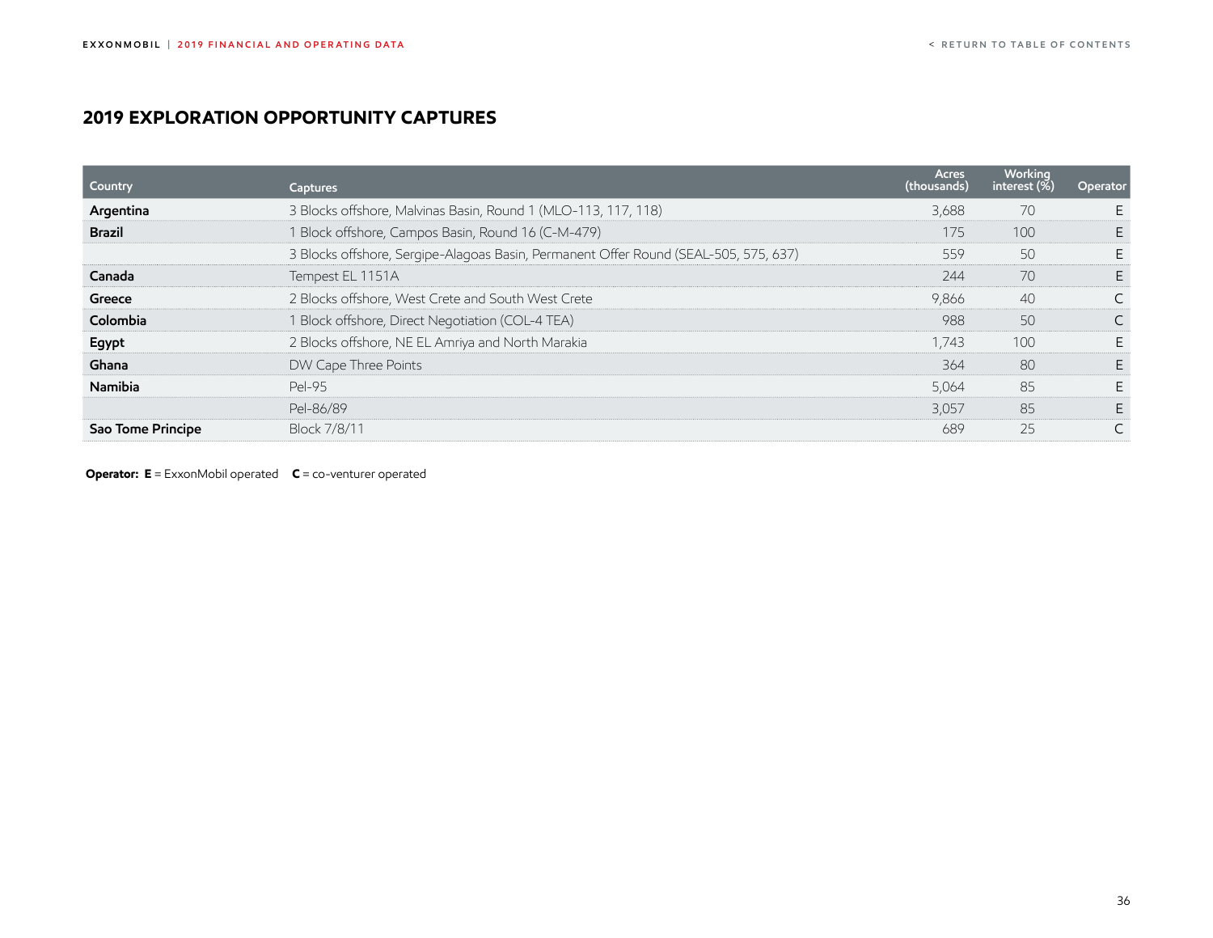## 2019 EXPLORATION OPPORTUNITY CAPTURES

| Country | Captures | Acres (thousands) | Working interest (%) | Operator |
|---|---|---|---|---|
| **Argentina** | 3 Blocks offshore, Malvinas Basin, Round 1 (MLO-113, 117, 118) | 3,688 | 70 | E |
| **Brazil** | 1 Block offshore, Campos Basin, Round 16 (C-M-479) | 175 | 100 | E |
| | 3 Blocks offshore, Sergipe-Alagoas Basin, Permanent Offer Round (SEAL-505, 575, 637) | 559 | 50 | E |
| **Canada** | Tempest EL 1151A | 244 | 70 | E |
| **Greece** | 2 Blocks offshore, West Crete and South West Crete | 9,866 | 40 | C |
| **Colombia** | 1 Block offshore, Direct Negotiation (COL-4 TEA) | 988 | 50 | C |
| **Egypt** | 2 Blocks offshore, NE EL Amriya and North Marakia | 1,743 | 100 | E |
| **Ghana** | DW Cape Three Points | 364 | 80 | E |
| **Namibia** | Pel-95 | 5,064 | 85 | E |
| | Pel-86/89 | 3,057 | 85 | E |
| **Sao Tome Principe** | Block 7/8/11 | 689 | 25 | C |

**Operator:** **E** = ExxonMobil operated **C** = co-venturer operated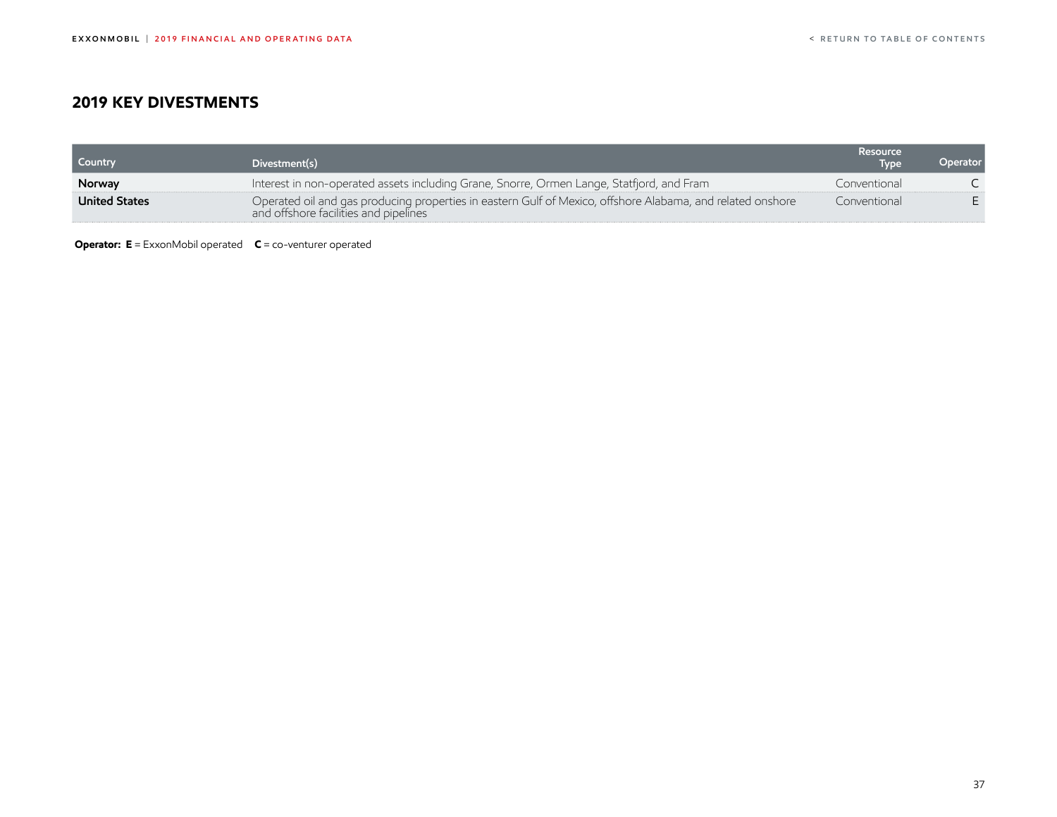## 2019 KEY DIVESTMENTS

| Country | Divestment(s) | Resource Type | Operator |
|---|---|---|---|
| **Norway** | Interest in non-operated assets including Grane, Snorre, Ormen Lange, Statfjord, and Fram | Conventional | C |
| **United States** | Operated oil and gas producing properties in eastern Gulf of Mexico, offshore Alabama, and related onshore and offshore facilities and pipelines | Conventional | E |

**Operator:** **E** = ExxonMobil operated **C** = co-venturer operated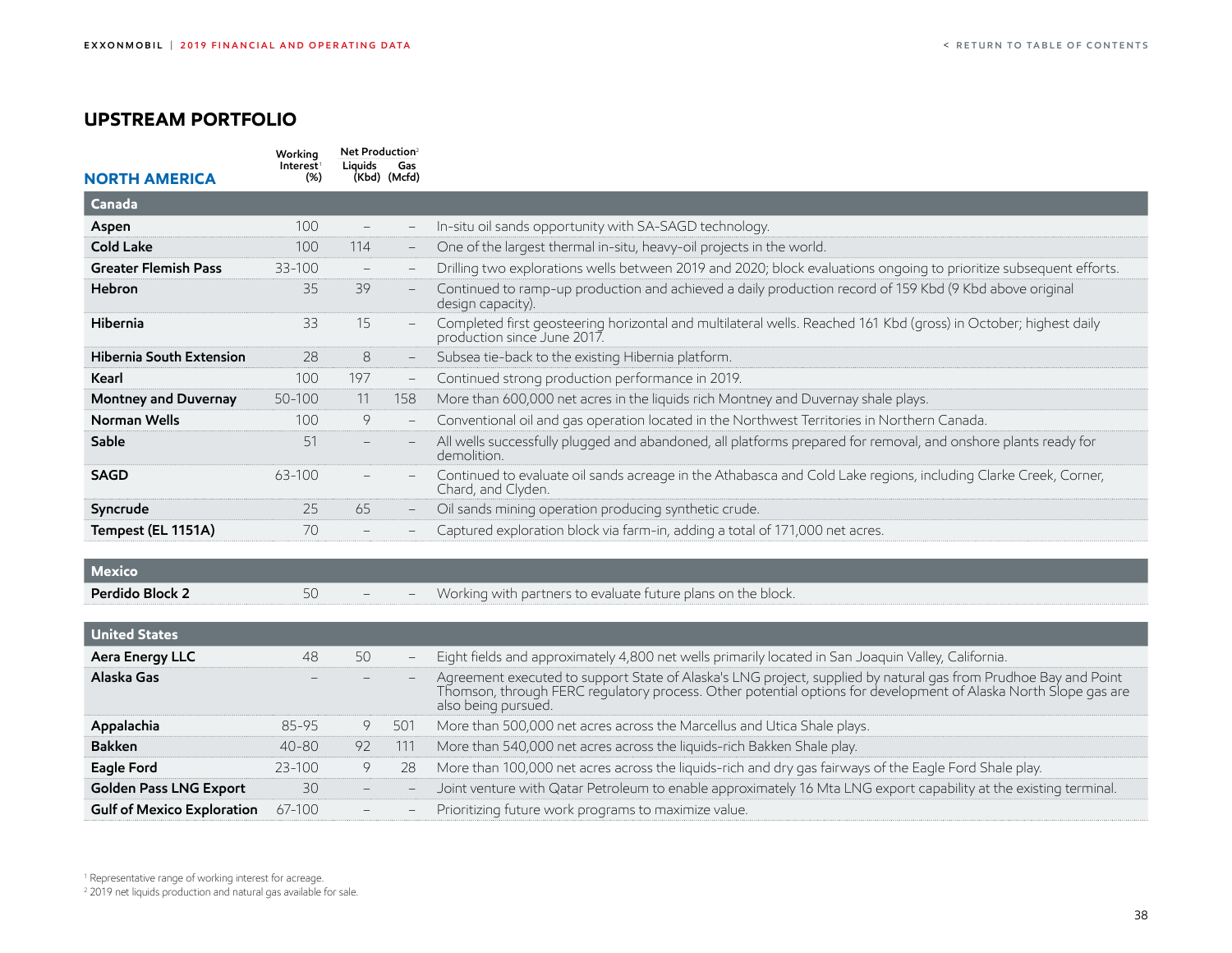## UPSTREAM PORTFOLIO

### NORTH AMERICA

| | Working Interest[1] (%) | Net Production[2] Liquids (Kbd) | Net Production[2] Gas (Mcfd) | |
|---|---|---|---|---|
| **Canada** | | | | |
| **Aspen** | 100 | – | – | In-situ oil sands opportunity with SA-SAGD technology. |
| **Cold Lake** | 100 | 114 | – | One of the largest thermal in-situ, heavy-oil projects in the world. |
| **Greater Flemish Pass** | 33-100 | – | – | Drilling two explorations wells between 2019 and 2020; block evaluations ongoing to prioritize subsequent efforts. |
| **Hebron** | 35 | 39 | – | Continued to ramp-up production and achieved a daily production record of 159 Kbd (9 Kbd above original design capacity). |
| **Hibernia** | 33 | 15 | – | Completed first geosteering horizontal and multilateral wells. Reached 161 Kbd (gross) in October; highest daily production since June 2017. |
| **Hibernia South Extension** | 28 | 8 | – | Subsea tie-back to the existing Hibernia platform. |
| **Kearl** | 100 | 197 | – | Continued strong production performance in 2019. |
| **Montney and Duvernay** | 50-100 | 11 | 158 | More than 600,000 net acres in the liquids rich Montney and Duvernay shale plays. |
| **Norman Wells** | 100 | 9 | – | Conventional oil and gas operation located in the Northwest Territories in Northern Canada. |
| **Sable** | 51 | – | – | All wells successfully plugged and abandoned, all platforms prepared for removal, and onshore plants ready for demolition. |
| **SAGD** | 63-100 | – | – | Continued to evaluate oil sands acreage in the Athabasca and Cold Lake regions, including Clarke Creek, Corner, Chard, and Clyden. |
| **Syncrude** | 25 | 65 | – | Oil sands mining operation producing synthetic crude. |
| **Tempest (EL 1151A)** | 70 | – | – | Captured exploration block via farm-in, adding a total of 171,000 net acres. |
| **Mexico** | | | | |
| **Perdido Block 2** | 50 | – | – | Working with partners to evaluate future plans on the block. |
| **United States** | | | | |
| **Aera Energy LLC** | 48 | 50 | – | Eight fields and approximately 4,800 net wells primarily located in San Joaquin Valley, California. |
| **Alaska Gas** | – | – | – | Agreement executed to support State of Alaska's LNG project, supplied by natural gas from Prudhoe Bay and Point Thomson, through FERC regulatory process. Other potential options for development of Alaska North Slope gas are also being pursued. |
| **Appalachia** | 85-95 | 9 | 501 | More than 500,000 net acres across the Marcellus and Utica Shale plays. |
| **Bakken** | 40-80 | 92 | 111 | More than 540,000 net acres across the liquids-rich Bakken Shale play. |
| **Eagle Ford** | 23-100 | 9 | 28 | More than 100,000 net acres across the liquids-rich and dry gas fairways of the Eagle Ford Shale play. |
| **Golden Pass LNG Export** | 30 | – | – | Joint venture with Qatar Petroleum to enable approximately 16 Mta LNG export capability at the existing terminal. |
| **Gulf of Mexico Exploration** | 67-100 | – | – | Prioritizing future work programs to maximize value. |

[1] Representative range of working interest for acreage.
[2] 2019 net liquids production and natural gas available for sale.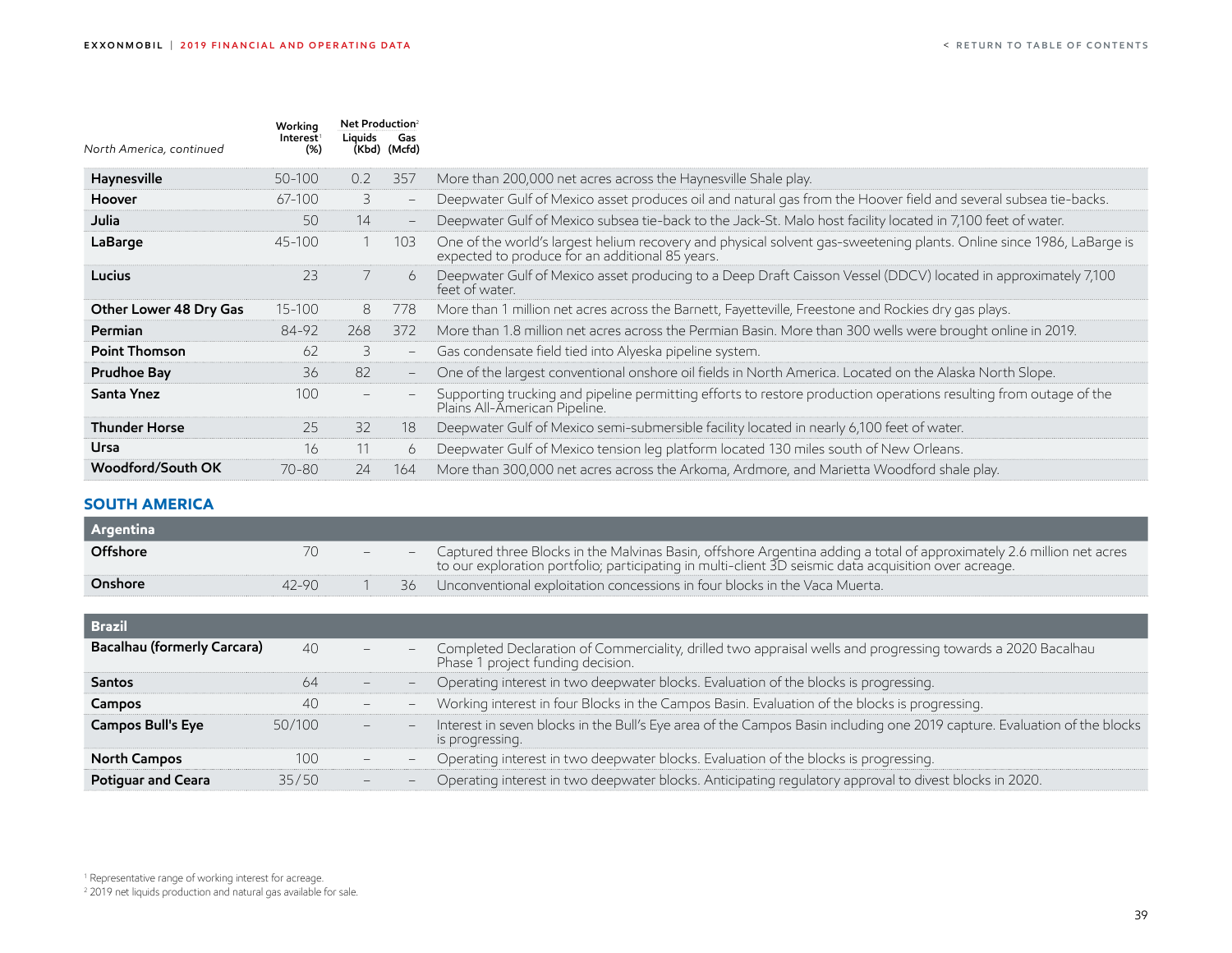| North America, continued | Working Interest[1] (%) | Net Production[2] Liquids (Kbd) | Gas (Mcfd) | |
|---|---|---|---|---|
| **Haynesville** | 50-100 | 0.2 | 357 | More than 200,000 net acres across the Haynesville Shale play. |
| **Hoover** | 67-100 | 3 | – | Deepwater Gulf of Mexico asset produces oil and natural gas from the Hoover field and several subsea tie-backs. |
| **Julia** | 50 | 14 | – | Deepwater Gulf of Mexico subsea tie-back to the Jack-St. Malo host facility located in 7,100 feet of water. |
| **LaBarge** | 45-100 | 1 | 103 | One of the world's largest helium recovery and physical solvent gas-sweetening plants. Online since 1986, LaBarge is expected to produce for an additional 85 years. |
| **Lucius** | 23 | 7 | 6 | Deepwater Gulf of Mexico asset producing to a Deep Draft Caisson Vessel (DDCV) located in approximately 7,100 feet of water. |
| **Other Lower 48 Dry Gas** | 15-100 | 8 | 778 | More than 1 million net acres across the Barnett, Fayetteville, Freestone and Rockies dry gas plays. |
| **Permian** | 84-92 | 268 | 372 | More than 1.8 million net acres across the Permian Basin. More than 300 wells were brought online in 2019. |
| **Point Thomson** | 62 | 3 | – | Gas condensate field tied into Alyeska pipeline system. |
| **Prudhoe Bay** | 36 | 82 | – | One of the largest conventional onshore oil fields in North America. Located on the Alaska North Slope. |
| **Santa Ynez** | 100 | – | – | Supporting trucking and pipeline permitting efforts to restore production operations resulting from outage of the Plains All-American Pipeline. |
| **Thunder Horse** | 25 | 32 | 18 | Deepwater Gulf of Mexico semi-submersible facility located in nearly 6,100 feet of water. |
| **Ursa** | 16 | 11 | 6 | Deepwater Gulf of Mexico tension leg platform located 130 miles south of New Orleans. |
| **Woodford/South OK** | 70-80 | 24 | 164 | More than 300,000 net acres across the Arkoma, Ardmore, and Marietta Woodford shale play. |

## SOUTH AMERICA

| **Argentina** | | | | |
|---|---|---|---|---|
| **Offshore** | 70 | – | – | Captured three Blocks in the Malvinas Basin, offshore Argentina adding a total of approximately 2.6 million net acres to our exploration portfolio; participating in multi-client 3D seismic data acquisition over acreage. |
| **Onshore** | 42-90 | 1 | 36 | Unconventional exploitation concessions in four blocks in the Vaca Muerta. |

| **Brazil** | | | | |
|---|---|---|---|---|
| **Bacalhau (formerly Carcara)** | 40 | – | – | Completed Declaration of Commerciality, drilled two appraisal wells and progressing towards a 2020 Bacalhau Phase 1 project funding decision. |
| **Santos** | 64 | – | – | Operating interest in two deepwater blocks. Evaluation of the blocks is progressing. |
| **Campos** | 40 | – | – | Working interest in four Blocks in the Campos Basin. Evaluation of the blocks is progressing. |
| **Campos Bull's Eye** | 50/100 | – | – | Interest in seven blocks in the Bull's Eye area of the Campos Basin including one 2019 capture. Evaluation of the blocks is progressing. |
| **North Campos** | 100 | – | – | Operating interest in two deepwater blocks. Evaluation of the blocks is progressing. |
| **Potiguar and Ceara** | 35/50 | – | – | Operating interest in two deepwater blocks. Anticipating regulatory approval to divest blocks in 2020. |

[1] Representative range of working interest for acreage.
[2] 2019 net liquids production and natural gas available for sale.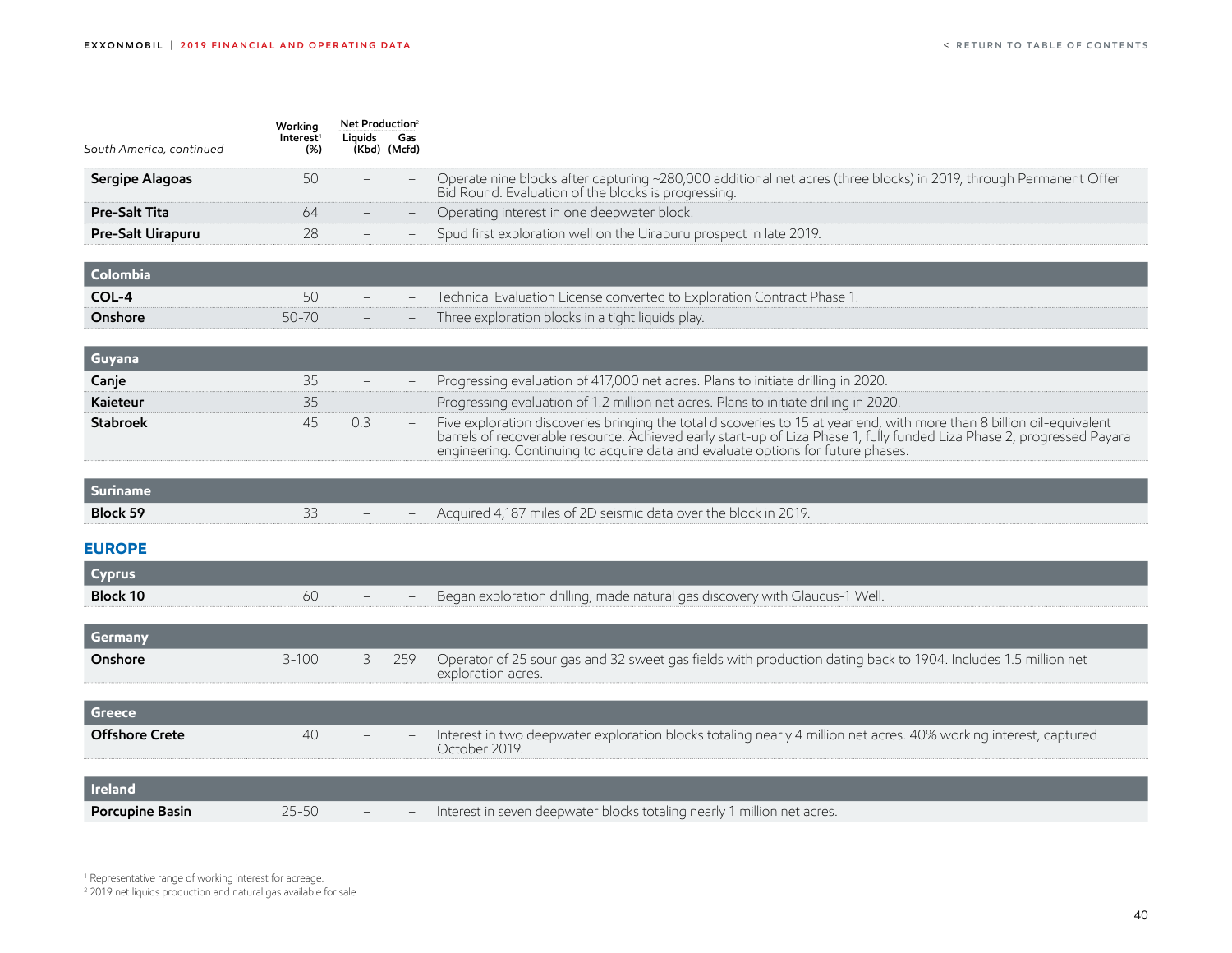| South America, continued | Working Interest[1] (%) | Net Production[2] Liquids (Kbd) | Net Production[2] Gas (Mcfd) | |
|---|---|---|---|---|
| **Sergipe Alagoas** | 50 | – | – | Operate nine blocks after capturing ~280,000 additional net acres (three blocks) in 2019, through Permanent Offer Bid Round. Evaluation of the blocks is progressing. |
| **Pre-Salt Tita** | 64 | – | – | Operating interest in one deepwater block. |
| **Pre-Salt Uirapuru** | 28 | – | – | Spud first exploration well on the Uirapuru prospect in late 2019. |
| **Colombia** | | | | |
| **COL-4** | 50 | – | – | Technical Evaluation License converted to Exploration Contract Phase 1. |
| **Onshore** | 50-70 | – | – | Three exploration blocks in a tight liquids play. |
| **Guyana** | | | | |
| **Canje** | 35 | – | – | Progressing evaluation of 417,000 net acres. Plans to initiate drilling in 2020. |
| **Kaieteur** | 35 | – | – | Progressing evaluation of 1.2 million net acres. Plans to initiate drilling in 2020. |
| **Stabroek** | 45 | 0.3 | – | Five exploration discoveries bringing the total discoveries to 15 at year end, with more than 8 billion oil-equivalent barrels of recoverable resource. Achieved early start-up of Liza Phase 1, fully funded Liza Phase 2, progressed Payara engineering. Continuing to acquire data and evaluate options for future phases. |
| **Suriname** | | | | |
| **Block 59** | 33 | – | – | Acquired 4,187 miles of 2D seismic data over the block in 2019. |

## EUROPE

| | Working Interest[1] (%) | Net Production[2] Liquids (Kbd) | Net Production[2] Gas (Mcfd) | |
|---|---|---|---|---|
| **Cyprus** | | | | |
| **Block 10** | 60 | – | – | Began exploration drilling, made natural gas discovery with Glaucus-1 Well. |
| **Germany** | | | | |
| **Onshore** | 3-100 | 3 | 259 | Operator of 25 sour gas and 32 sweet gas fields with production dating back to 1904. Includes 1.5 million net exploration acres. |
| **Greece** | | | | |
| **Offshore Crete** | 40 | – | – | Interest in two deepwater exploration blocks totaling nearly 4 million net acres. 40% working interest, captured October 2019. |
| **Ireland** | | | | |
| **Porcupine Basin** | 25-50 | – | – | Interest in seven deepwater blocks totaling nearly 1 million net acres. |

[1] Representative range of working interest for acreage.
[2] 2019 net liquids production and natural gas available for sale.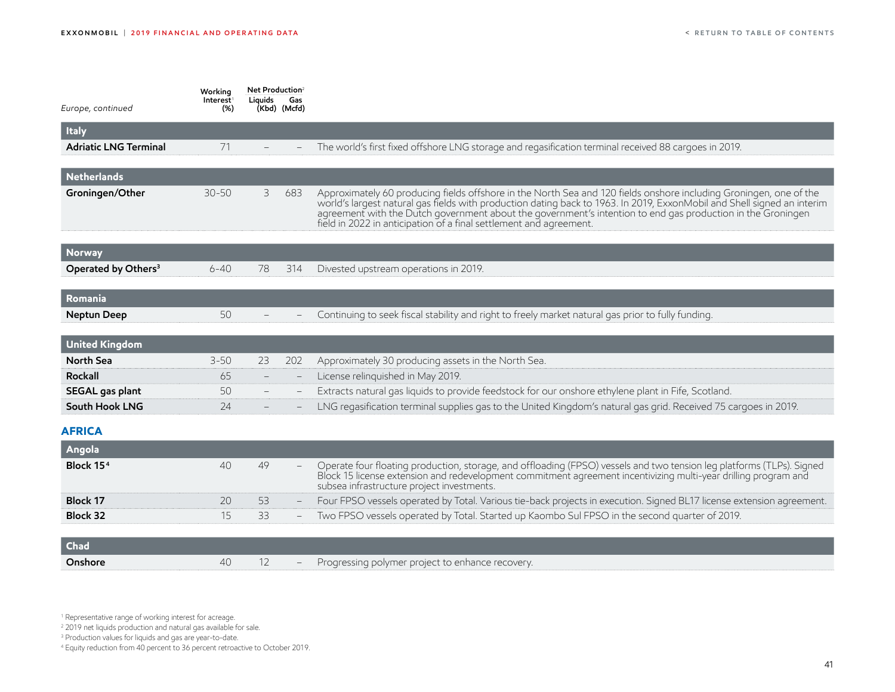| *Europe, continued* | Working Interest[1] (%) | Net Production[2] Liquids (Kbd) | Gas (Mcfd) | |
|---|---|---|---|---|
| **Italy** | | | | |
| **Adriatic LNG Terminal** | 71 | – | – | The world's first fixed offshore LNG storage and regasification terminal received 88 cargoes in 2019. |
| **Netherlands** | | | | |
| **Groningen/Other** | 30-50 | 3 | 683 | Approximately 60 producing fields offshore in the North Sea and 120 fields onshore including Groningen, one of the world's largest natural gas fields with production dating back to 1963. In 2019, ExxonMobil and Shell signed an interim agreement with the Dutch government about the government's intention to end gas production in the Groningen field in 2022 in anticipation of a final settlement and agreement. |
| **Norway** | | | | |
| **Operated by Others[3]** | 6-40 | 78 | 314 | Divested upstream operations in 2019. |
| **Romania** | | | | |
| **Neptun Deep** | 50 | – | – | Continuing to seek fiscal stability and right to freely market natural gas prior to fully funding. |
| **United Kingdom** | | | | |
| **North Sea** | 3-50 | 23 | 202 | Approximately 30 producing assets in the North Sea. |
| **Rockall** | 65 | – | – | License relinquished in May 2019. |
| **SEGAL gas plant** | 50 | – | – | Extracts natural gas liquids to provide feedstock for our onshore ethylene plant in Fife, Scotland. |
| **South Hook LNG** | 24 | – | – | LNG regasification terminal supplies gas to the United Kingdom's natural gas grid. Received 75 cargoes in 2019. |

## AFRICA

| | Working Interest[1] (%) | Net Production[2] Liquids (Kbd) | Gas (Mcfd) | |
|---|---|---|---|---|
| **Angola** | | | | |
| **Block 15[4]** | 40 | 49 | – | Operate four floating production, storage, and offloading (FPSO) vessels and two tension leg platforms (TLPs). Signed Block 15 license extension and redevelopment commitment agreement incentivizing multi-year drilling program and subsea infrastructure project investments. |
| **Block 17** | 20 | 53 | – | Four FPSO vessels operated by Total. Various tie-back projects in execution. Signed BL17 license extension agreement. |
| **Block 32** | 15 | 33 | – | Two FPSO vessels operated by Total. Started up Kaombo Sul FPSO in the second quarter of 2019. |
| **Chad** | | | | |
| **Onshore** | 40 | 12 | – | Progressing polymer project to enhance recovery. |

[1] Representative range of working interest for acreage.
[2] 2019 net liquids production and natural gas available for sale.
[3] Production values for liquids and gas are year-to-date.
[4] Equity reduction from 40 percent to 36 percent retroactive to October 2019.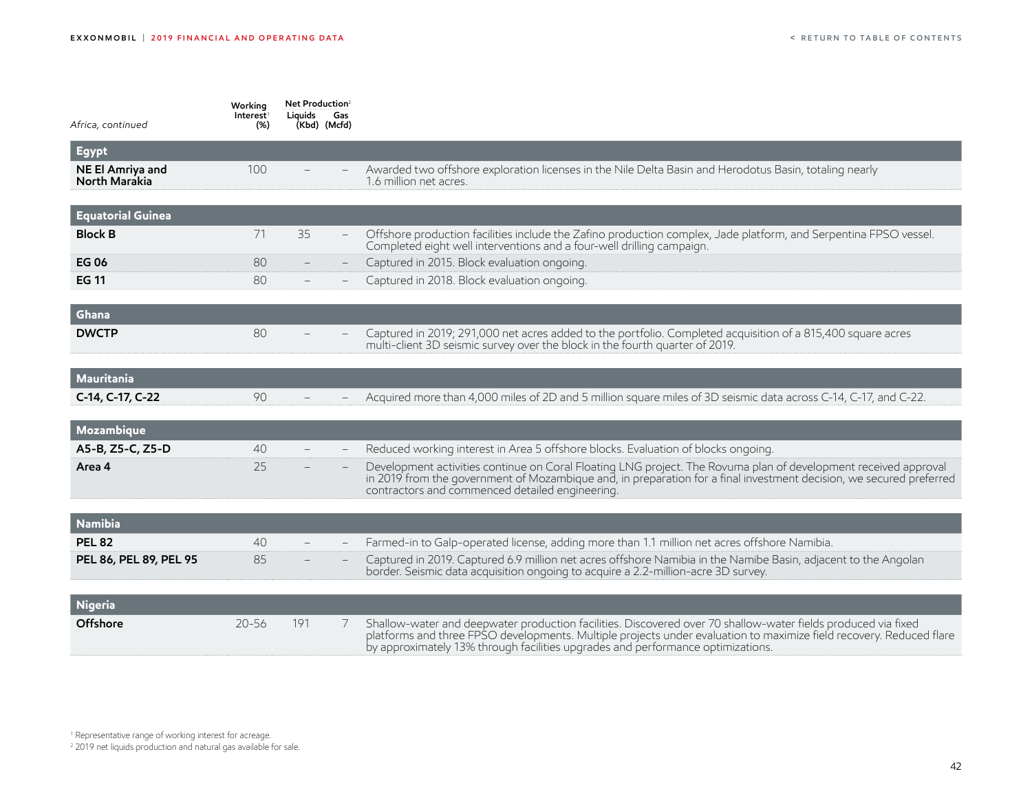| Africa, continued | Working Interest[1] (%) | Net Production[2] Liquids (Kbd) | Gas (Mcfd) | |
|---|---|---|---|---|
| **Egypt** | | | | |
| **NE El Amriya and North Marakia** | 100 | – | – | Awarded two offshore exploration licenses in the Nile Delta Basin and Herodotus Basin, totaling nearly 1.6 million net acres. |
| **Equatorial Guinea** | | | | |
| **Block B** | 71 | 35 | – | Offshore production facilities include the Zafino production complex, Jade platform, and Serpentina FPSO vessel. Completed eight well interventions and a four-well drilling campaign. |
| **EG 06** | 80 | – | – | Captured in 2015. Block evaluation ongoing. |
| **EG 11** | 80 | – | – | Captured in 2018. Block evaluation ongoing. |
| **Ghana** | | | | |
| **DWCTP** | 80 | – | – | Captured in 2019; 291,000 net acres added to the portfolio. Completed acquisition of a 815,400 square acres multi-client 3D seismic survey over the block in the fourth quarter of 2019. |
| **Mauritania** | | | | |
| **C-14, C-17, C-22** | 90 | – | – | Acquired more than 4,000 miles of 2D and 5 million square miles of 3D seismic data across C-14, C-17, and C-22. |
| **Mozambique** | | | | |
| **A5-B, Z5-C, Z5-D** | 40 | – | – | Reduced working interest in Area 5 offshore blocks. Evaluation of blocks ongoing. |
| **Area 4** | 25 | – | – | Development activities continue on Coral Floating LNG project. The Rovuma plan of development received approval in 2019 from the government of Mozambique and, in preparation for a final investment decision, we secured preferred contractors and commenced detailed engineering. |
| **Namibia** | | | | |
| **PEL 82** | 40 | – | – | Farmed-in to Galp-operated license, adding more than 1.1 million net acres offshore Namibia. |
| **PEL 86, PEL 89, PEL 95** | 85 | – | – | Captured in 2019. Captured 6.9 million net acres offshore Namibia in the Namibe Basin, adjacent to the Angolan border. Seismic data acquisition ongoing to acquire a 2.2-million-acre 3D survey. |
| **Nigeria** | | | | |
| **Offshore** | 20-56 | 191 | 7 | Shallow-water and deepwater production facilities. Discovered over 70 shallow-water fields produced via fixed platforms and three FPSO developments. Multiple projects under evaluation to maximize field recovery. Reduced flare by approximately 13% through facilities upgrades and performance optimizations. |

[1] Representative range of working interest for acreage.
[2] 2019 net liquids production and natural gas available for sale.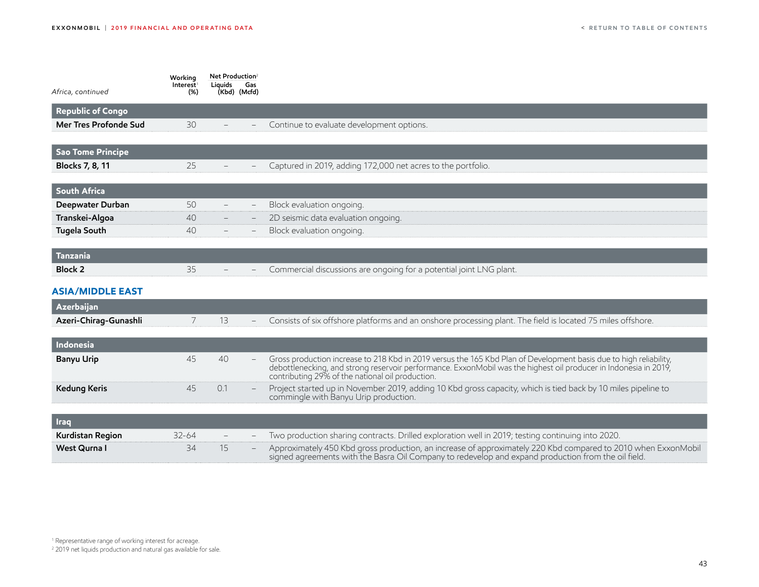| *Africa, continued* | Working Interest[1] (%) | Net Production[2] Liquids (Kbd) | Net Production[2] Gas (Mcfd) | |
|---|---|---|---|---|
| **Republic of Congo** | | | | |
| **Mer Tres Profonde Sud** | 30 | – | – | Continue to evaluate development options. |
| **Sao Tome Principe** | | | | |
| **Blocks 7, 8, 11** | 25 | – | – | Captured in 2019, adding 172,000 net acres to the portfolio. |
| **South Africa** | | | | |
| **Deepwater Durban** | 50 | – | – | Block evaluation ongoing. |
| **Transkei-Algoa** | 40 | – | – | 2D seismic data evaluation ongoing. |
| **Tugela South** | 40 | – | – | Block evaluation ongoing. |
| **Tanzania** | | | | |
| **Block 2** | 35 | – | – | Commercial discussions are ongoing for a potential joint LNG plant. |

## ASIA/MIDDLE EAST

| | Working Interest[1] (%) | Net Production[2] Liquids (Kbd) | Net Production[2] Gas (Mcfd) | |
|---|---|---|---|---|
| **Azerbaijan** | | | | |
| **Azeri-Chirag-Gunashli** | 7 | 13 | – | Consists of six offshore platforms and an onshore processing plant. The field is located 75 miles offshore. |
| **Indonesia** | | | | |
| **Banyu Urip** | 45 | 40 | – | Gross production increase to 218 Kbd in 2019 versus the 165 Kbd Plan of Development basis due to high reliability, debottlenecking, and strong reservoir performance. ExxonMobil was the highest oil producer in Indonesia in 2019, contributing 29% of the national oil production. |
| **Kedung Keris** | 45 | 0.1 | – | Project started up in November 2019, adding 10 Kbd gross capacity, which is tied back by 10 miles pipeline to commingle with Banyu Urip production. |
| **Iraq** | | | | |
| **Kurdistan Region** | 32-64 | – | – | Two production sharing contracts. Drilled exploration well in 2019; testing continuing into 2020. |
| **West Qurna I** | 34 | 15 | – | Approximately 450 Kbd gross production, an increase of approximately 220 Kbd compared to 2010 when ExxonMobil signed agreements with the Basra Oil Company to redevelop and expand production from the oil field. |

[1] Representative range of working interest for acreage.
[2] 2019 net liquids production and natural gas available for sale.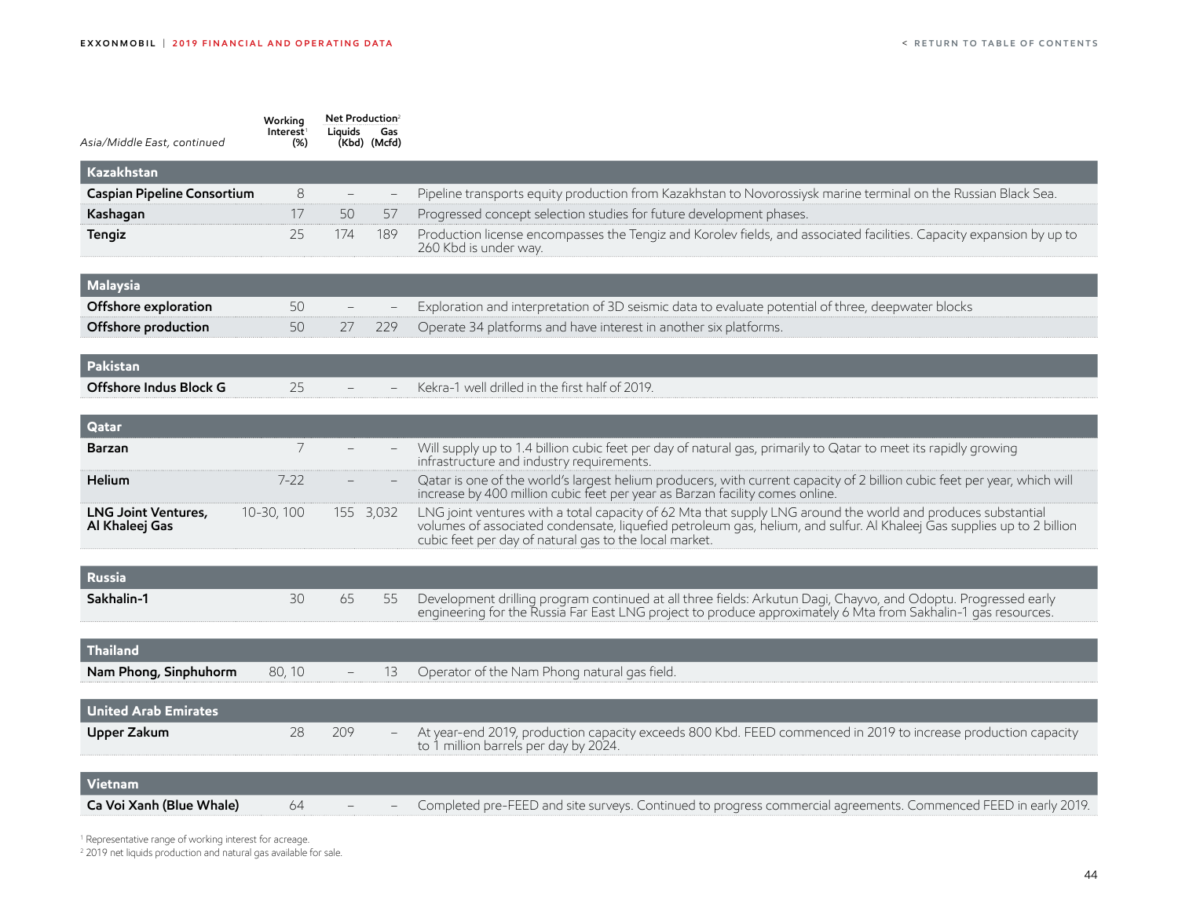| Asia/Middle East, continued | Working Interest[1] (%) | Net Production[2] | | |
|---|---|---|---|---|
| | | Liquids (Kbd) | Gas (Mcfd) | |
| **Kazakhstan** | | | | |
| **Caspian Pipeline Consortium** | 8 | – | – | Pipeline transports equity production from Kazakhstan to Novorossiysk marine terminal on the Russian Black Sea. |
| **Kashagan** | 17 | 50 | 57 | Progressed concept selection studies for future development phases. |
| **Tengiz** | 25 | 174 | 189 | Production license encompasses the Tengiz and Korolev fields, and associated facilities. Capacity expansion by up to 260 Kbd is under way. |
| **Malaysia** | | | | |
| **Offshore exploration** | 50 | – | – | Exploration and interpretation of 3D seismic data to evaluate potential of three, deepwater blocks |
| **Offshore production** | 50 | 27 | 229 | Operate 34 platforms and have interest in another six platforms. |
| **Pakistan** | | | | |
| **Offshore Indus Block G** | 25 | – | – | Kekra-1 well drilled in the first half of 2019. |
| **Qatar** | | | | |
| **Barzan** | 7 | – | – | Will supply up to 1.4 billion cubic feet per day of natural gas, primarily to Qatar to meet its rapidly growing infrastructure and industry requirements. |
| **Helium** | 7-22 | – | – | Qatar is one of the world's largest helium producers, with current capacity of 2 billion cubic feet per year, which will increase by 400 million cubic feet per year as Barzan facility comes online. |
| **LNG Joint Ventures, Al Khaleej Gas** | 10-30, 100 | 155 | 3,032 | LNG joint ventures with a total capacity of 62 Mta that supply LNG around the world and produces substantial volumes of associated condensate, liquefied petroleum gas, helium, and sulfur. Al Khaleej Gas supplies up to 2 billion cubic feet per day of natural gas to the local market. |
| **Russia** | | | | |
| **Sakhalin-1** | 30 | 65 | 55 | Development drilling program continued at all three fields: Arkutun Dagi, Chayvo, and Odoptu. Progressed early engineering for the Russia Far East LNG project to produce approximately 6 Mta from Sakhalin-1 gas resources. |
| **Thailand** | | | | |
| **Nam Phong, Sinphuhorm** | 80, 10 | – | 13 | Operator of the Nam Phong natural gas field. |
| **United Arab Emirates** | | | | |
| **Upper Zakum** | 28 | 209 | – | At year-end 2019, production capacity exceeds 800 Kbd. FEED commenced in 2019 to increase production capacity to 1 million barrels per day by 2024. |
| **Vietnam** | | | | |
| **Ca Voi Xanh (Blue Whale)** | 64 | – | – | Completed pre-FEED and site surveys. Continued to progress commercial agreements. Commenced FEED in early 2019. |

[1] Representative range of working interest for acreage.

[2] 2019 net liquids production and natural gas available for sale.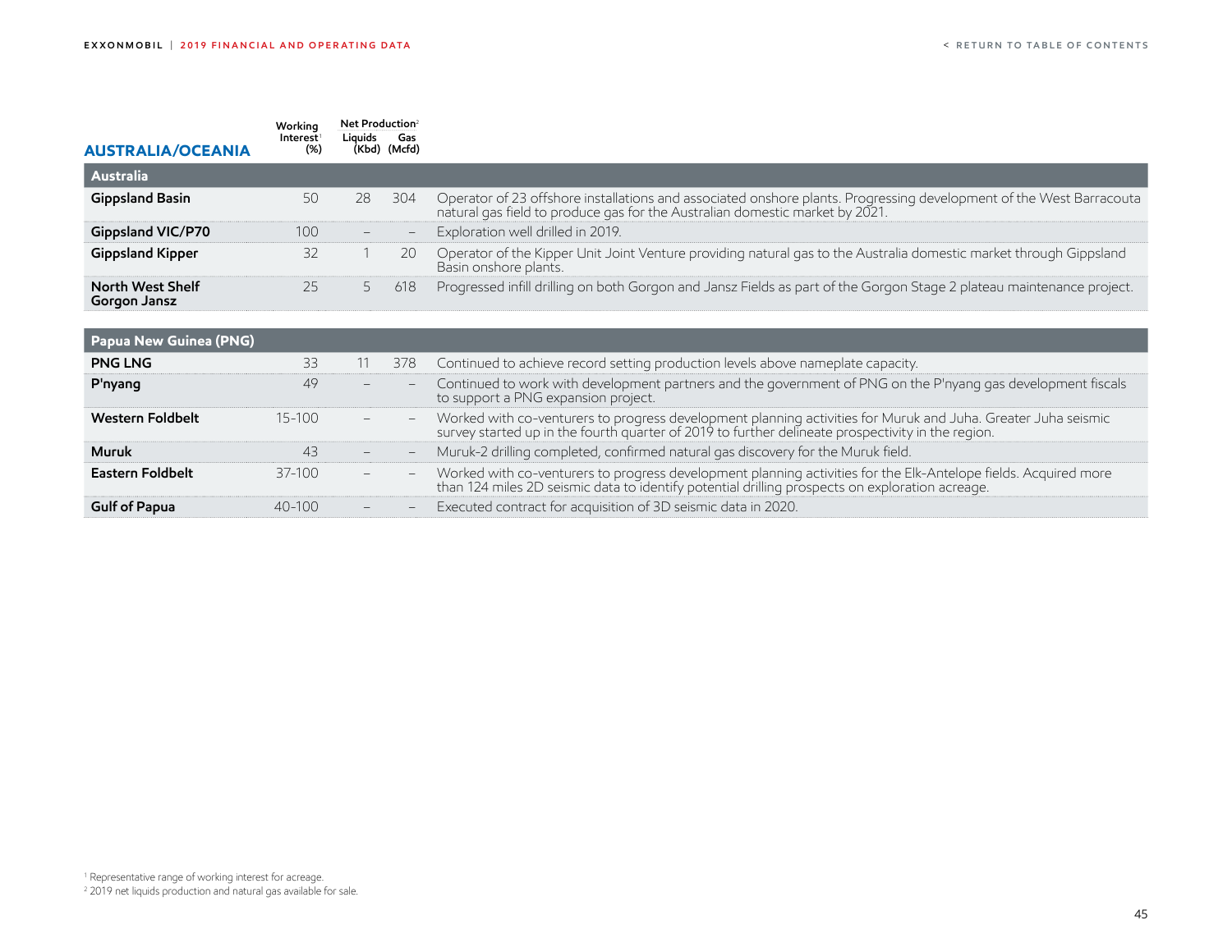## AUSTRALIA/OCEANIA

| | Working Interest[1] (%) | Net Production[2] | | |
|---|---|---|---|---|
| | | Liquids (Kbd) | Gas (Mcfd) | |
| **Australia** | | | | |
| **Gippsland Basin** | 50 | 28 | 304 | Operator of 23 offshore installations and associated onshore plants. Progressing development of the West Barracouta natural gas field to produce gas for the Australian domestic market by 2021. |
| **Gippsland VIC/P70** | 100 | – | – | Exploration well drilled in 2019. |
| **Gippsland Kipper** | 32 | 1 | 20 | Operator of the Kipper Unit Joint Venture providing natural gas to the Australia domestic market through Gippsland Basin onshore plants. |
| **North West Shelf Gorgon Jansz** | 25 | 5 | 618 | Progressed infill drilling on both Gorgon and Jansz Fields as part of the Gorgon Stage 2 plateau maintenance project. |
| **Papua New Guinea (PNG)** | | | | |
| **PNG LNG** | 33 | 11 | 378 | Continued to achieve record setting production levels above nameplate capacity. |
| **P'nyang** | 49 | – | – | Continued to work with development partners and the government of PNG on the P'nyang gas development fiscals to support a PNG expansion project. |
| **Western Foldbelt** | 15-100 | – | – | Worked with co-venturers to progress development planning activities for Muruk and Juha. Greater Juha seismic survey started up in the fourth quarter of 2019 to further delineate prospectivity in the region. |
| **Muruk** | 43 | – | – | Muruk-2 drilling completed, confirmed natural gas discovery for the Muruk field. |
| **Eastern Foldbelt** | 37-100 | – | – | Worked with co-venturers to progress development planning activities for the Elk-Antelope fields. Acquired more than 124 miles 2D seismic data to identify potential drilling prospects on exploration acreage. |
| **Gulf of Papua** | 40-100 | – | – | Executed contract for acquisition of 3D seismic data in 2020. |

[1] Representative range of working interest for acreage.
[2] 2019 net liquids production and natural gas available for sale.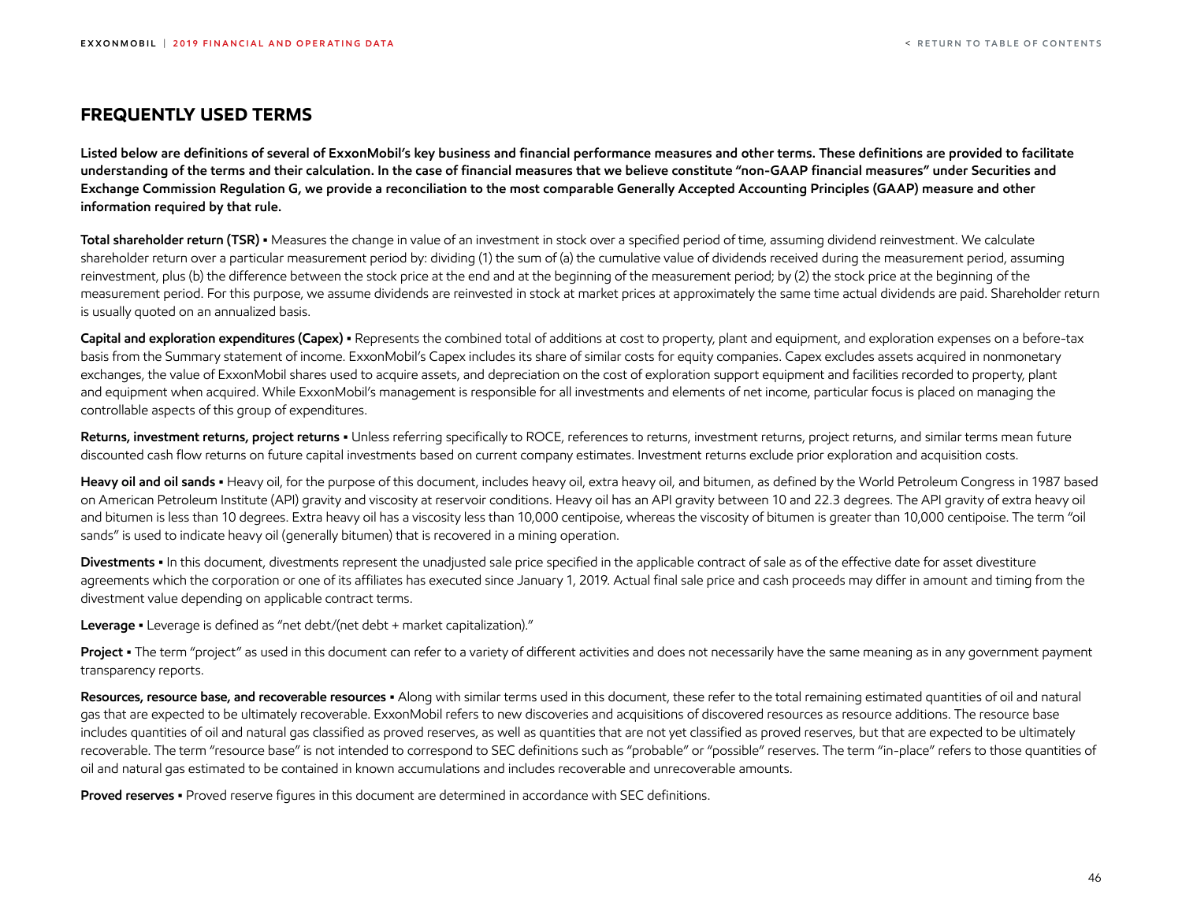## FREQUENTLY USED TERMS

**Listed below are definitions of several of ExxonMobil's key business and financial performance measures and other terms. These definitions are provided to facilitate understanding of the terms and their calculation. In the case of financial measures that we believe constitute "non-GAAP financial measures" under Securities and Exchange Commission Regulation G, we provide a reconciliation to the most comparable Generally Accepted Accounting Principles (GAAP) measure and other information required by that rule.**

**Total shareholder return (TSR)** ▪ Measures the change in value of an investment in stock over a specified period of time, assuming dividend reinvestment. We calculate shareholder return over a particular measurement period by: dividing (1) the sum of (a) the cumulative value of dividends received during the measurement period, assuming reinvestment, plus (b) the difference between the stock price at the end and at the beginning of the measurement period; by (2) the stock price at the beginning of the measurement period. For this purpose, we assume dividends are reinvested in stock at market prices at approximately the same time actual dividends are paid. Shareholder return is usually quoted on an annualized basis.

**Capital and exploration expenditures (Capex)** ▪ Represents the combined total of additions at cost to property, plant and equipment, and exploration expenses on a before-tax basis from the Summary statement of income. ExxonMobil's Capex includes its share of similar costs for equity companies. Capex excludes assets acquired in nonmonetary exchanges, the value of ExxonMobil shares used to acquire assets, and depreciation on the cost of exploration support equipment and facilities recorded to property, plant and equipment when acquired. While ExxonMobil's management is responsible for all investments and elements of net income, particular focus is placed on managing the controllable aspects of this group of expenditures.

**Returns, investment returns, project returns** ▪ Unless referring specifically to ROCE, references to returns, investment returns, project returns, and similar terms mean future discounted cash flow returns on future capital investments based on current company estimates. Investment returns exclude prior exploration and acquisition costs.

**Heavy oil and oil sands** ▪ Heavy oil, for the purpose of this document, includes heavy oil, extra heavy oil, and bitumen, as defined by the World Petroleum Congress in 1987 based on American Petroleum Institute (API) gravity and viscosity at reservoir conditions. Heavy oil has an API gravity between 10 and 22.3 degrees. The API gravity of extra heavy oil and bitumen is less than 10 degrees. Extra heavy oil has a viscosity less than 10,000 centipoise, whereas the viscosity of bitumen is greater than 10,000 centipoise. The term "oil sands" is used to indicate heavy oil (generally bitumen) that is recovered in a mining operation.

**Divestments** ▪ In this document, divestments represent the unadjusted sale price specified in the applicable contract of sale as of the effective date for asset divestiture agreements which the corporation or one of its affiliates has executed since January 1, 2019. Actual final sale price and cash proceeds may differ in amount and timing from the divestment value depending on applicable contract terms.

**Leverage** ▪ Leverage is defined as "net debt/(net debt + market capitalization)."

**Project** ▪ The term "project" as used in this document can refer to a variety of different activities and does not necessarily have the same meaning as in any government payment transparency reports.

**Resources, resource base, and recoverable resources** ▪ Along with similar terms used in this document, these refer to the total remaining estimated quantities of oil and natural gas that are expected to be ultimately recoverable. ExxonMobil refers to new discoveries and acquisitions of discovered resources as resource additions. The resource base includes quantities of oil and natural gas classified as proved reserves, as well as quantities that are not yet classified as proved reserves, but that are expected to be ultimately recoverable. The term "resource base" is not intended to correspond to SEC definitions such as "probable" or "possible" reserves. The term "in-place" refers to those quantities of oil and natural gas estimated to be contained in known accumulations and includes recoverable and unrecoverable amounts.

**Proved reserves** ▪ Proved reserve figures in this document are determined in accordance with SEC definitions.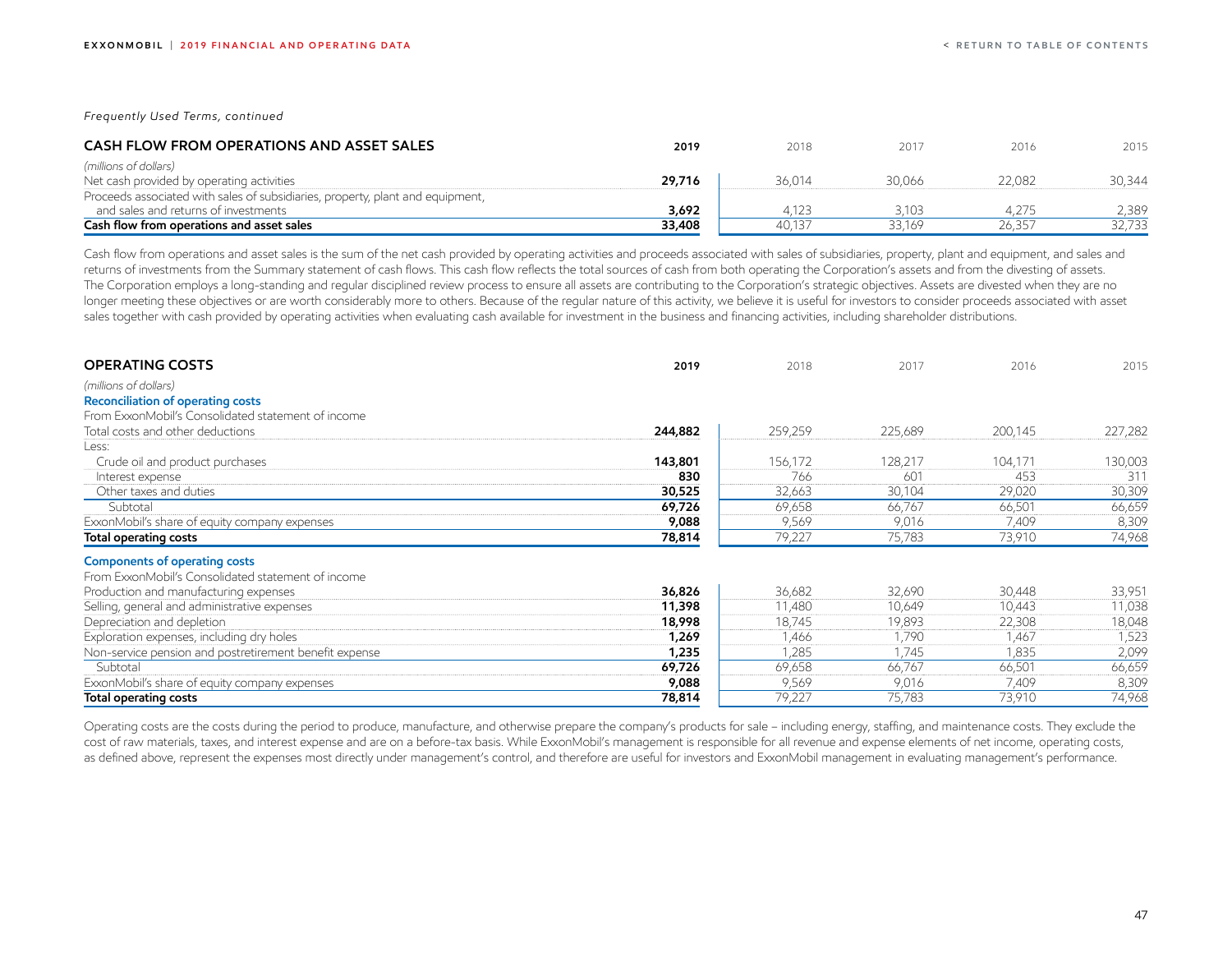*Frequently Used Terms, continued*

## CASH FLOW FROM OPERATIONS AND ASSET SALES

| (millions of dollars) | 2019 | 2018 | 2017 | 2016 | 2015 |
|---|---|---|---|---|---|
| Net cash provided by operating activities | **29,716** | 36,014 | 30,066 | 22,082 | 30,344 |
| Proceeds associated with sales of subsidiaries, property, plant and equipment, and sales and returns of investments | **3,692** | 4,123 | 3,103 | 4,275 | 2,389 |
| **Cash flow from operations and asset sales** | **33,408** | 40,137 | 33,169 | 26,357 | 32,733 |

Cash flow from operations and asset sales is the sum of the net cash provided by operating activities and proceeds associated with sales of subsidiaries, property, plant and equipment, and sales and returns of investments from the Summary statement of cash flows. This cash flow reflects the total sources of cash from both operating the Corporation's assets and from the divesting of assets. The Corporation employs a long-standing and regular disciplined review process to ensure all assets are contributing to the Corporation's strategic objectives. Assets are divested when they are no longer meeting these objectives or are worth considerably more to others. Because of the regular nature of this activity, we believe it is useful for investors to consider proceeds associated with asset sales together with cash provided by operating activities when evaluating cash available for investment in the business and financing activities, including shareholder distributions.

## OPERATING COSTS

| (millions of dollars) | 2019 | 2018 | 2017 | 2016 | 2015 |
|---|---|---|---|---|---|
| **Reconciliation of operating costs** | | | | | |
| From ExxonMobil's Consolidated statement of income | | | | | |
| Total costs and other deductions | **244,882** | 259,259 | 225,689 | 200,145 | 227,282 |
| Less: | | | | | |
| Crude oil and product purchases | **143,801** | 156,172 | 128,217 | 104,171 | 130,003 |
| Interest expense | **830** | 766 | 601 | 453 | 311 |
| Other taxes and duties | **30,525** | 32,663 | 30,104 | 29,020 | 30,309 |
| Subtotal | **69,726** | 69,658 | 66,767 | 66,501 | 66,659 |
| ExxonMobil's share of equity company expenses | **9,088** | 9,569 | 9,016 | 7,409 | 8,309 |
| **Total operating costs** | **78,814** | 79,227 | 75,783 | 73,910 | 74,968 |
| **Components of operating costs** | | | | | |
| From ExxonMobil's Consolidated statement of income | | | | | |
| Production and manufacturing expenses | **36,826** | 36,682 | 32,690 | 30,448 | 33,951 |
| Selling, general and administrative expenses | **11,398** | 11,480 | 10,649 | 10,443 | 11,038 |
| Depreciation and depletion | **18,998** | 18,745 | 19,893 | 22,308 | 18,048 |
| Exploration expenses, including dry holes | **1,269** | 1,466 | 1,790 | 1,467 | 1,523 |
| Non-service pension and postretirement benefit expense | **1,235** | 1,285 | 1,745 | 1,835 | 2,099 |
| Subtotal | **69,726** | 69,658 | 66,767 | 66,501 | 66,659 |
| ExxonMobil's share of equity company expenses | **9,088** | 9,569 | 9,016 | 7,409 | 8,309 |
| **Total operating costs** | **78,814** | 79,227 | 75,783 | 73,910 | 74,968 |

Operating costs are the costs during the period to produce, manufacture, and otherwise prepare the company's products for sale – including energy, staffing, and maintenance costs. They exclude the cost of raw materials, taxes, and interest expense and are on a before-tax basis. While ExxonMobil's management is responsible for all revenue and expense elements of net income, operating costs, as defined above, represent the expenses most directly under management's control, and therefore are useful for investors and ExxonMobil management in evaluating management's performance.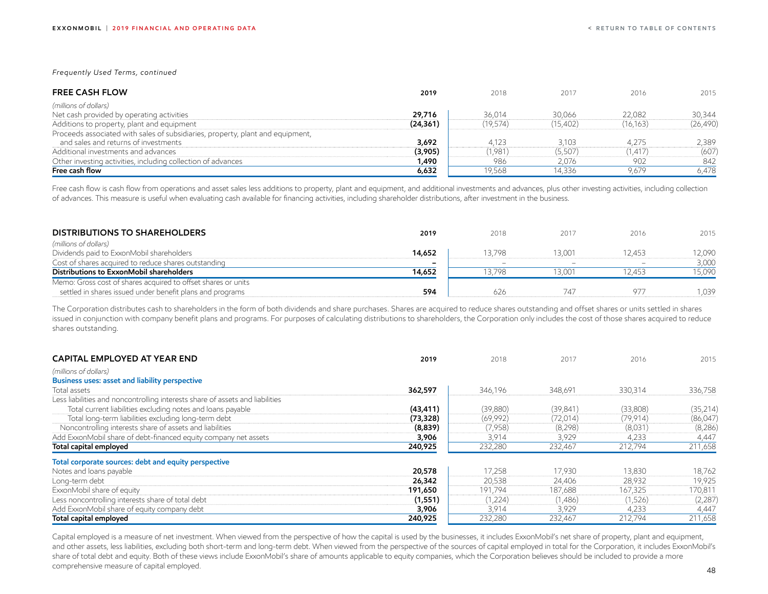*Frequently Used Terms, continued*

| FREE CASH FLOW | 2019 | 2018 | 2017 | 2016 | 2015 |
|---|---|---|---|---|---|
| *(millions of dollars)* | | | | | |
| Net cash provided by operating activities | **29,716** | 36,014 | 30,066 | 22,082 | 30,344 |
| Additions to property, plant and equipment | **(24,361)** | (19,574) | (15,402) | (16,163) | (26,490) |
| Proceeds associated with sales of subsidiaries, property, plant and equipment, and sales and returns of investments | **3,692** | 4,123 | 3,103 | 4,275 | 2,389 |
| Additional investments and advances | **(3,905)** | (1,981) | (5,507) | (1,417) | (607) |
| Other investing activities, including collection of advances | **1,490** | 986 | 2,076 | 902 | 842 |
| **Free cash flow** | **6,632** | 19,568 | 14,336 | 9,679 | 6,478 |

Free cash flow is cash flow from operations and asset sales less additions to property, plant and equipment, and additional investments and advances, plus other investing activities, including collection of advances. This measure is useful when evaluating cash available for financing activities, including shareholder distributions, after investment in the business.

| DISTRIBUTIONS TO SHAREHOLDERS | 2019 | 2018 | 2017 | 2016 | 2015 |
|---|---|---|---|---|---|
| *(millions of dollars)* | | | | | |
| Dividends paid to ExxonMobil shareholders | **14,652** | 13,798 | 13,001 | 12,453 | 12,090 |
| Cost of shares acquired to reduce shares outstanding | **–** | – | – | – | 3,000 |
| **Distributions to ExxonMobil shareholders** | **14,652** | 13,798 | 13,001 | 12,453 | 15,090 |
| Memo: Gross cost of shares acquired to offset shares or units settled in shares issued under benefit plans and programs | **594** | 626 | 747 | 977 | 1,039 |

The Corporation distributes cash to shareholders in the form of both dividends and share purchases. Shares are acquired to reduce shares outstanding and offset shares or units settled in shares issued in conjunction with company benefit plans and programs. For purposes of calculating distributions to shareholders, the Corporation only includes the cost of those shares acquired to reduce shares outstanding.

| CAPITAL EMPLOYED AT YEAR END | 2019 | 2018 | 2017 | 2016 | 2015 |
|---|---|---|---|---|---|
| *(millions of dollars)* | | | | | |
| **Business uses: asset and liability perspective** | | | | | |
| Total assets | **362,597** | 346,196 | 348,691 | 330,314 | 336,758 |
| Less liabilities and noncontrolling interests share of assets and liabilities | | | | | |
| Total current liabilities excluding notes and loans payable | **(43,411)** | (39,880) | (39,841) | (33,808) | (35,214) |
| Total long-term liabilities excluding long-term debt | **(73,328)** | (69,992) | (72,014) | (79,914) | (86,047) |
| Noncontrolling interests share of assets and liabilities | **(8,839)** | (7,958) | (8,298) | (8,031) | (8,286) |
| Add ExxonMobil share of debt-financed equity company net assets | **3,906** | 3,914 | 3,929 | 4,233 | 4,447 |
| **Total capital employed** | **240,925** | 232,280 | 232,467 | 212,794 | 211,658 |
| **Total corporate sources: debt and equity perspective** | | | | | |
| Notes and loans payable | **20,578** | 17,258 | 17,930 | 13,830 | 18,762 |
| Long-term debt | **26,342** | 20,538 | 24,406 | 28,932 | 19,925 |
| ExxonMobil share of equity | **191,650** | 191,794 | 187,688 | 167,325 | 170,811 |
| Less noncontrolling interests share of total debt | **(1,551)** | (1,224) | (1,486) | (1,526) | (2,287) |
| Add ExxonMobil share of equity company debt | **3,906** | 3,914 | 3,929 | 4,233 | 4,447 |
| **Total capital employed** | **240,925** | 232,280 | 232,467 | 212,794 | 211,658 |

Capital employed is a measure of net investment. When viewed from the perspective of how the capital is used by the businesses, it includes ExxonMobil's net share of property, plant and equipment, and other assets, less liabilities, excluding both short-term and long-term debt. When viewed from the perspective of the sources of capital employed in total for the Corporation, it includes ExxonMobil's share of total debt and equity. Both of these views include ExxonMobil's share of amounts applicable to equity companies, which the Corporation believes should be included to provide a more comprehensive measure of capital employed.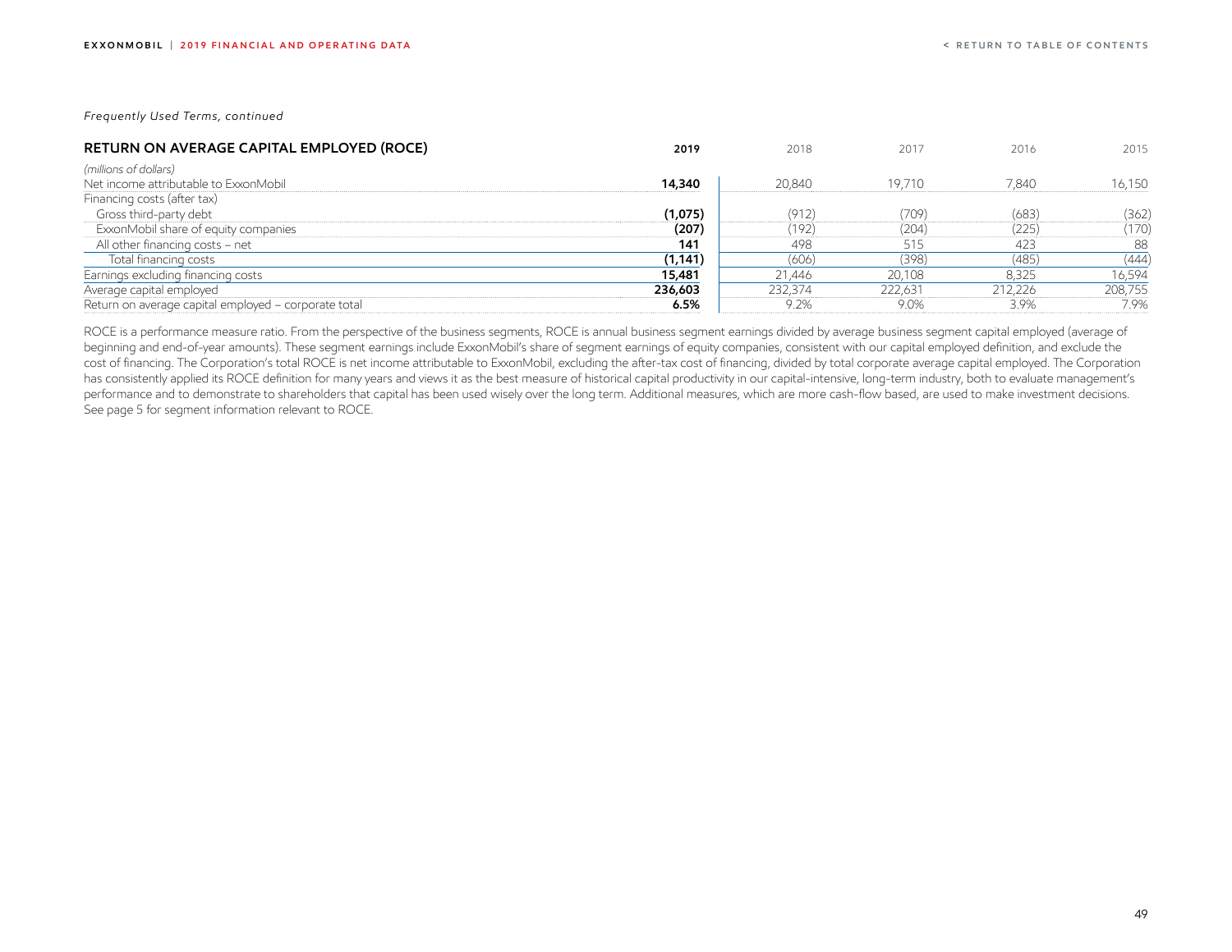*Frequently Used Terms, continued*

| RETURN ON AVERAGE CAPITAL EMPLOYED (ROCE) | 2019 | 2018 | 2017 | 2016 | 2015 |
|---|---|---|---|---|---|
| *(millions of dollars)* | | | | | |
| Net income attributable to ExxonMobil | **14,340** | 20,840 | 19,710 | 7,840 | 16,150 |
| Financing costs (after tax) | | | | | |
| Gross third-party debt | **(1,075)** | (912) | (709) | (683) | (362) |
| ExxonMobil share of equity companies | **(207)** | (192) | (204) | (225) | (170) |
| All other financing costs – net | **141** | 498 | 515 | 423 | 88 |
| Total financing costs | **(1,141)** | (606) | (398) | (485) | (444) |
| Earnings excluding financing costs | **15,481** | 21,446 | 20,108 | 8,325 | 16,594 |
| Average capital employed | **236,603** | 232,374 | 222,631 | 212,226 | 208,755 |
| Return on average capital employed – corporate total | **6.5%** | 9.2% | 9.0% | 3.9% | 7.9% |

ROCE is a performance measure ratio. From the perspective of the business segments, ROCE is annual business segment earnings divided by average business segment capital employed (average of beginning and end-of-year amounts). These segment earnings include ExxonMobil's share of segment earnings of equity companies, consistent with our capital employed definition, and exclude the cost of financing. The Corporation's total ROCE is net income attributable to ExxonMobil, excluding the after-tax cost of financing, divided by total corporate average capital employed. The Corporation has consistently applied its ROCE definition for many years and views it as the best measure of historical capital productivity in our capital-intensive, long-term industry, both to evaluate management's performance and to demonstrate to shareholders that capital has been used wisely over the long term. Additional measures, which are more cash-flow based, are used to make investment decisions. See page 5 for segment information relevant to ROCE.